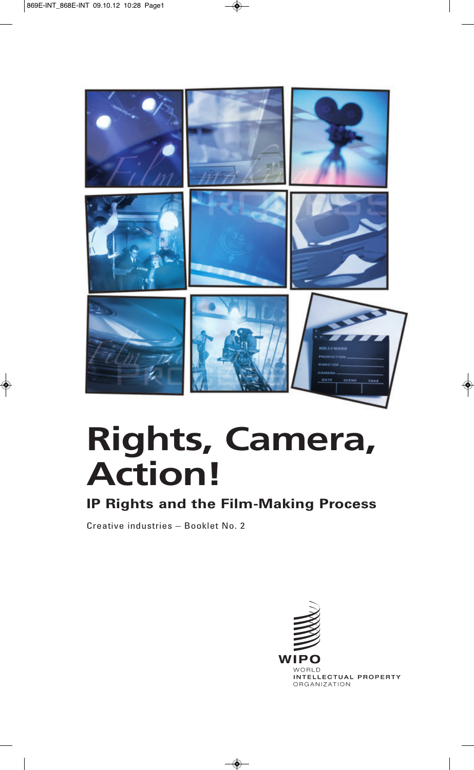# Rights, Camera, Action!

## IP Rights and the Film-Making Process

Creative industries – Booklet No. 2

WIPO

WORLD INTELLECTUAL PROPERTY ORGANIZATION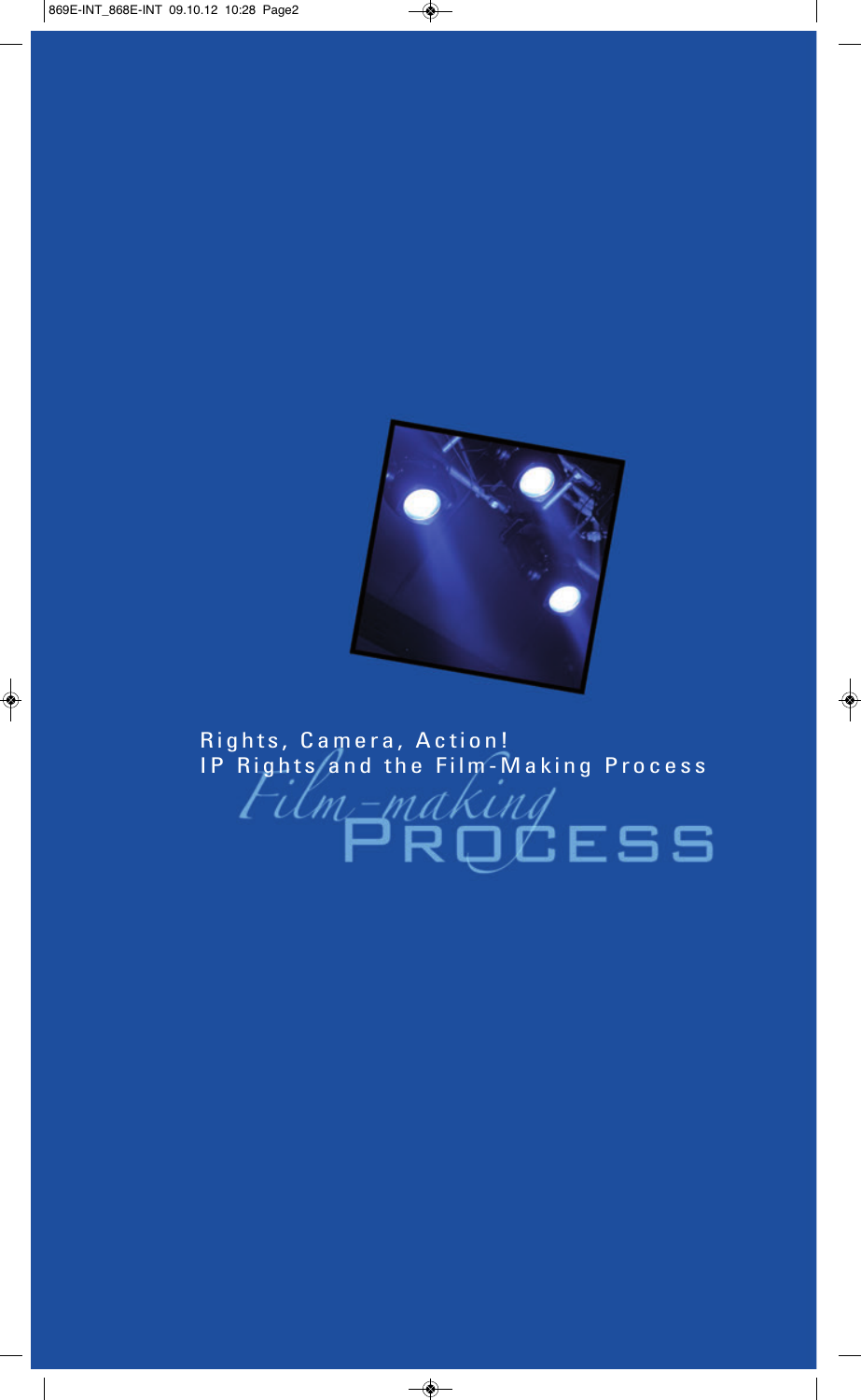Rights, Camera, Action!
IP Rights and the Film-Making Process

*Film-making*
PROCESS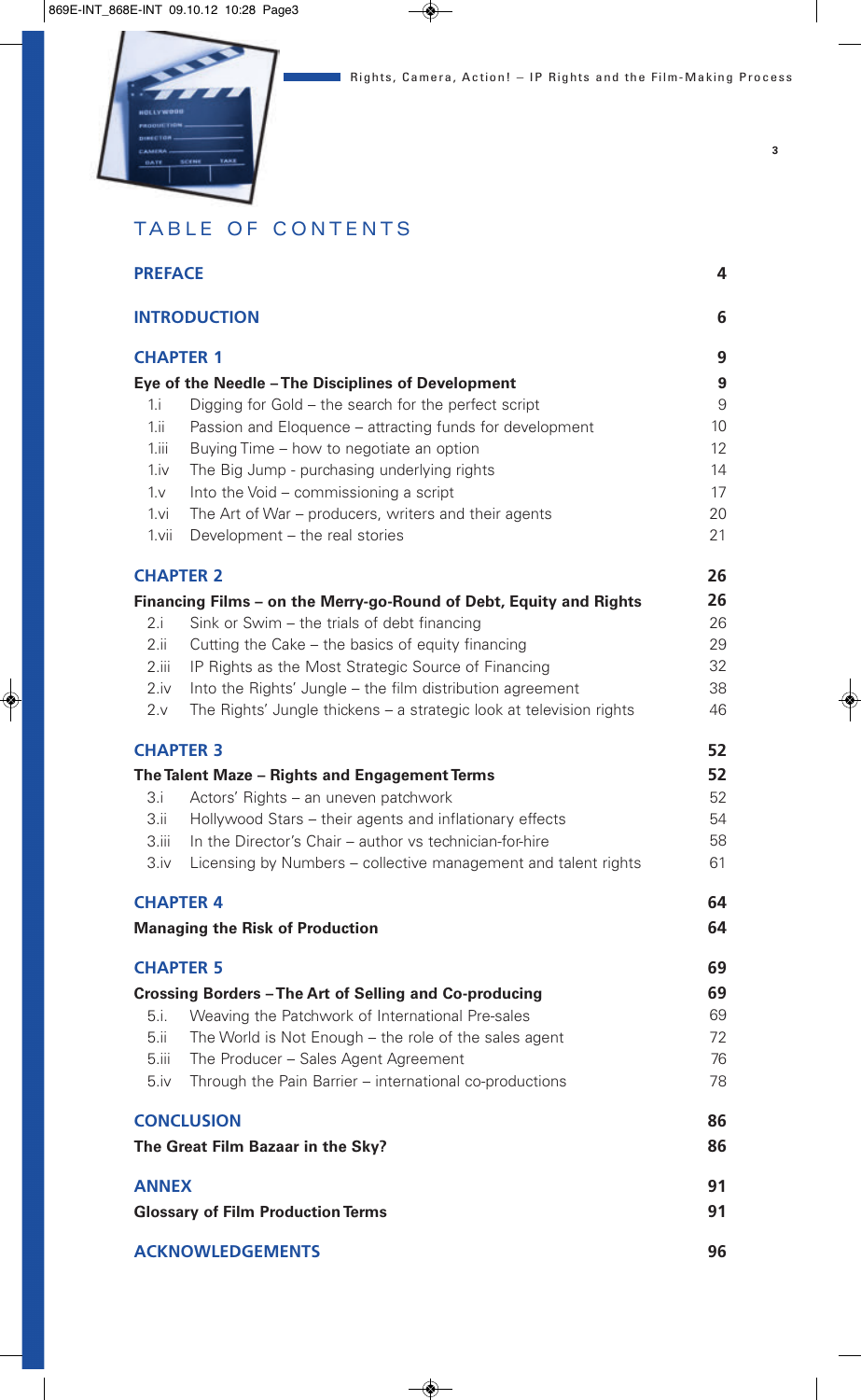# TABLE OF CONTENTS

| | | |
|---|---|---|
| **PREFACE** | | 4 |
| **INTRODUCTION** | | 6 |
| **CHAPTER 1** | | 9 |
| **Eye of the Needle – The Disciplines of Development** | | 9 |
| 1.i | Digging for Gold – the search for the perfect script | 9 |
| 1.ii | Passion and Eloquence – attracting funds for development | 10 |
| 1.iii | Buying Time – how to negotiate an option | 12 |
| 1.iv | The Big Jump - purchasing underlying rights | 14 |
| 1.v | Into the Void – commissioning a script | 17 |
| 1.vi | The Art of War – producers, writers and their agents | 20 |
| 1.vii | Development – the real stories | 21 |
| **CHAPTER 2** | | 26 |
| **Financing Films – on the Merry-go-Round of Debt, Equity and Rights** | | 26 |
| 2.i | Sink or Swim – the trials of debt financing | 26 |
| 2.ii | Cutting the Cake – the basics of equity financing | 29 |
| 2.iii | IP Rights as the Most Strategic Source of Financing | 32 |
| 2.iv | Into the Rights' Jungle – the film distribution agreement | 38 |
| 2.v | The Rights' Jungle thickens – a strategic look at television rights | 46 |
| **CHAPTER 3** | | 52 |
| **The Talent Maze – Rights and Engagement Terms** | | 52 |
| 3.i | Actors' Rights – an uneven patchwork | 52 |
| 3.ii | Hollywood Stars – their agents and inflationary effects | 54 |
| 3.iii | In the Director's Chair – author vs technician-for-hire | 58 |
| 3.iv | Licensing by Numbers – collective management and talent rights | 61 |
| **CHAPTER 4** | | 64 |
| **Managing the Risk of Production** | | 64 |
| **CHAPTER 5** | | 69 |
| **Crossing Borders – The Art of Selling and Co-producing** | | 69 |
| 5.i. | Weaving the Patchwork of International Pre-sales | 69 |
| 5.ii | The World is Not Enough – the role of the sales agent | 72 |
| 5.iii | The Producer – Sales Agent Agreement | 76 |
| 5.iv | Through the Pain Barrier – international co-productions | 78 |
| **CONCLUSION** | | 86 |
| **The Great Film Bazaar in the Sky?** | | 86 |
| **ANNEX** | | 91 |
| **Glossary of Film Production Terms** | | 91 |
| **ACKNOWLEDGEMENTS** | | 96 |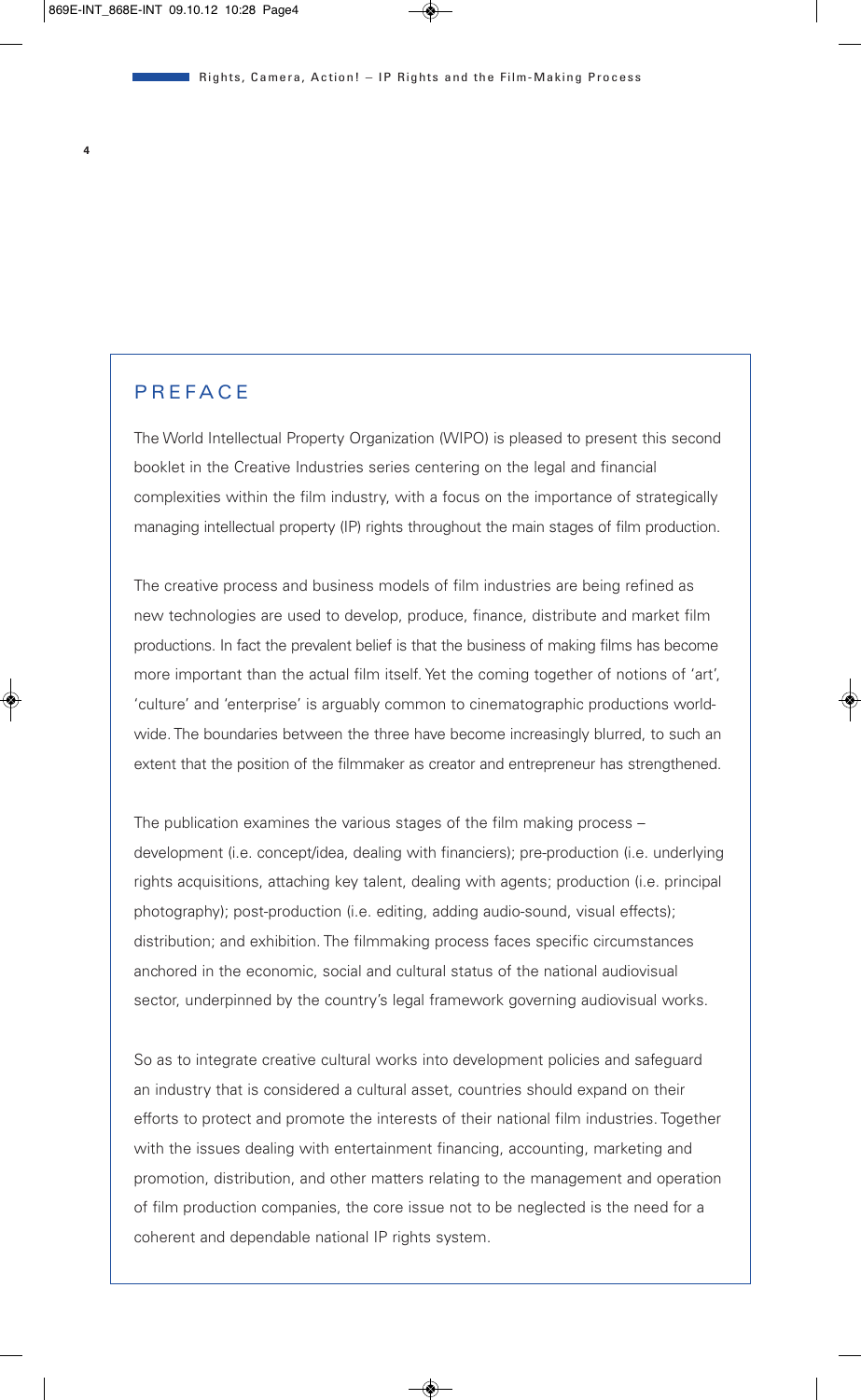## PREFACE

The World Intellectual Property Organization (WIPO) is pleased to present this second booklet in the Creative Industries series centering on the legal and financial complexities within the film industry, with a focus on the importance of strategically managing intellectual property (IP) rights throughout the main stages of film production.

The creative process and business models of film industries are being refined as new technologies are used to develop, produce, finance, distribute and market film productions. In fact the prevalent belief is that the business of making films has become more important than the actual film itself. Yet the coming together of notions of 'art', 'culture' and 'enterprise' is arguably common to cinematographic productions worldwide. The boundaries between the three have become increasingly blurred, to such an extent that the position of the filmmaker as creator and entrepreneur has strengthened.

The publication examines the various stages of the film making process – development (i.e. concept/idea, dealing with financiers); pre-production (i.e. underlying rights acquisitions, attaching key talent, dealing with agents; production (i.e. principal photography); post-production (i.e. editing, adding audio-sound, visual effects); distribution; and exhibition. The filmmaking process faces specific circumstances anchored in the economic, social and cultural status of the national audiovisual sector, underpinned by the country's legal framework governing audiovisual works.

So as to integrate creative cultural works into development policies and safeguard an industry that is considered a cultural asset, countries should expand on their efforts to protect and promote the interests of their national film industries. Together with the issues dealing with entertainment financing, accounting, marketing and promotion, distribution, and other matters relating to the management and operation of film production companies, the core issue not to be neglected is the need for a coherent and dependable national IP rights system.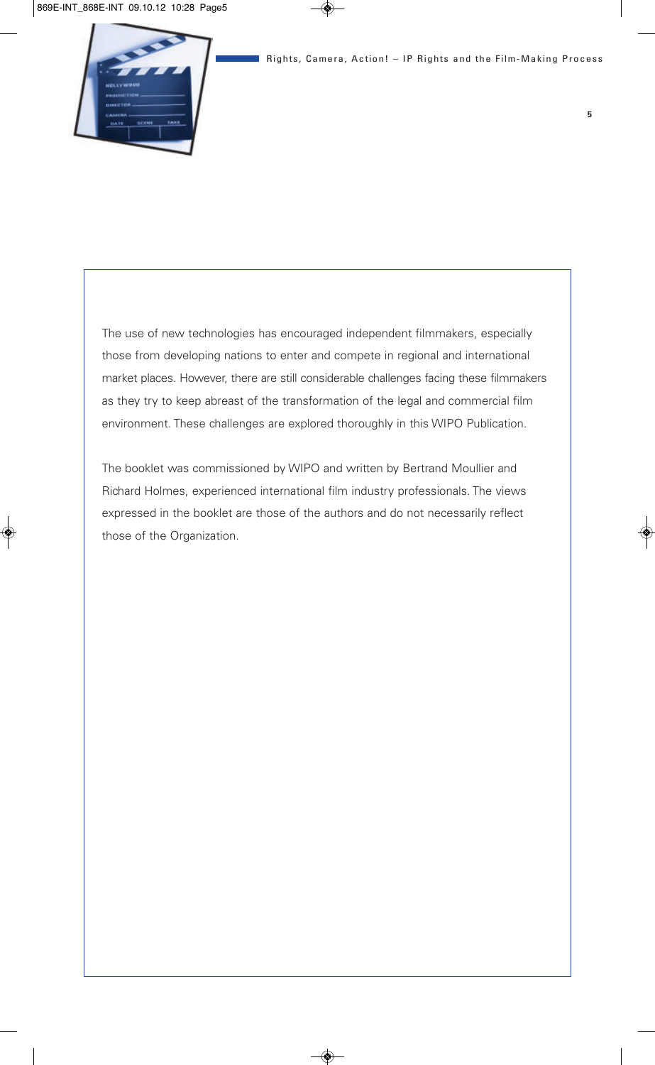The use of new technologies has encouraged independent filmmakers, especially those from developing nations to enter and compete in regional and international market places. However, there are still considerable challenges facing these filmmakers as they try to keep abreast of the transformation of the legal and commercial film environment. These challenges are explored thoroughly in this WIPO Publication.

The booklet was commissioned by WIPO and written by Bertrand Moullier and Richard Holmes, experienced international film industry professionals. The views expressed in the booklet are those of the authors and do not necessarily reflect those of the Organization.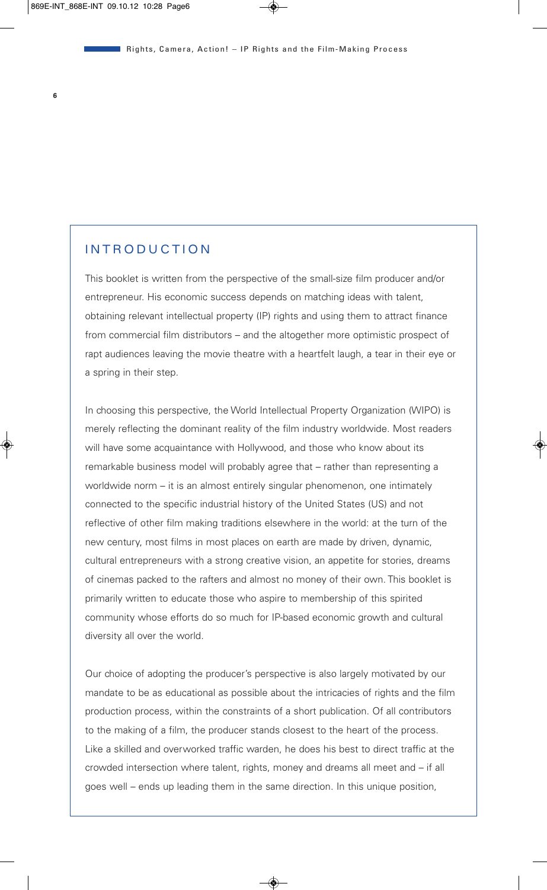## INTRODUCTION

This booklet is written from the perspective of the small-size film producer and/or entrepreneur. His economic success depends on matching ideas with talent, obtaining relevant intellectual property (IP) rights and using them to attract finance from commercial film distributors – and the altogether more optimistic prospect of rapt audiences leaving the movie theatre with a heartfelt laugh, a tear in their eye or a spring in their step.

In choosing this perspective, the World Intellectual Property Organization (WIPO) is merely reflecting the dominant reality of the film industry worldwide. Most readers will have some acquaintance with Hollywood, and those who know about its remarkable business model will probably agree that – rather than representing a worldwide norm – it is an almost entirely singular phenomenon, one intimately connected to the specific industrial history of the United States (US) and not reflective of other film making traditions elsewhere in the world: at the turn of the new century, most films in most places on earth are made by driven, dynamic, cultural entrepreneurs with a strong creative vision, an appetite for stories, dreams of cinemas packed to the rafters and almost no money of their own. This booklet is primarily written to educate those who aspire to membership of this spirited community whose efforts do so much for IP-based economic growth and cultural diversity all over the world.

Our choice of adopting the producer's perspective is also largely motivated by our mandate to be as educational as possible about the intricacies of rights and the film production process, within the constraints of a short publication. Of all contributors to the making of a film, the producer stands closest to the heart of the process. Like a skilled and overworked traffic warden, he does his best to direct traffic at the crowded intersection where talent, rights, money and dreams all meet and – if all goes well – ends up leading them in the same direction. In this unique position,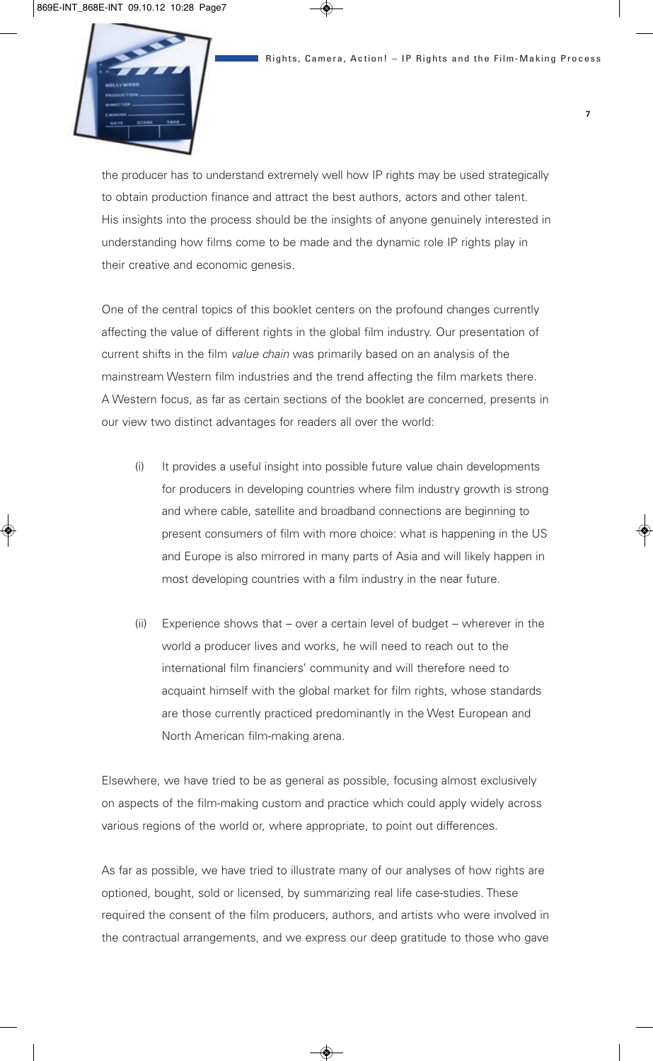the producer has to understand extremely well how IP rights may be used strategically to obtain production finance and attract the best authors, actors and other talent. His insights into the process should be the insights of anyone genuinely interested in understanding how films come to be made and the dynamic role IP rights play in their creative and economic genesis.

One of the central topics of this booklet centers on the profound changes currently affecting the value of different rights in the global film industry. Our presentation of current shifts in the film *value chain* was primarily based on an analysis of the mainstream Western film industries and the trend affecting the film markets there. A Western focus, as far as certain sections of the booklet are concerned, presents in our view two distinct advantages for readers all over the world:

(i) It provides a useful insight into possible future value chain developments for producers in developing countries where film industry growth is strong and where cable, satellite and broadband connections are beginning to present consumers of film with more choice: what is happening in the US and Europe is also mirrored in many parts of Asia and will likely happen in most developing countries with a film industry in the near future.

(ii) Experience shows that – over a certain level of budget – wherever in the world a producer lives and works, he will need to reach out to the international film financiers' community and will therefore need to acquaint himself with the global market for film rights, whose standards are those currently practiced predominantly in the West European and North American film-making arena.

Elsewhere, we have tried to be as general as possible, focusing almost exclusively on aspects of the film-making custom and practice which could apply widely across various regions of the world or, where appropriate, to point out differences.

As far as possible, we have tried to illustrate many of our analyses of how rights are optioned, bought, sold or licensed, by summarizing real life case-studies. These required the consent of the film producers, authors, and artists who were involved in the contractual arrangements, and we express our deep gratitude to those who gave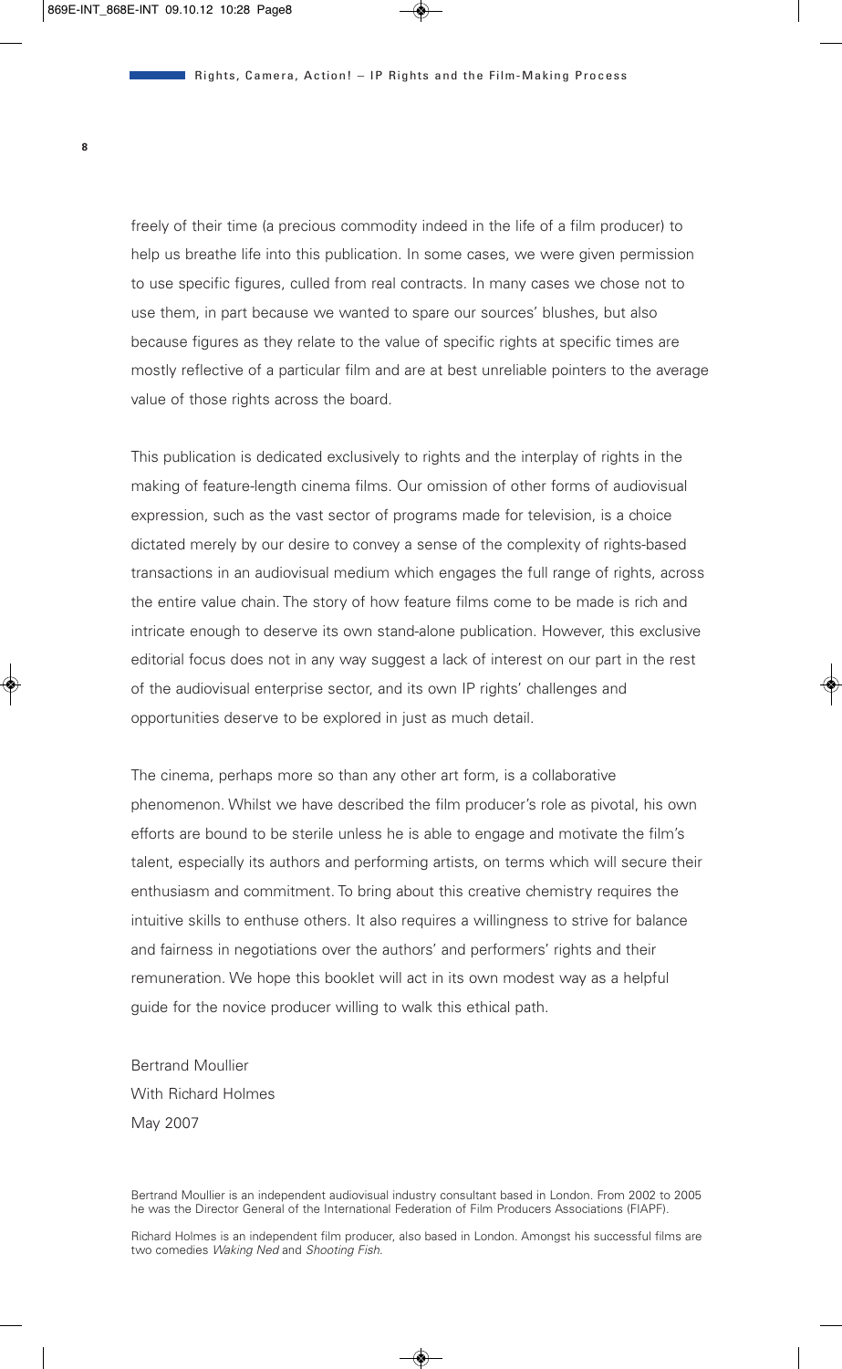freely of their time (a precious commodity indeed in the life of a film producer) to help us breathe life into this publication. In some cases, we were given permission to use specific figures, culled from real contracts. In many cases we chose not to use them, in part because we wanted to spare our sources' blushes, but also because figures as they relate to the value of specific rights at specific times are mostly reflective of a particular film and are at best unreliable pointers to the average value of those rights across the board.

This publication is dedicated exclusively to rights and the interplay of rights in the making of feature-length cinema films. Our omission of other forms of audiovisual expression, such as the vast sector of programs made for television, is a choice dictated merely by our desire to convey a sense of the complexity of rights-based transactions in an audiovisual medium which engages the full range of rights, across the entire value chain. The story of how feature films come to be made is rich and intricate enough to deserve its own stand-alone publication. However, this exclusive editorial focus does not in any way suggest a lack of interest on our part in the rest of the audiovisual enterprise sector, and its own IP rights' challenges and opportunities deserve to be explored in just as much detail.

The cinema, perhaps more so than any other art form, is a collaborative phenomenon. Whilst we have described the film producer's role as pivotal, his own efforts are bound to be sterile unless he is able to engage and motivate the film's talent, especially its authors and performing artists, on terms which will secure their enthusiasm and commitment. To bring about this creative chemistry requires the intuitive skills to enthuse others. It also requires a willingness to strive for balance and fairness in negotiations over the authors' and performers' rights and their remuneration. We hope this booklet will act in its own modest way as a helpful guide for the novice producer willing to walk this ethical path.

Bertrand Moullier
With Richard Holmes
May 2007

Bertrand Moullier is an independent audiovisual industry consultant based in London. From 2002 to 2005 he was the Director General of the International Federation of Film Producers Associations (FIAPF).

Richard Holmes is an independent film producer, also based in London. Amongst his successful films are two comedies *Waking Ned* and *Shooting Fish*.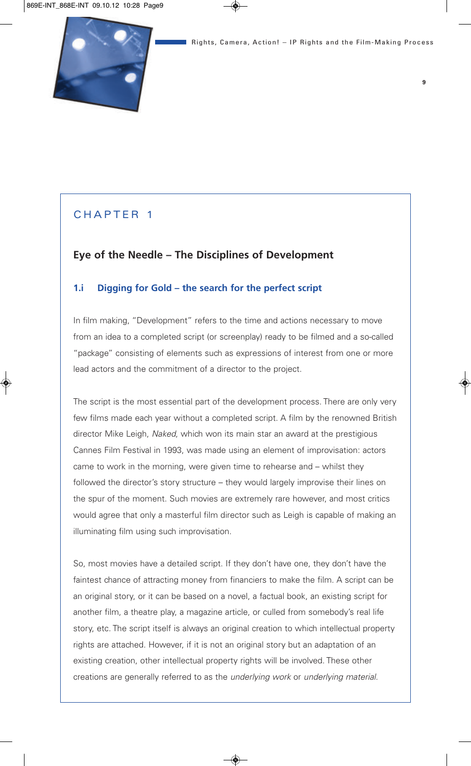# CHAPTER 1

## Eye of the Needle – The Disciplines of Development

### 1.i Digging for Gold – the search for the perfect script

In film making, "Development" refers to the time and actions necessary to move from an idea to a completed script (or screenplay) ready to be filmed and a so-called "package" consisting of elements such as expressions of interest from one or more lead actors and the commitment of a director to the project.

The script is the most essential part of the development process. There are only very few films made each year without a completed script. A film by the renowned British director Mike Leigh, *Naked*, which won its main star an award at the prestigious Cannes Film Festival in 1993, was made using an element of improvisation: actors came to work in the morning, were given time to rehearse and – whilst they followed the director's story structure – they would largely improvise their lines on the spur of the moment. Such movies are extremely rare however, and most critics would agree that only a masterful film director such as Leigh is capable of making an illuminating film using such improvisation.

So, most movies have a detailed script. If they don't have one, they don't have the faintest chance of attracting money from financiers to make the film. A script can be an original story, or it can be based on a novel, a factual book, an existing script for another film, a theatre play, a magazine article, or culled from somebody's real life story, etc. The script itself is always an original creation to which intellectual property rights are attached. However, if it is not an original story but an adaptation of an existing creation, other intellectual property rights will be involved. These other creations are generally referred to as the *underlying work* or *underlying material*.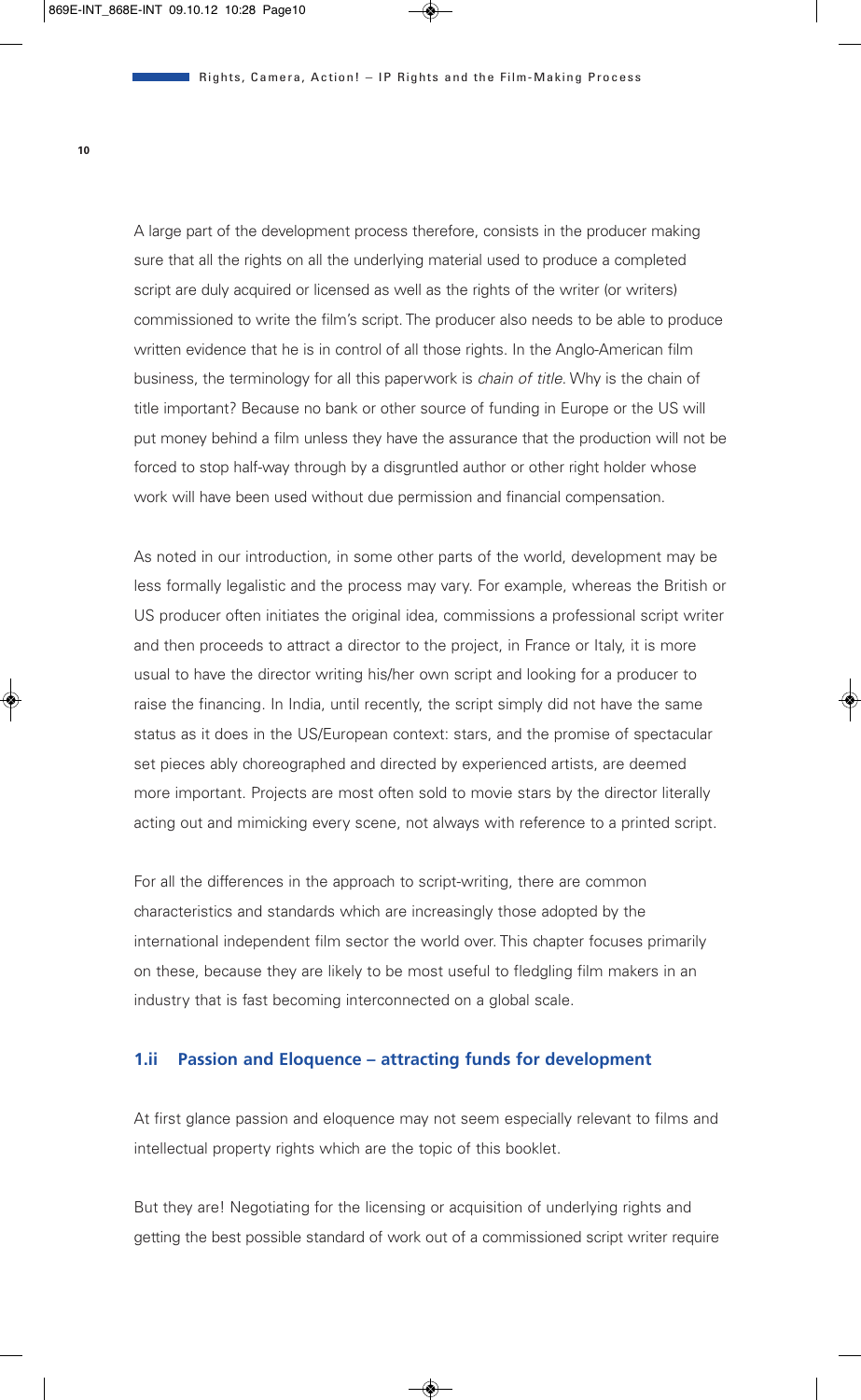A large part of the development process therefore, consists in the producer making sure that all the rights on all the underlying material used to produce a completed script are duly acquired or licensed as well as the rights of the writer (or writers) commissioned to write the film's script. The producer also needs to be able to produce written evidence that he is in control of all those rights. In the Anglo-American film business, the terminology for all this paperwork is *chain of title*. Why is the chain of title important? Because no bank or other source of funding in Europe or the US will put money behind a film unless they have the assurance that the production will not be forced to stop half-way through by a disgruntled author or other right holder whose work will have been used without due permission and financial compensation.

As noted in our introduction, in some other parts of the world, development may be less formally legalistic and the process may vary. For example, whereas the British or US producer often initiates the original idea, commissions a professional script writer and then proceeds to attract a director to the project, in France or Italy, it is more usual to have the director writing his/her own script and looking for a producer to raise the financing. In India, until recently, the script simply did not have the same status as it does in the US/European context: stars, and the promise of spectacular set pieces ably choreographed and directed by experienced artists, are deemed more important. Projects are most often sold to movie stars by the director literally acting out and mimicking every scene, not always with reference to a printed script.

For all the differences in the approach to script-writing, there are common characteristics and standards which are increasingly those adopted by the international independent film sector the world over. This chapter focuses primarily on these, because they are likely to be most useful to fledgling film makers in an industry that is fast becoming interconnected on a global scale.

### 1.ii Passion and Eloquence – attracting funds for development

At first glance passion and eloquence may not seem especially relevant to films and intellectual property rights which are the topic of this booklet.

But they are! Negotiating for the licensing or acquisition of underlying rights and getting the best possible standard of work out of a commissioned script writer require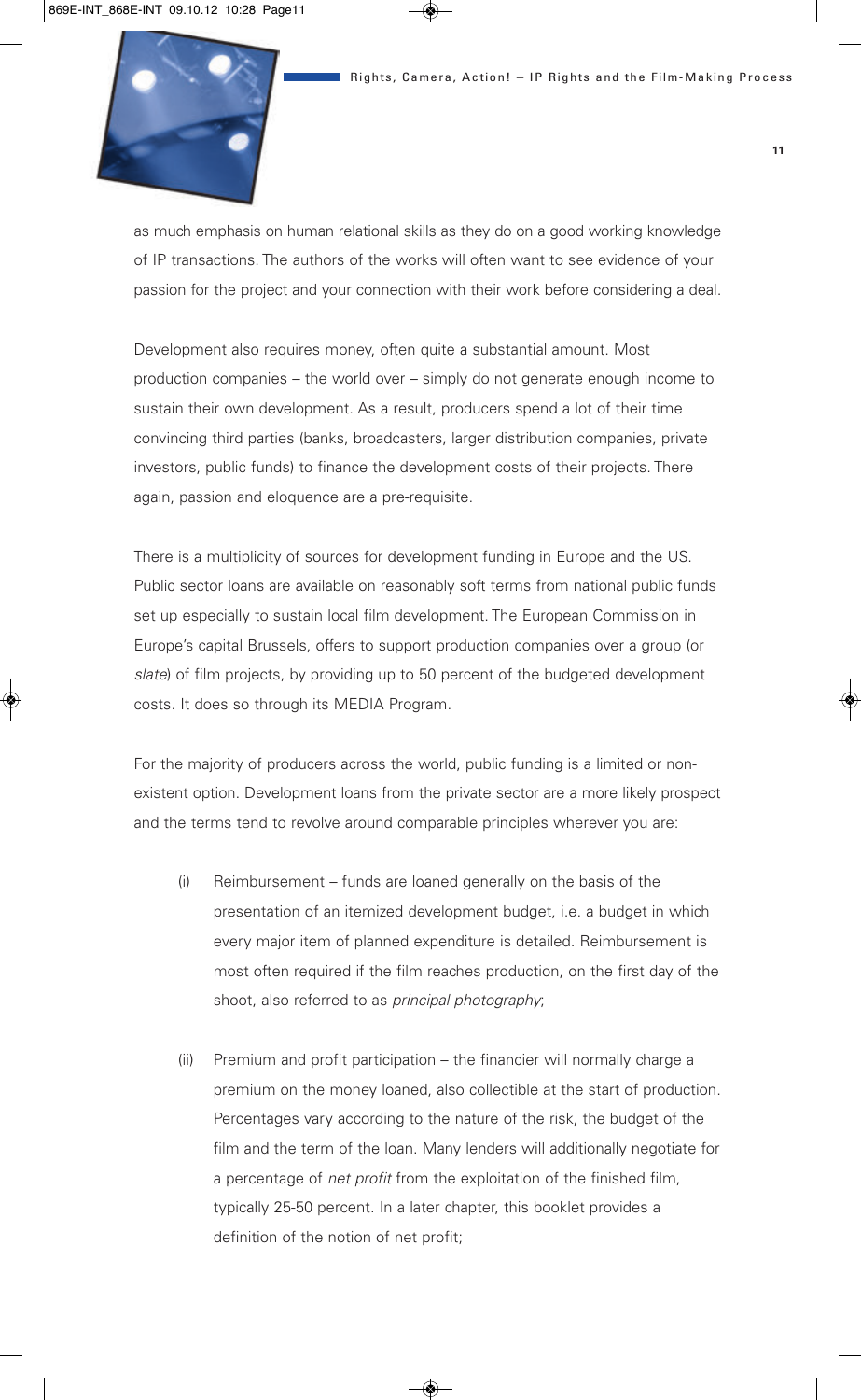as much emphasis on human relational skills as they do on a good working knowledge of IP transactions. The authors of the works will often want to see evidence of your passion for the project and your connection with their work before considering a deal.

Development also requires money, often quite a substantial amount. Most production companies – the world over – simply do not generate enough income to sustain their own development. As a result, producers spend a lot of their time convincing third parties (banks, broadcasters, larger distribution companies, private investors, public funds) to finance the development costs of their projects. There again, passion and eloquence are a pre-requisite.

There is a multiplicity of sources for development funding in Europe and the US. Public sector loans are available on reasonably soft terms from national public funds set up especially to sustain local film development. The European Commission in Europe's capital Brussels, offers to support production companies over a group (or *slate*) of film projects, by providing up to 50 percent of the budgeted development costs. It does so through its MEDIA Program.

For the majority of producers across the world, public funding is a limited or non-existent option. Development loans from the private sector are a more likely prospect and the terms tend to revolve around comparable principles wherever you are:

(i) Reimbursement – funds are loaned generally on the basis of the presentation of an itemized development budget, i.e. a budget in which every major item of planned expenditure is detailed. Reimbursement is most often required if the film reaches production, on the first day of the shoot, also referred to as *principal photography*;

(ii) Premium and profit participation – the financier will normally charge a premium on the money loaned, also collectible at the start of production. Percentages vary according to the nature of the risk, the budget of the film and the term of the loan. Many lenders will additionally negotiate for a percentage of *net profit* from the exploitation of the finished film, typically 25-50 percent. In a later chapter, this booklet provides a definition of the notion of net profit;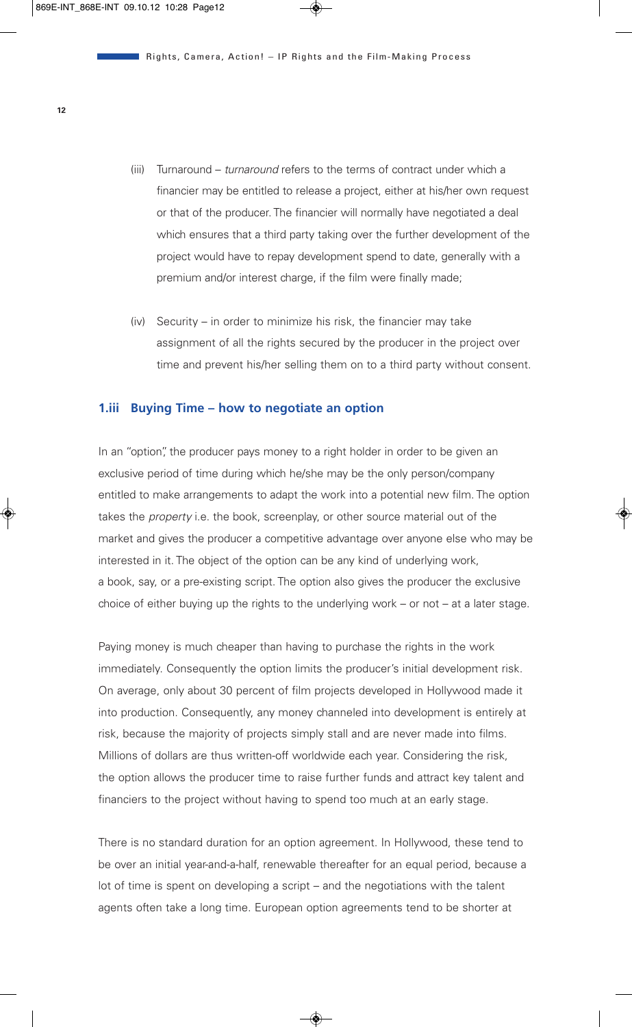(iii) Turnaround – *turnaround* refers to the terms of contract under which a financier may be entitled to release a project, either at his/her own request or that of the producer. The financier will normally have negotiated a deal which ensures that a third party taking over the further development of the project would have to repay development spend to date, generally with a premium and/or interest charge, if the film were finally made;

(iv) Security – in order to minimize his risk, the financier may take assignment of all the rights secured by the producer in the project over time and prevent his/her selling them on to a third party without consent.

### 1.iii Buying Time – how to negotiate an option

In an "option", the producer pays money to a right holder in order to be given an exclusive period of time during which he/she may be the only person/company entitled to make arrangements to adapt the work into a potential new film. The option takes the *property* i.e. the book, screenplay, or other source material out of the market and gives the producer a competitive advantage over anyone else who may be interested in it. The object of the option can be any kind of underlying work, a book, say, or a pre-existing script. The option also gives the producer the exclusive choice of either buying up the rights to the underlying work – or not – at a later stage.

Paying money is much cheaper than having to purchase the rights in the work immediately. Consequently the option limits the producer's initial development risk. On average, only about 30 percent of film projects developed in Hollywood made it into production. Consequently, any money channeled into development is entirely at risk, because the majority of projects simply stall and are never made into films. Millions of dollars are thus written-off worldwide each year. Considering the risk, the option allows the producer time to raise further funds and attract key talent and financiers to the project without having to spend too much at an early stage.

There is no standard duration for an option agreement. In Hollywood, these tend to be over an initial year-and-a-half, renewable thereafter for an equal period, because a lot of time is spent on developing a script – and the negotiations with the talent agents often take a long time. European option agreements tend to be shorter at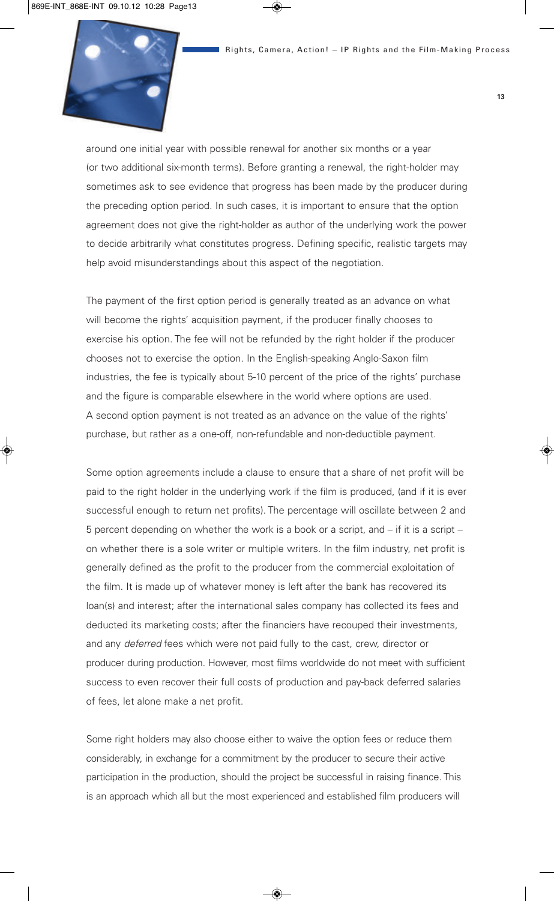around one initial year with possible renewal for another six months or a year (or two additional six-month terms). Before granting a renewal, the right-holder may sometimes ask to see evidence that progress has been made by the producer during the preceding option period. In such cases, it is important to ensure that the option agreement does not give the right-holder as author of the underlying work the power to decide arbitrarily what constitutes progress. Defining specific, realistic targets may help avoid misunderstandings about this aspect of the negotiation.

The payment of the first option period is generally treated as an advance on what will become the rights' acquisition payment, if the producer finally chooses to exercise his option. The fee will not be refunded by the right holder if the producer chooses not to exercise the option. In the English-speaking Anglo-Saxon film industries, the fee is typically about 5-10 percent of the price of the rights' purchase and the figure is comparable elsewhere in the world where options are used. A second option payment is not treated as an advance on the value of the rights' purchase, but rather as a one-off, non-refundable and non-deductible payment.

Some option agreements include a clause to ensure that a share of net profit will be paid to the right holder in the underlying work if the film is produced, (and if it is ever successful enough to return net profits). The percentage will oscillate between 2 and 5 percent depending on whether the work is a book or a script, and – if it is a script – on whether there is a sole writer or multiple writers. In the film industry, net profit is generally defined as the profit to the producer from the commercial exploitation of the film. It is made up of whatever money is left after the bank has recovered its loan(s) and interest; after the international sales company has collected its fees and deducted its marketing costs; after the financiers have recouped their investments, and any *deferred* fees which were not paid fully to the cast, crew, director or producer during production. However, most films worldwide do not meet with sufficient success to even recover their full costs of production and pay-back deferred salaries of fees, let alone make a net profit.

Some right holders may also choose either to waive the option fees or reduce them considerably, in exchange for a commitment by the producer to secure their active participation in the production, should the project be successful in raising finance. This is an approach which all but the most experienced and established film producers will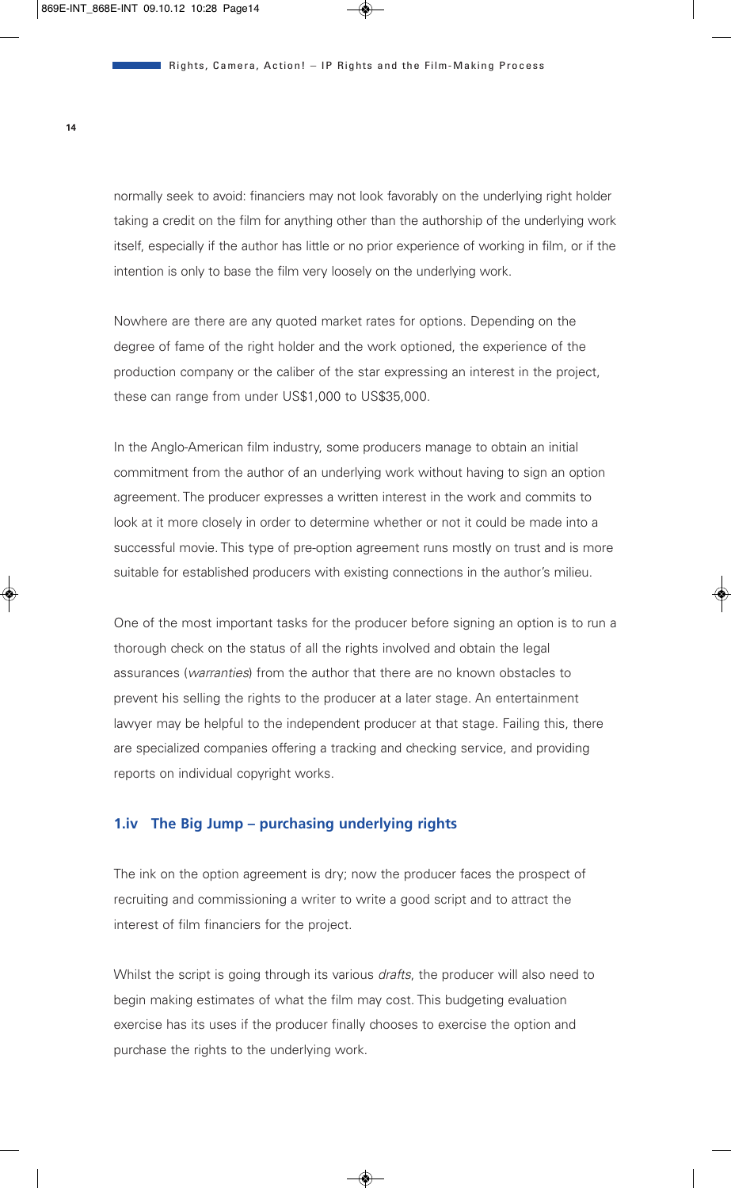normally seek to avoid: financiers may not look favorably on the underlying right holder taking a credit on the film for anything other than the authorship of the underlying work itself, especially if the author has little or no prior experience of working in film, or if the intention is only to base the film very loosely on the underlying work.

Nowhere are there are any quoted market rates for options. Depending on the degree of fame of the right holder and the work optioned, the experience of the production company or the caliber of the star expressing an interest in the project, these can range from under US$1,000 to US$35,000.

In the Anglo-American film industry, some producers manage to obtain an initial commitment from the author of an underlying work without having to sign an option agreement. The producer expresses a written interest in the work and commits to look at it more closely in order to determine whether or not it could be made into a successful movie. This type of pre-option agreement runs mostly on trust and is more suitable for established producers with existing connections in the author's milieu.

One of the most important tasks for the producer before signing an option is to run a thorough check on the status of all the rights involved and obtain the legal assurances (*warranties*) from the author that there are no known obstacles to prevent his selling the rights to the producer at a later stage. An entertainment lawyer may be helpful to the independent producer at that stage. Failing this, there are specialized companies offering a tracking and checking service, and providing reports on individual copyright works.

### 1.iv The Big Jump – purchasing underlying rights

The ink on the option agreement is dry; now the producer faces the prospect of recruiting and commissioning a writer to write a good script and to attract the interest of film financiers for the project.

Whilst the script is going through its various *drafts*, the producer will also need to begin making estimates of what the film may cost. This budgeting evaluation exercise has its uses if the producer finally chooses to exercise the option and purchase the rights to the underlying work.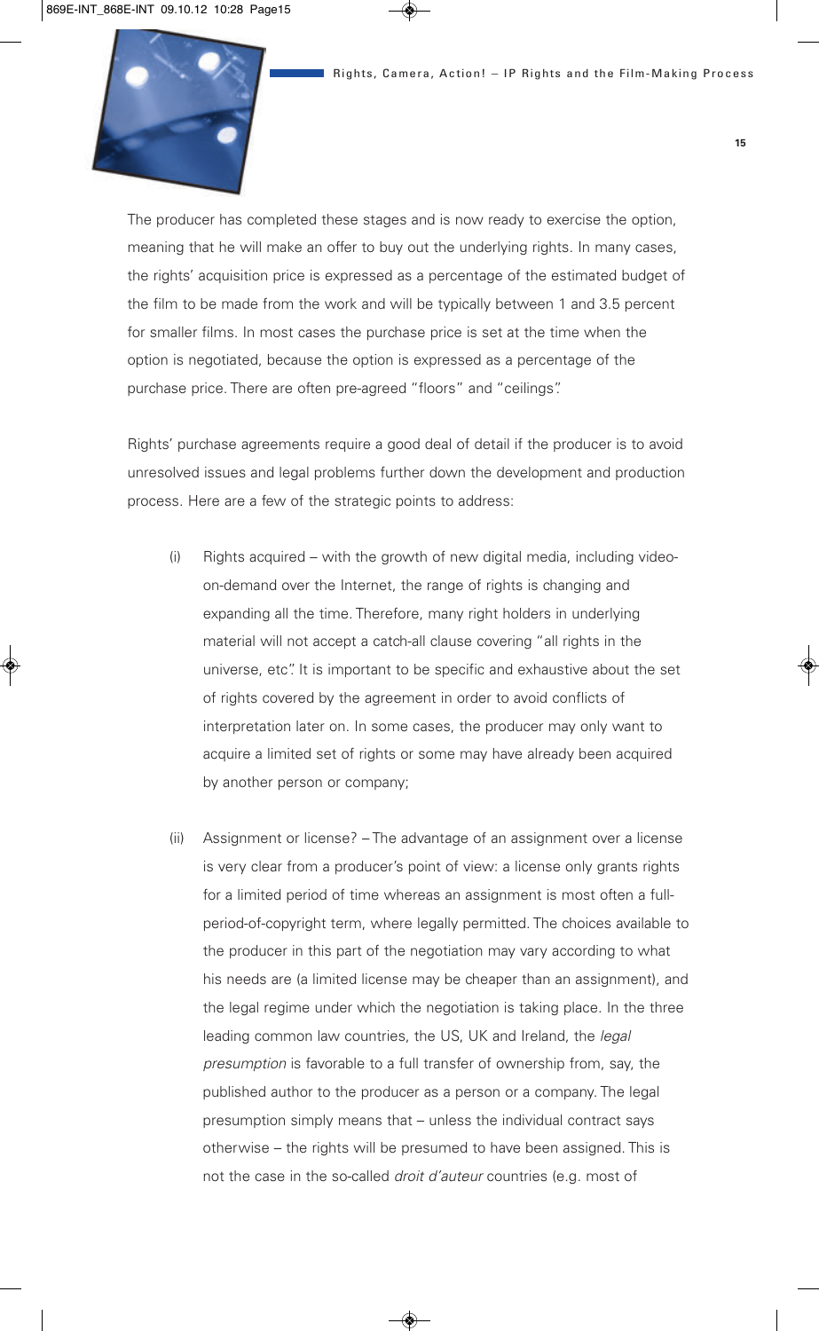The producer has completed these stages and is now ready to exercise the option, meaning that he will make an offer to buy out the underlying rights. In many cases, the rights' acquisition price is expressed as a percentage of the estimated budget of the film to be made from the work and will be typically between 1 and 3.5 percent for smaller films. In most cases the purchase price is set at the time when the option is negotiated, because the option is expressed as a percentage of the purchase price. There are often pre-agreed "floors" and "ceilings".

Rights' purchase agreements require a good deal of detail if the producer is to avoid unresolved issues and legal problems further down the development and production process. Here are a few of the strategic points to address:

(i) Rights acquired – with the growth of new digital media, including video-on-demand over the Internet, the range of rights is changing and expanding all the time. Therefore, many right holders in underlying material will not accept a catch-all clause covering "all rights in the universe, etc". It is important to be specific and exhaustive about the set of rights covered by the agreement in order to avoid conflicts of interpretation later on. In some cases, the producer may only want to acquire a limited set of rights or some may have already been acquired by another person or company;

(ii) Assignment or license? – The advantage of an assignment over a license is very clear from a producer's point of view: a license only grants rights for a limited period of time whereas an assignment is most often a full-period-of-copyright term, where legally permitted. The choices available to the producer in this part of the negotiation may vary according to what his needs are (a limited license may be cheaper than an assignment), and the legal regime under which the negotiation is taking place. In the three leading common law countries, the US, UK and Ireland, the *legal presumption* is favorable to a full transfer of ownership from, say, the published author to the producer as a person or a company. The legal presumption simply means that – unless the individual contract says otherwise – the rights will be presumed to have been assigned. This is not the case in the so-called *droit d'auteur* countries (e.g. most of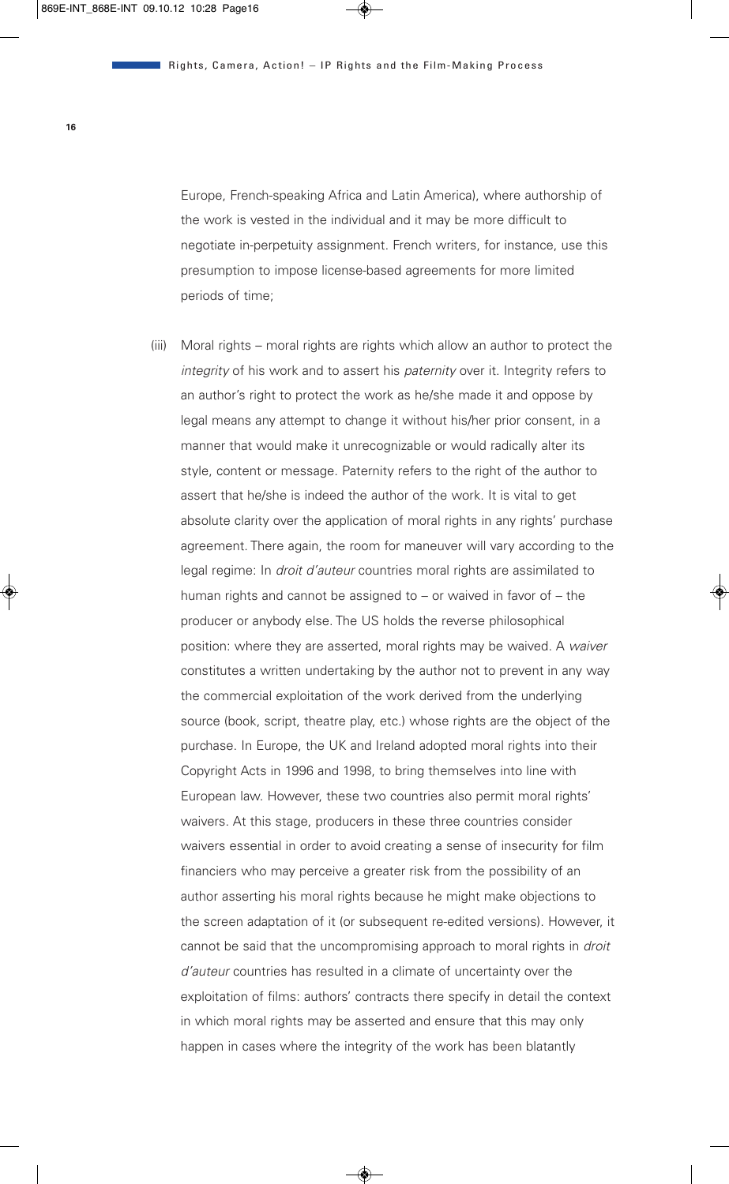Europe, French-speaking Africa and Latin America), where authorship of the work is vested in the individual and it may be more difficult to negotiate in-perpetuity assignment. French writers, for instance, use this presumption to impose license-based agreements for more limited periods of time;

(iii) Moral rights – moral rights are rights which allow an author to protect the *integrity* of his work and to assert his *paternity* over it. Integrity refers to an author's right to protect the work as he/she made it and oppose by legal means any attempt to change it without his/her prior consent, in a manner that would make it unrecognizable or would radically alter its style, content or message. Paternity refers to the right of the author to assert that he/she is indeed the author of the work. It is vital to get absolute clarity over the application of moral rights in any rights' purchase agreement. There again, the room for maneuver will vary according to the legal regime: In *droit d'auteur* countries moral rights are assimilated to human rights and cannot be assigned to – or waived in favor of – the producer or anybody else. The US holds the reverse philosophical position: where they are asserted, moral rights may be waived. A *waiver* constitutes a written undertaking by the author not to prevent in any way the commercial exploitation of the work derived from the underlying source (book, script, theatre play, etc.) whose rights are the object of the purchase. In Europe, the UK and Ireland adopted moral rights into their Copyright Acts in 1996 and 1998, to bring themselves into line with European law. However, these two countries also permit moral rights' waivers. At this stage, producers in these three countries consider waivers essential in order to avoid creating a sense of insecurity for film financiers who may perceive a greater risk from the possibility of an author asserting his moral rights because he might make objections to the screen adaptation of it (or subsequent re-edited versions). However, it cannot be said that the uncompromising approach to moral rights in *droit d'auteur* countries has resulted in a climate of uncertainty over the exploitation of films: authors' contracts there specify in detail the context in which moral rights may be asserted and ensure that this may only happen in cases where the integrity of the work has been blatantly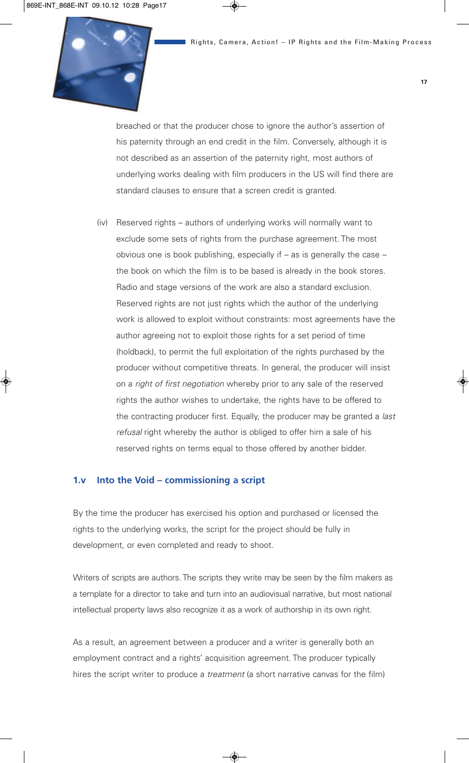breached or that the producer chose to ignore the author's assertion of his paternity through an end credit in the film. Conversely, although it is not described as an assertion of the paternity right, most authors of underlying works dealing with film producers in the US will find there are standard clauses to ensure that a screen credit is granted.

(iv) Reserved rights – authors of underlying works will normally want to exclude some sets of rights from the purchase agreement. The most obvious one is book publishing, especially if – as is generally the case – the book on which the film is to be based is already in the book stores. Radio and stage versions of the work are also a standard exclusion. Reserved rights are not just rights which the author of the underlying work is allowed to exploit without constraints: most agreements have the author agreeing not to exploit those rights for a set period of time (holdback), to permit the full exploitation of the rights purchased by the producer without competitive threats. In general, the producer will insist on a *right of first negotiation* whereby prior to any sale of the reserved rights the author wishes to undertake, the rights have to be offered to the contracting producer first. Equally, the producer may be granted a *last refusal* right whereby the author is obliged to offer him a sale of his reserved rights on terms equal to those offered by another bidder.

### 1.v Into the Void – commissioning a script

By the time the producer has exercised his option and purchased or licensed the rights to the underlying works, the script for the project should be fully in development, or even completed and ready to shoot.

Writers of scripts are authors. The scripts they write may be seen by the film makers as a template for a director to take and turn into an audiovisual narrative, but most national intellectual property laws also recognize it as a work of authorship in its own right.

As a result, an agreement between a producer and a writer is generally both an employment contract and a rights' acquisition agreement. The producer typically hires the script writer to produce a *treatment* (a short narrative canvas for the film)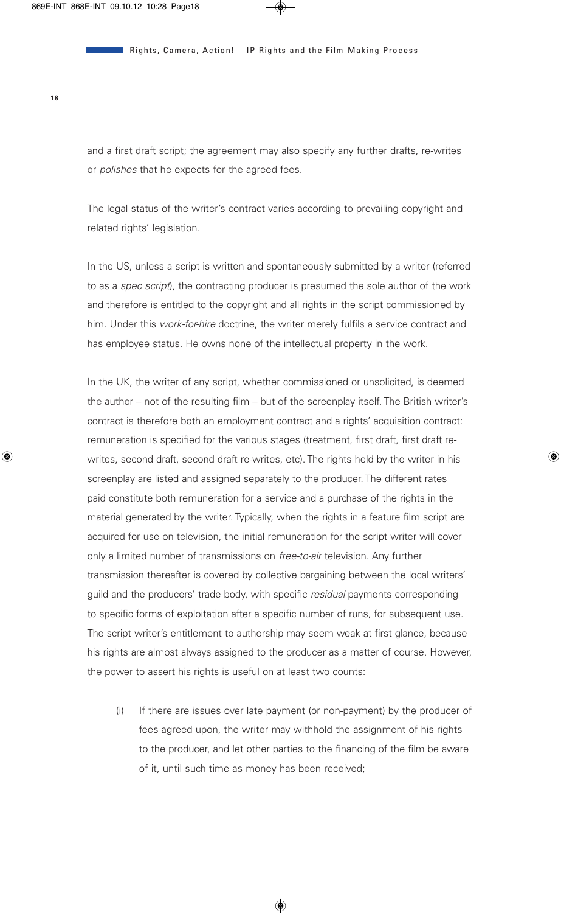and a first draft script; the agreement may also specify any further drafts, re-writes or *polishes* that he expects for the agreed fees.

The legal status of the writer's contract varies according to prevailing copyright and related rights' legislation.

In the US, unless a script is written and spontaneously submitted by a writer (referred to as a *spec script*), the contracting producer is presumed the sole author of the work and therefore is entitled to the copyright and all rights in the script commissioned by him. Under this *work-for-hire* doctrine, the writer merely fulfils a service contract and has employee status. He owns none of the intellectual property in the work.

In the UK, the writer of any script, whether commissioned or unsolicited, is deemed the author – not of the resulting film – but of the screenplay itself. The British writer's contract is therefore both an employment contract and a rights' acquisition contract: remuneration is specified for the various stages (treatment, first draft, first draft re-writes, second draft, second draft re-writes, etc). The rights held by the writer in his screenplay are listed and assigned separately to the producer. The different rates paid constitute both remuneration for a service and a purchase of the rights in the material generated by the writer. Typically, when the rights in a feature film script are acquired for use on television, the initial remuneration for the script writer will cover only a limited number of transmissions on *free-to-air* television. Any further transmission thereafter is covered by collective bargaining between the local writers' guild and the producers' trade body, with specific *residual* payments corresponding to specific forms of exploitation after a specific number of runs, for subsequent use. The script writer's entitlement to authorship may seem weak at first glance, because his rights are almost always assigned to the producer as a matter of course. However, the power to assert his rights is useful on at least two counts:

(i) If there are issues over late payment (or non-payment) by the producer of fees agreed upon, the writer may withhold the assignment of his rights to the producer, and let other parties to the financing of the film be aware of it, until such time as money has been received;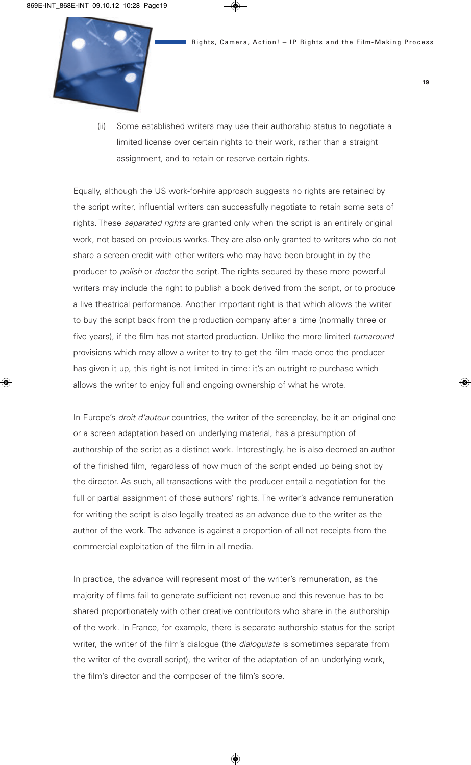(ii) Some established writers may use their authorship status to negotiate a limited license over certain rights to their work, rather than a straight assignment, and to retain or reserve certain rights.

Equally, although the US work-for-hire approach suggests no rights are retained by the script writer, influential writers can successfully negotiate to retain some sets of rights. These *separated rights* are granted only when the script is an entirely original work, not based on previous works. They are also only granted to writers who do not share a screen credit with other writers who may have been brought in by the producer to *polish* or *doctor* the script. The rights secured by these more powerful writers may include the right to publish a book derived from the script, or to produce a live theatrical performance. Another important right is that which allows the writer to buy the script back from the production company after a time (normally three or five years), if the film has not started production. Unlike the more limited *turnaround* provisions which may allow a writer to try to get the film made once the producer has given it up, this right is not limited in time: it's an outright re-purchase which allows the writer to enjoy full and ongoing ownership of what he wrote.

In Europe's *droit d'auteur* countries, the writer of the screenplay, be it an original one or a screen adaptation based on underlying material, has a presumption of authorship of the script as a distinct work. Interestingly, he is also deemed an author of the finished film, regardless of how much of the script ended up being shot by the director. As such, all transactions with the producer entail a negotiation for the full or partial assignment of those authors' rights. The writer's advance remuneration for writing the script is also legally treated as an advance due to the writer as the author of the work. The advance is against a proportion of all net receipts from the commercial exploitation of the film in all media.

In practice, the advance will represent most of the writer's remuneration, as the majority of films fail to generate sufficient net revenue and this revenue has to be shared proportionately with other creative contributors who share in the authorship of the work. In France, for example, there is separate authorship status for the script writer, the writer of the film's dialogue (the *dialoguiste* is sometimes separate from the writer of the overall script), the writer of the adaptation of an underlying work, the film's director and the composer of the film's score.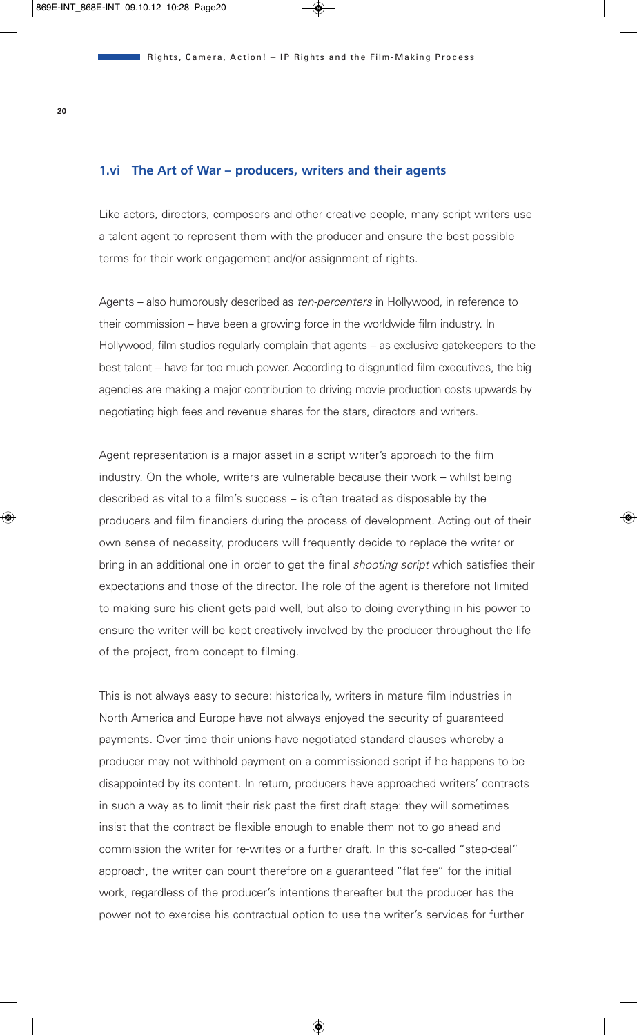### 1.vi The Art of War – producers, writers and their agents

Like actors, directors, composers and other creative people, many script writers use a talent agent to represent them with the producer and ensure the best possible terms for their work engagement and/or assignment of rights.

Agents – also humorously described as *ten-percenters* in Hollywood, in reference to their commission – have been a growing force in the worldwide film industry. In Hollywood, film studios regularly complain that agents – as exclusive gatekeepers to the best talent – have far too much power. According to disgruntled film executives, the big agencies are making a major contribution to driving movie production costs upwards by negotiating high fees and revenue shares for the stars, directors and writers.

Agent representation is a major asset in a script writer's approach to the film industry. On the whole, writers are vulnerable because their work – whilst being described as vital to a film's success – is often treated as disposable by the producers and film financiers during the process of development. Acting out of their own sense of necessity, producers will frequently decide to replace the writer or bring in an additional one in order to get the final *shooting script* which satisfies their expectations and those of the director. The role of the agent is therefore not limited to making sure his client gets paid well, but also to doing everything in his power to ensure the writer will be kept creatively involved by the producer throughout the life of the project, from concept to filming.

This is not always easy to secure: historically, writers in mature film industries in North America and Europe have not always enjoyed the security of guaranteed payments. Over time their unions have negotiated standard clauses whereby a producer may not withhold payment on a commissioned script if he happens to be disappointed by its content. In return, producers have approached writers' contracts in such a way as to limit their risk past the first draft stage: they will sometimes insist that the contract be flexible enough to enable them not to go ahead and commission the writer for re-writes or a further draft. In this so-called "step-deal" approach, the writer can count therefore on a guaranteed "flat fee" for the initial work, regardless of the producer's intentions thereafter but the producer has the power not to exercise his contractual option to use the writer's services for further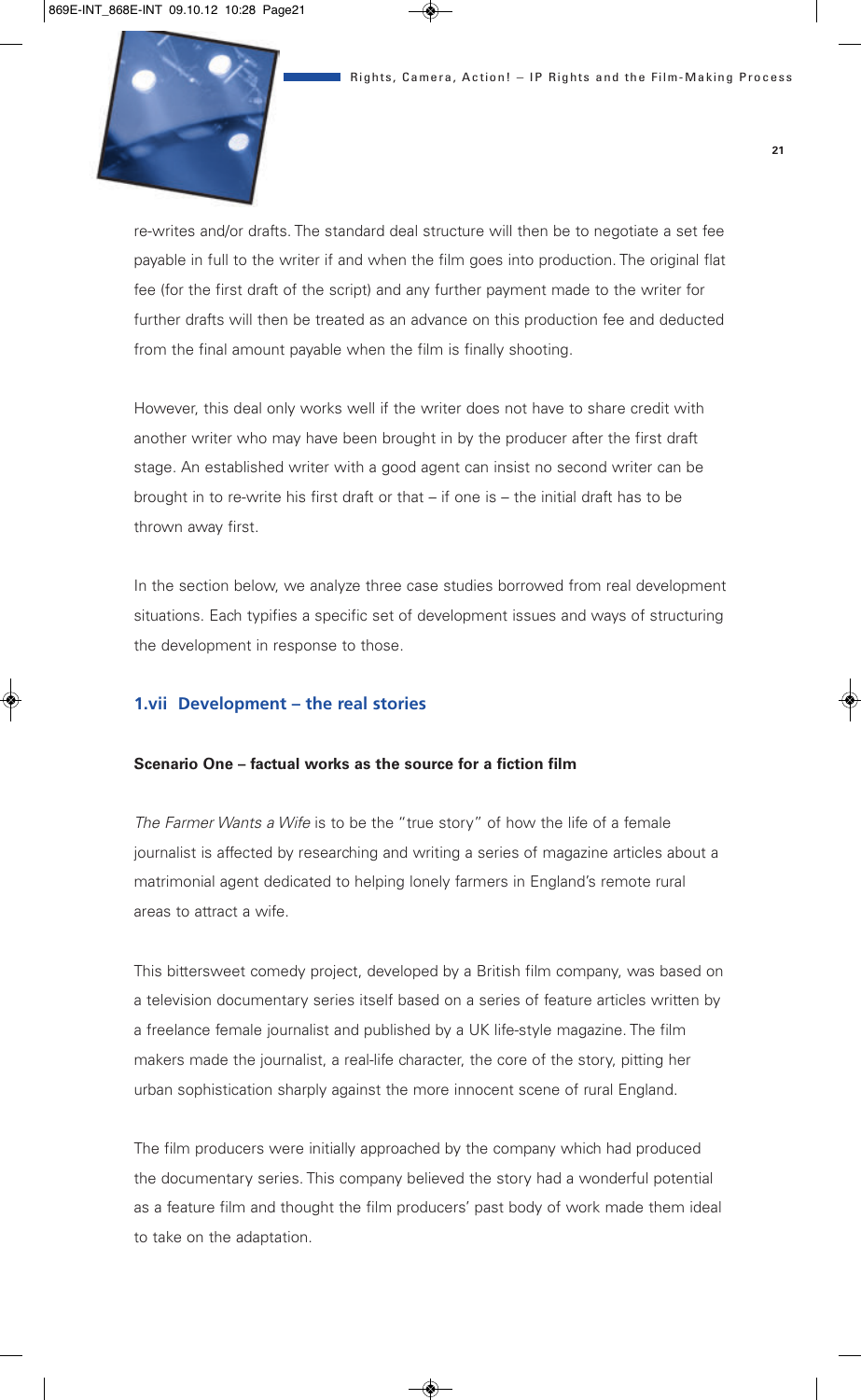re-writes and/or drafts. The standard deal structure will then be to negotiate a set fee payable in full to the writer if and when the film goes into production. The original flat fee (for the first draft of the script) and any further payment made to the writer for further drafts will then be treated as an advance on this production fee and deducted from the final amount payable when the film is finally shooting.

However, this deal only works well if the writer does not have to share credit with another writer who may have been brought in by the producer after the first draft stage. An established writer with a good agent can insist no second writer can be brought in to re-write his first draft or that – if one is – the initial draft has to be thrown away first.

In the section below, we analyze three case studies borrowed from real development situations. Each typifies a specific set of development issues and ways of structuring the development in response to those.

## 1.vii Development – the real stories

### Scenario One – factual works as the source for a fiction film

*The Farmer Wants a Wife* is to be the "true story" of how the life of a female journalist is affected by researching and writing a series of magazine articles about a matrimonial agent dedicated to helping lonely farmers in England's remote rural areas to attract a wife.

This bittersweet comedy project, developed by a British film company, was based on a television documentary series itself based on a series of feature articles written by a freelance female journalist and published by a UK life-style magazine. The film makers made the journalist, a real-life character, the core of the story, pitting her urban sophistication sharply against the more innocent scene of rural England.

The film producers were initially approached by the company which had produced the documentary series. This company believed the story had a wonderful potential as a feature film and thought the film producers' past body of work made them ideal to take on the adaptation.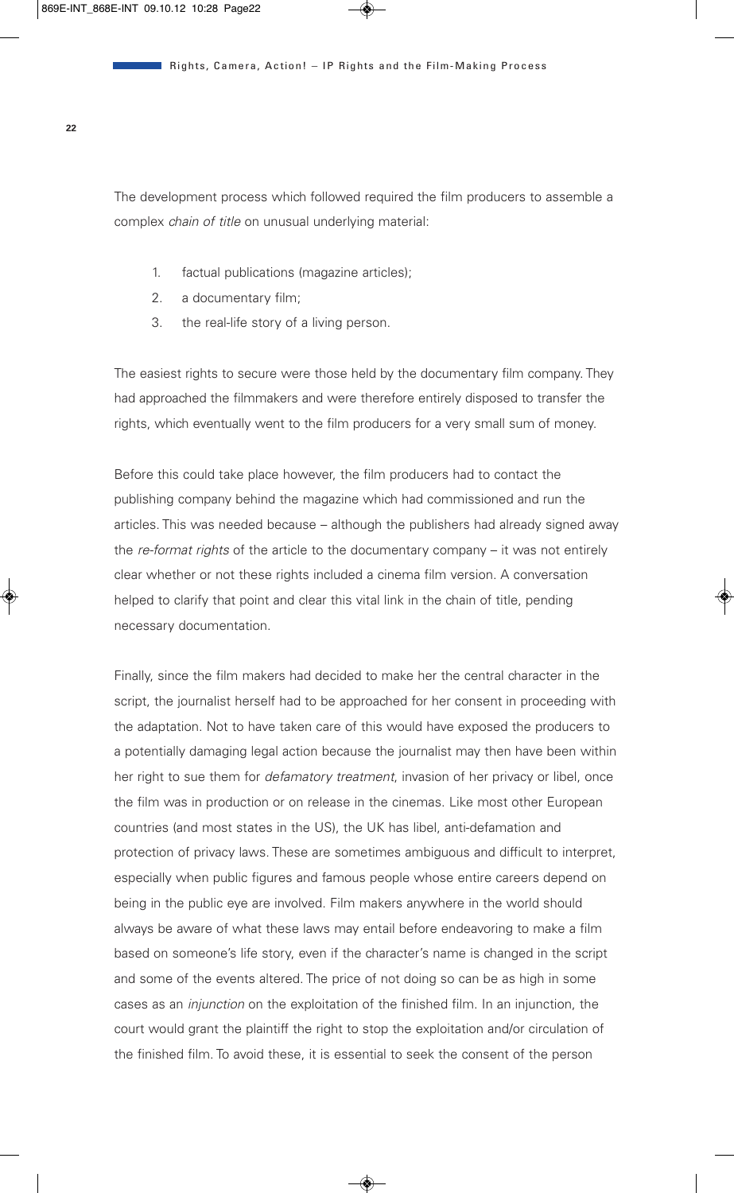The development process which followed required the film producers to assemble a complex *chain of title* on unusual underlying material:

1. factual publications (magazine articles);
2. a documentary film;
3. the real-life story of a living person.

The easiest rights to secure were those held by the documentary film company. They had approached the filmmakers and were therefore entirely disposed to transfer the rights, which eventually went to the film producers for a very small sum of money.

Before this could take place however, the film producers had to contact the publishing company behind the magazine which had commissioned and run the articles. This was needed because – although the publishers had already signed away the *re-format rights* of the article to the documentary company – it was not entirely clear whether or not these rights included a cinema film version. A conversation helped to clarify that point and clear this vital link in the chain of title, pending necessary documentation.

Finally, since the film makers had decided to make her the central character in the script, the journalist herself had to be approached for her consent in proceeding with the adaptation. Not to have taken care of this would have exposed the producers to a potentially damaging legal action because the journalist may then have been within her right to sue them for *defamatory treatment*, invasion of her privacy or libel, once the film was in production or on release in the cinemas. Like most other European countries (and most states in the US), the UK has libel, anti-defamation and protection of privacy laws. These are sometimes ambiguous and difficult to interpret, especially when public figures and famous people whose entire careers depend on being in the public eye are involved. Film makers anywhere in the world should always be aware of what these laws may entail before endeavoring to make a film based on someone's life story, even if the character's name is changed in the script and some of the events altered. The price of not doing so can be as high in some cases as an *injunction* on the exploitation of the finished film. In an injunction, the court would grant the plaintiff the right to stop the exploitation and/or circulation of the finished film. To avoid these, it is essential to seek the consent of the person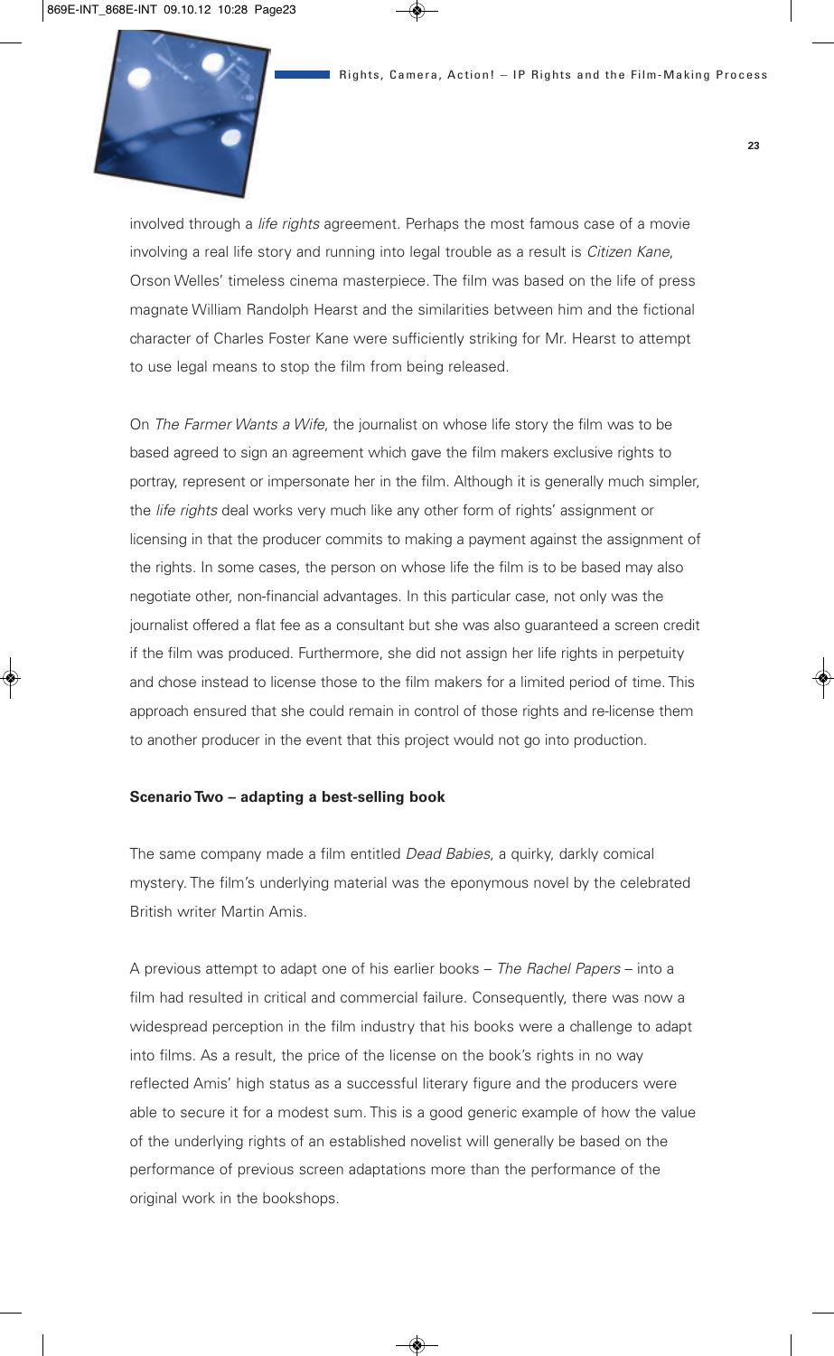involved through a *life rights* agreement. Perhaps the most famous case of a movie involving a real life story and running into legal trouble as a result is *Citizen Kane*, Orson Welles' timeless cinema masterpiece. The film was based on the life of press magnate William Randolph Hearst and the similarities between him and the fictional character of Charles Foster Kane were sufficiently striking for Mr. Hearst to attempt to use legal means to stop the film from being released.

On *The Farmer Wants a Wife*, the journalist on whose life story the film was to be based agreed to sign an agreement which gave the film makers exclusive rights to portray, represent or impersonate her in the film. Although it is generally much simpler, the *life rights* deal works very much like any other form of rights' assignment or licensing in that the producer commits to making a payment against the assignment of the rights. In some cases, the person on whose life the film is to be based may also negotiate other, non-financial advantages. In this particular case, not only was the journalist offered a flat fee as a consultant but she was also guaranteed a screen credit if the film was produced. Furthermore, she did not assign her life rights in perpetuity and chose instead to license those to the film makers for a limited period of time. This approach ensured that she could remain in control of those rights and re-license them to another producer in the event that this project would not go into production.

**Scenario Two – adapting a best-selling book**

The same company made a film entitled *Dead Babies*, a quirky, darkly comical mystery. The film's underlying material was the eponymous novel by the celebrated British writer Martin Amis.

A previous attempt to adapt one of his earlier books – *The Rachel Papers* – into a film had resulted in critical and commercial failure. Consequently, there was now a widespread perception in the film industry that his books were a challenge to adapt into films. As a result, the price of the license on the book's rights in no way reflected Amis' high status as a successful literary figure and the producers were able to secure it for a modest sum. This is a good generic example of how the value of the underlying rights of an established novelist will generally be based on the performance of previous screen adaptations more than the performance of the original work in the bookshops.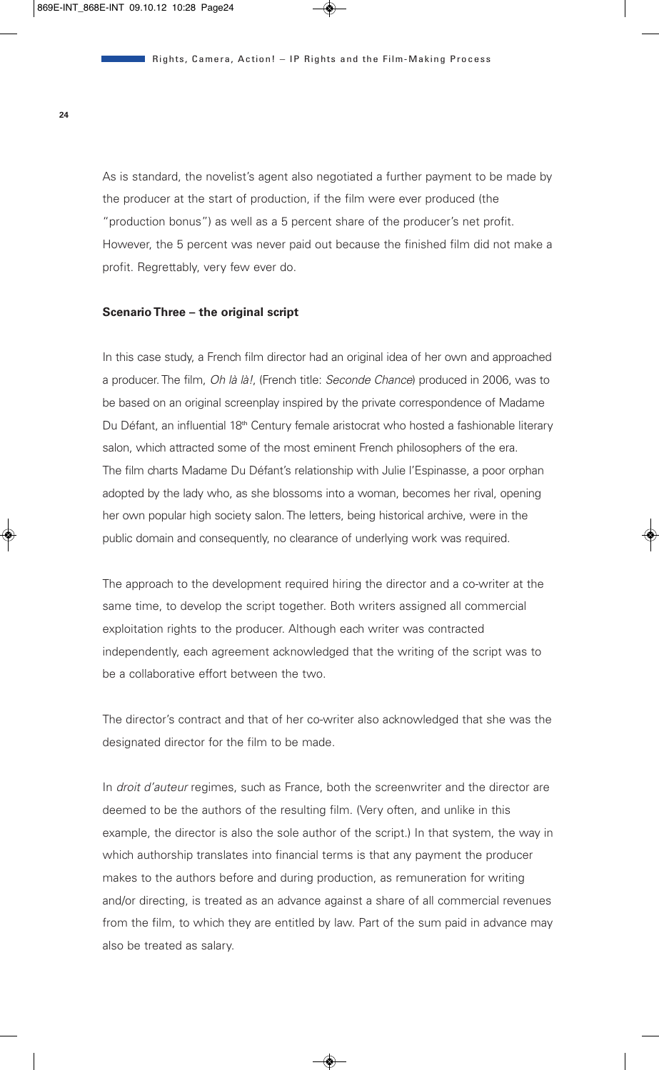As is standard, the novelist's agent also negotiated a further payment to be made by the producer at the start of production, if the film were ever produced (the "production bonus") as well as a 5 percent share of the producer's net profit. However, the 5 percent was never paid out because the finished film did not make a profit. Regrettably, very few ever do.

**Scenario Three – the original script**

In this case study, a French film director had an original idea of her own and approached a producer. The film, *Oh là là!*, (French title: *Seconde Chance*) produced in 2006, was to be based on an original screenplay inspired by the private correspondence of Madame Du Défant, an influential 18th Century female aristocrat who hosted a fashionable literary salon, which attracted some of the most eminent French philosophers of the era. The film charts Madame Du Défant's relationship with Julie l'Espinasse, a poor orphan adopted by the lady who, as she blossoms into a woman, becomes her rival, opening her own popular high society salon. The letters, being historical archive, were in the public domain and consequently, no clearance of underlying work was required.

The approach to the development required hiring the director and a co-writer at the same time, to develop the script together. Both writers assigned all commercial exploitation rights to the producer. Although each writer was contracted independently, each agreement acknowledged that the writing of the script was to be a collaborative effort between the two.

The director's contract and that of her co-writer also acknowledged that she was the designated director for the film to be made.

In *droit d'auteur* regimes, such as France, both the screenwriter and the director are deemed to be the authors of the resulting film. (Very often, and unlike in this example, the director is also the sole author of the script.) In that system, the way in which authorship translates into financial terms is that any payment the producer makes to the authors before and during production, as remuneration for writing and/or directing, is treated as an advance against a share of all commercial revenues from the film, to which they are entitled by law. Part of the sum paid in advance may also be treated as salary.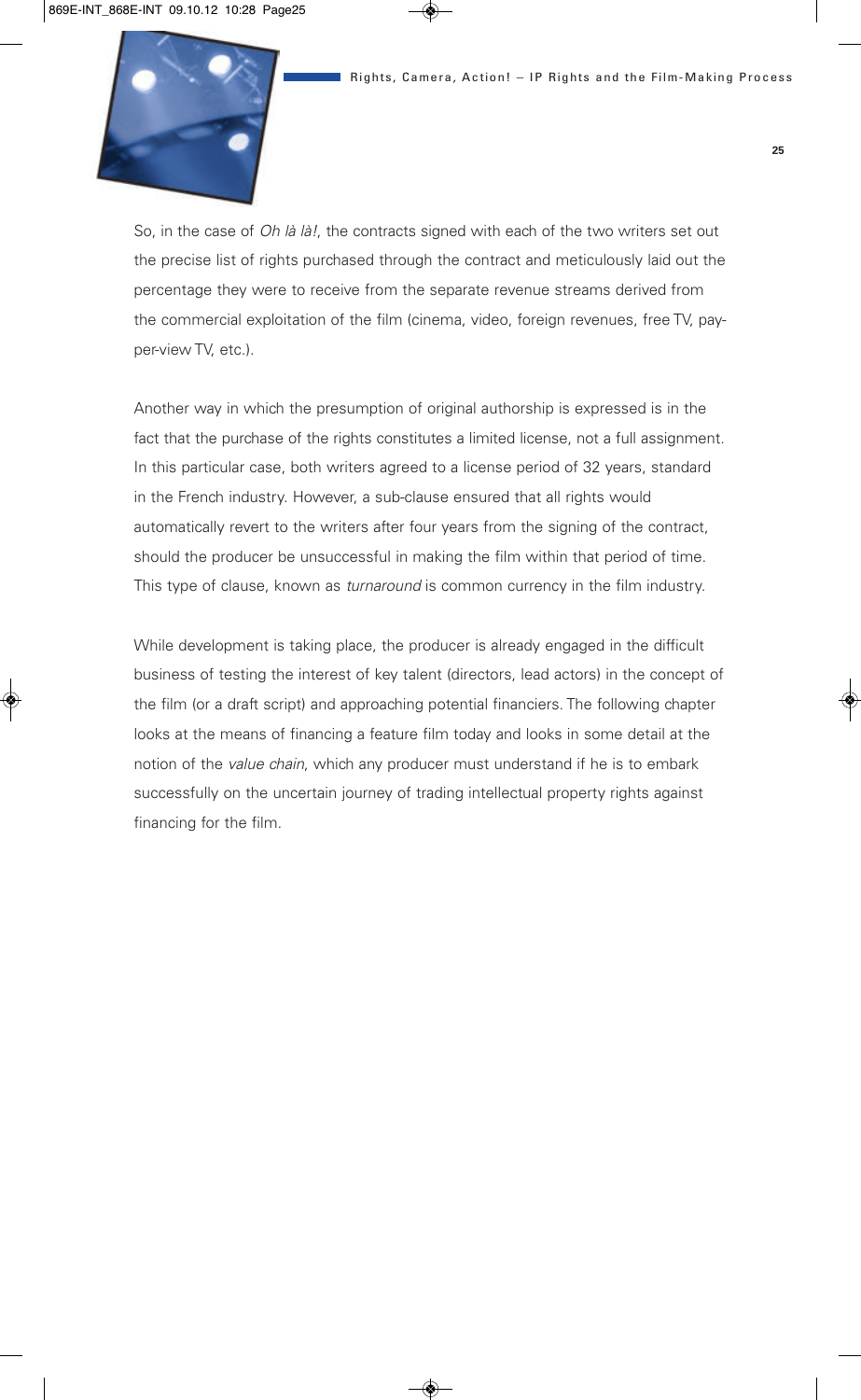So, in the case of *Oh là là!*, the contracts signed with each of the two writers set out the precise list of rights purchased through the contract and meticulously laid out the percentage they were to receive from the separate revenue streams derived from the commercial exploitation of the film (cinema, video, foreign revenues, free TV, pay-per-view TV, etc.).

Another way in which the presumption of original authorship is expressed is in the fact that the purchase of the rights constitutes a limited license, not a full assignment. In this particular case, both writers agreed to a license period of 32 years, standard in the French industry. However, a sub-clause ensured that all rights would automatically revert to the writers after four years from the signing of the contract, should the producer be unsuccessful in making the film within that period of time. This type of clause, known as *turnaround* is common currency in the film industry.

While development is taking place, the producer is already engaged in the difficult business of testing the interest of key talent (directors, lead actors) in the concept of the film (or a draft script) and approaching potential financiers. The following chapter looks at the means of financing a feature film today and looks in some detail at the notion of the *value chain*, which any producer must understand if he is to embark successfully on the uncertain journey of trading intellectual property rights against financing for the film.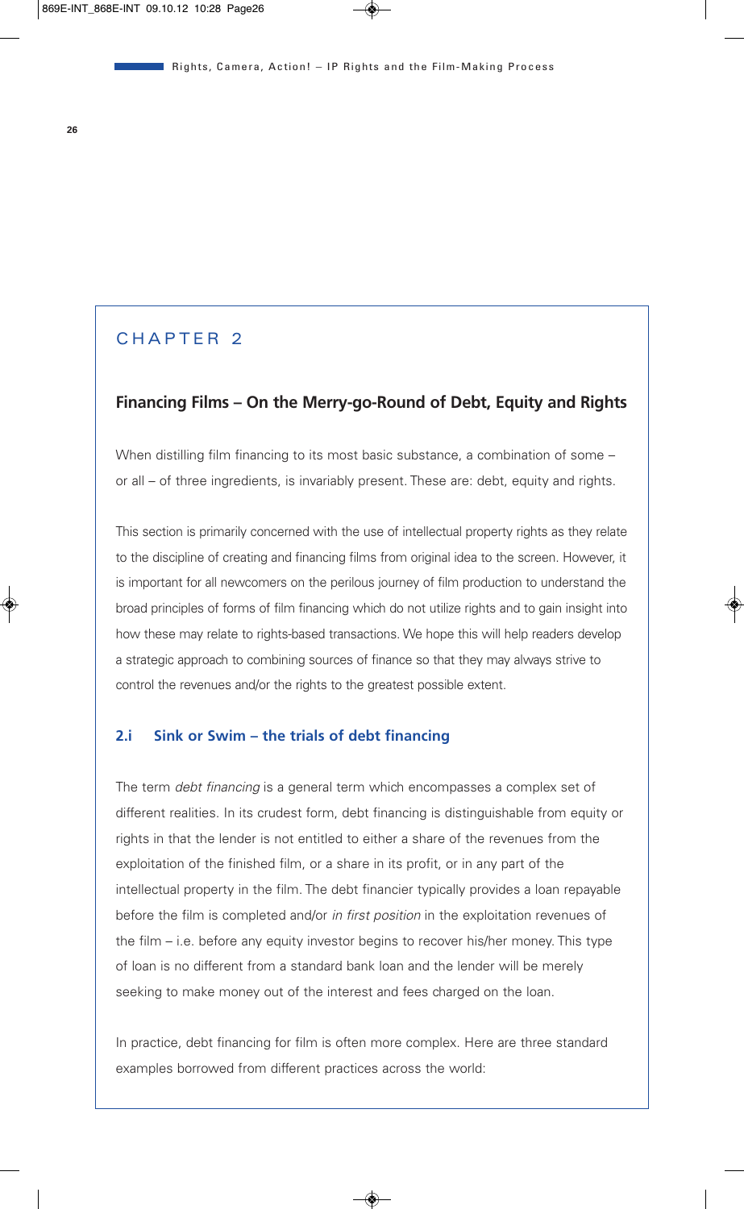# CHAPTER 2

## Financing Films – On the Merry-go-Round of Debt, Equity and Rights

When distilling film financing to its most basic substance, a combination of some – or all – of three ingredients, is invariably present. These are: debt, equity and rights.

This section is primarily concerned with the use of intellectual property rights as they relate to the discipline of creating and financing films from original idea to the screen. However, it is important for all newcomers on the perilous journey of film production to understand the broad principles of forms of film financing which do not utilize rights and to gain insight into how these may relate to rights-based transactions. We hope this will help readers develop a strategic approach to combining sources of finance so that they may always strive to control the revenues and/or the rights to the greatest possible extent.

### 2.i Sink or Swim – the trials of debt financing

The term *debt financing* is a general term which encompasses a complex set of different realities. In its crudest form, debt financing is distinguishable from equity or rights in that the lender is not entitled to either a share of the revenues from the exploitation of the finished film, or a share in its profit, or in any part of the intellectual property in the film. The debt financier typically provides a loan repayable before the film is completed and/or *in first position* in the exploitation revenues of the film – i.e. before any equity investor begins to recover his/her money. This type of loan is no different from a standard bank loan and the lender will be merely seeking to make money out of the interest and fees charged on the loan.

In practice, debt financing for film is often more complex. Here are three standard examples borrowed from different practices across the world: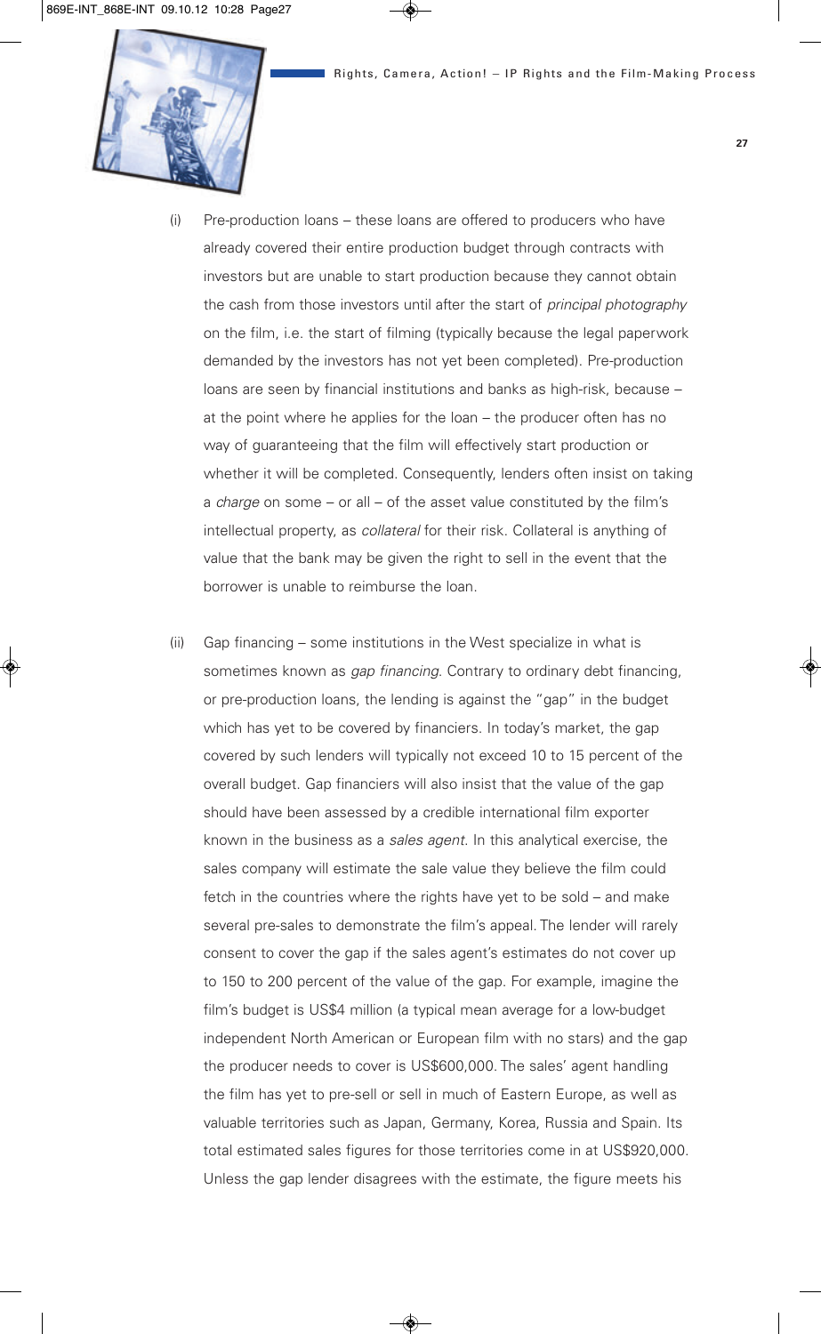(i) Pre-production loans – these loans are offered to producers who have already covered their entire production budget through contracts with investors but are unable to start production because they cannot obtain the cash from those investors until after the start of *principal photography* on the film, i.e. the start of filming (typically because the legal paperwork demanded by the investors has not yet been completed). Pre-production loans are seen by financial institutions and banks as high-risk, because – at the point where he applies for the loan – the producer often has no way of guaranteeing that the film will effectively start production or whether it will be completed. Consequently, lenders often insist on taking a *charge* on some – or all – of the asset value constituted by the film's intellectual property, as *collateral* for their risk. Collateral is anything of value that the bank may be given the right to sell in the event that the borrower is unable to reimburse the loan.

(ii) Gap financing – some institutions in the West specialize in what is sometimes known as *gap financing*. Contrary to ordinary debt financing, or pre-production loans, the lending is against the "gap" in the budget which has yet to be covered by financiers. In today's market, the gap covered by such lenders will typically not exceed 10 to 15 percent of the overall budget. Gap financiers will also insist that the value of the gap should have been assessed by a credible international film exporter known in the business as a *sales agent*. In this analytical exercise, the sales company will estimate the sale value they believe the film could fetch in the countries where the rights have yet to be sold – and make several pre-sales to demonstrate the film's appeal. The lender will rarely consent to cover the gap if the sales agent's estimates do not cover up to 150 to 200 percent of the value of the gap. For example, imagine the film's budget is US$4 million (a typical mean average for a low-budget independent North American or European film with no stars) and the gap the producer needs to cover is US$600,000. The sales' agent handling the film has yet to pre-sell or sell in much of Eastern Europe, as well as valuable territories such as Japan, Germany, Korea, Russia and Spain. Its total estimated sales figures for those territories come in at US$920,000. Unless the gap lender disagrees with the estimate, the figure meets his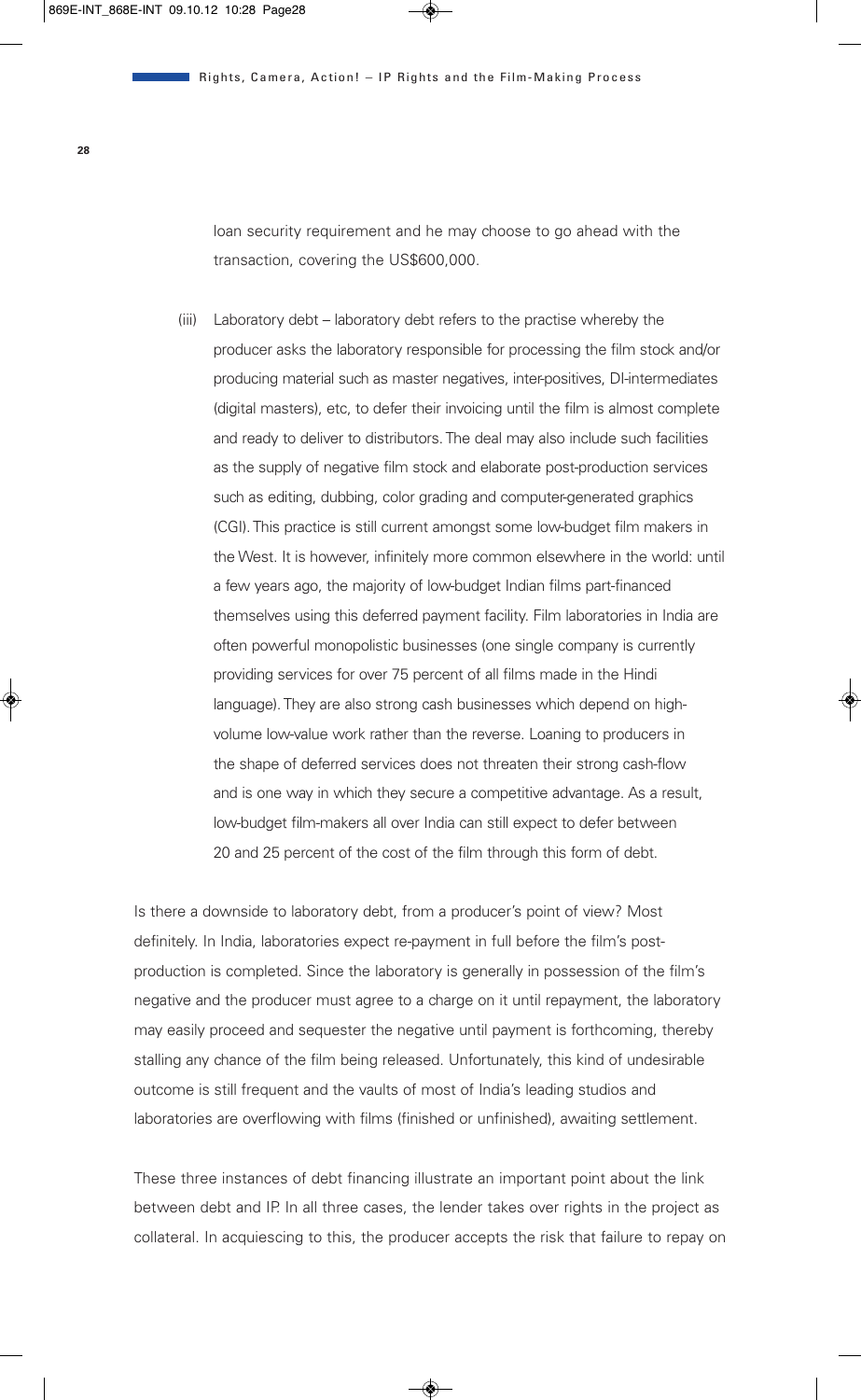loan security requirement and he may choose to go ahead with the transaction, covering the US$600,000.

(iii) Laboratory debt – laboratory debt refers to the practise whereby the producer asks the laboratory responsible for processing the film stock and/or producing material such as master negatives, inter-positives, DI-intermediates (digital masters), etc, to defer their invoicing until the film is almost complete and ready to deliver to distributors. The deal may also include such facilities as the supply of negative film stock and elaborate post-production services such as editing, dubbing, color grading and computer-generated graphics (CGI). This practice is still current amongst some low-budget film makers in the West. It is however, infinitely more common elsewhere in the world: until a few years ago, the majority of low-budget Indian films part-financed themselves using this deferred payment facility. Film laboratories in India are often powerful monopolistic businesses (one single company is currently providing services for over 75 percent of all films made in the Hindi language). They are also strong cash businesses which depend on high-volume low-value work rather than the reverse. Loaning to producers in the shape of deferred services does not threaten their strong cash-flow and is one way in which they secure a competitive advantage. As a result, low-budget film-makers all over India can still expect to defer between 20 and 25 percent of the cost of the film through this form of debt.

Is there a downside to laboratory debt, from a producer's point of view? Most definitely. In India, laboratories expect re-payment in full before the film's post-production is completed. Since the laboratory is generally in possession of the film's negative and the producer must agree to a charge on it until repayment, the laboratory may easily proceed and sequester the negative until payment is forthcoming, thereby stalling any chance of the film being released. Unfortunately, this kind of undesirable outcome is still frequent and the vaults of most of India's leading studios and laboratories are overflowing with films (finished or unfinished), awaiting settlement.

These three instances of debt financing illustrate an important point about the link between debt and IP. In all three cases, the lender takes over rights in the project as collateral. In acquiescing to this, the producer accepts the risk that failure to repay on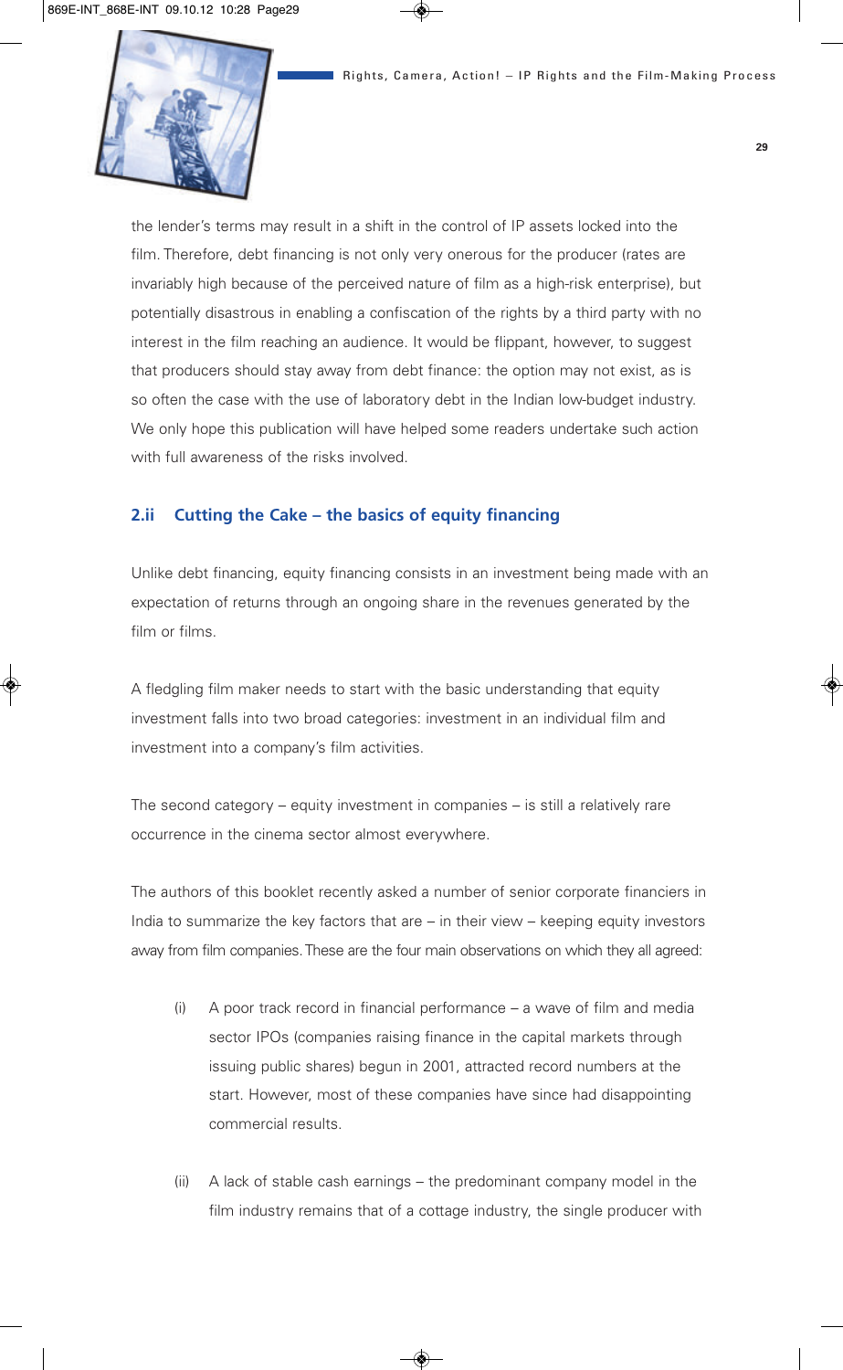the lender's terms may result in a shift in the control of IP assets locked into the film. Therefore, debt financing is not only very onerous for the producer (rates are invariably high because of the perceived nature of film as a high-risk enterprise), but potentially disastrous in enabling a confiscation of the rights by a third party with no interest in the film reaching an audience. It would be flippant, however, to suggest that producers should stay away from debt finance: the option may not exist, as is so often the case with the use of laboratory debt in the Indian low-budget industry. We only hope this publication will have helped some readers undertake such action with full awareness of the risks involved.

### 2.ii Cutting the Cake – the basics of equity financing

Unlike debt financing, equity financing consists in an investment being made with an expectation of returns through an ongoing share in the revenues generated by the film or films.

A fledgling film maker needs to start with the basic understanding that equity investment falls into two broad categories: investment in an individual film and investment into a company's film activities.

The second category – equity investment in companies – is still a relatively rare occurrence in the cinema sector almost everywhere.

The authors of this booklet recently asked a number of senior corporate financiers in India to summarize the key factors that are – in their view – keeping equity investors away from film companies. These are the four main observations on which they all agreed:

(i) A poor track record in financial performance – a wave of film and media sector IPOs (companies raising finance in the capital markets through issuing public shares) begun in 2001, attracted record numbers at the start. However, most of these companies have since had disappointing commercial results.

(ii) A lack of stable cash earnings – the predominant company model in the film industry remains that of a cottage industry, the single producer with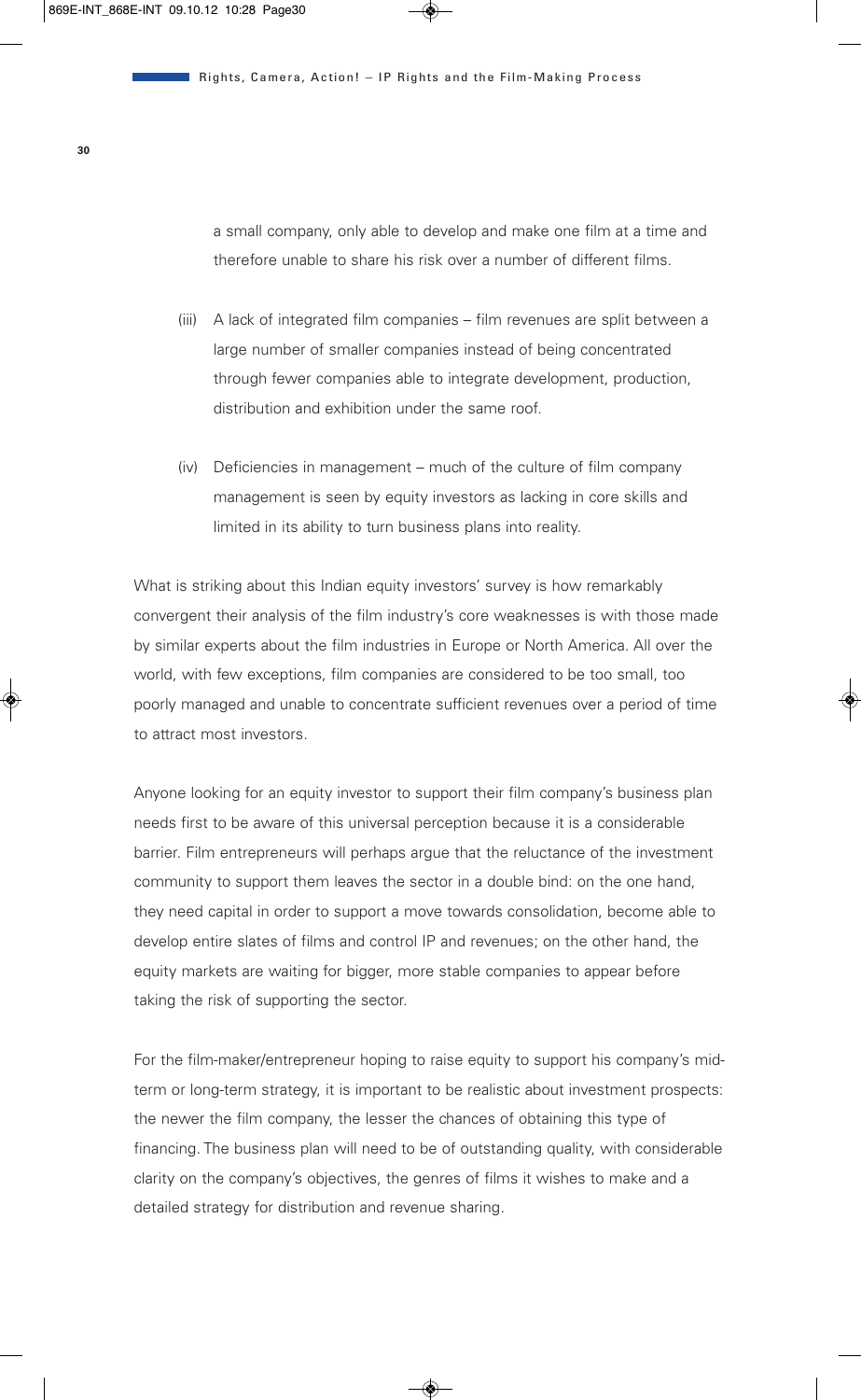a small company, only able to develop and make one film at a time and therefore unable to share his risk over a number of different films.

(iii) A lack of integrated film companies – film revenues are split between a large number of smaller companies instead of being concentrated through fewer companies able to integrate development, production, distribution and exhibition under the same roof.

(iv) Deficiencies in management – much of the culture of film company management is seen by equity investors as lacking in core skills and limited in its ability to turn business plans into reality.

What is striking about this Indian equity investors' survey is how remarkably convergent their analysis of the film industry's core weaknesses is with those made by similar experts about the film industries in Europe or North America. All over the world, with few exceptions, film companies are considered to be too small, too poorly managed and unable to concentrate sufficient revenues over a period of time to attract most investors.

Anyone looking for an equity investor to support their film company's business plan needs first to be aware of this universal perception because it is a considerable barrier. Film entrepreneurs will perhaps argue that the reluctance of the investment community to support them leaves the sector in a double bind: on the one hand, they need capital in order to support a move towards consolidation, become able to develop entire slates of films and control IP and revenues; on the other hand, the equity markets are waiting for bigger, more stable companies to appear before taking the risk of supporting the sector.

For the film-maker/entrepreneur hoping to raise equity to support his company's mid-term or long-term strategy, it is important to be realistic about investment prospects: the newer the film company, the lesser the chances of obtaining this type of financing. The business plan will need to be of outstanding quality, with considerable clarity on the company's objectives, the genres of films it wishes to make and a detailed strategy for distribution and revenue sharing.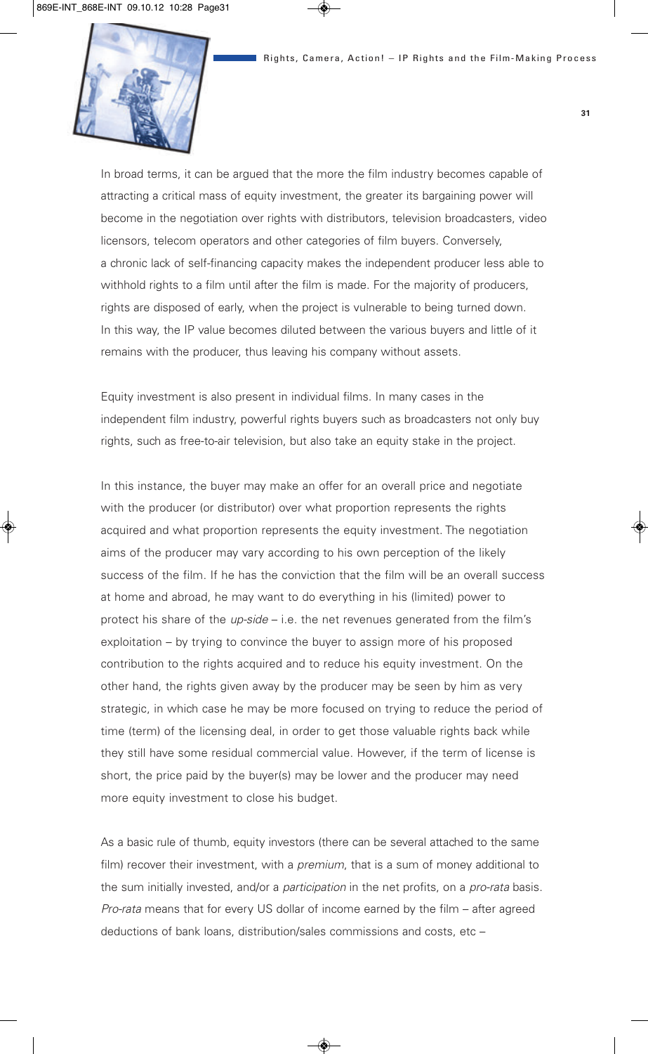In broad terms, it can be argued that the more the film industry becomes capable of attracting a critical mass of equity investment, the greater its bargaining power will become in the negotiation over rights with distributors, television broadcasters, video licensors, telecom operators and other categories of film buyers. Conversely, a chronic lack of self-financing capacity makes the independent producer less able to withhold rights to a film until after the film is made. For the majority of producers, rights are disposed of early, when the project is vulnerable to being turned down. In this way, the IP value becomes diluted between the various buyers and little of it remains with the producer, thus leaving his company without assets.

Equity investment is also present in individual films. In many cases in the independent film industry, powerful rights buyers such as broadcasters not only buy rights, such as free-to-air television, but also take an equity stake in the project.

In this instance, the buyer may make an offer for an overall price and negotiate with the producer (or distributor) over what proportion represents the rights acquired and what proportion represents the equity investment. The negotiation aims of the producer may vary according to his own perception of the likely success of the film. If he has the conviction that the film will be an overall success at home and abroad, he may want to do everything in his (limited) power to protect his share of the *up-side* – i.e. the net revenues generated from the film's exploitation – by trying to convince the buyer to assign more of his proposed contribution to the rights acquired and to reduce his equity investment. On the other hand, the rights given away by the producer may be seen by him as very strategic, in which case he may be more focused on trying to reduce the period of time (term) of the licensing deal, in order to get those valuable rights back while they still have some residual commercial value. However, if the term of license is short, the price paid by the buyer(s) may be lower and the producer may need more equity investment to close his budget.

As a basic rule of thumb, equity investors (there can be several attached to the same film) recover their investment, with a *premium*, that is a sum of money additional to the sum initially invested, and/or a *participation* in the net profits, on a *pro-rata* basis. *Pro-rata* means that for every US dollar of income earned by the film – after agreed deductions of bank loans, distribution/sales commissions and costs, etc –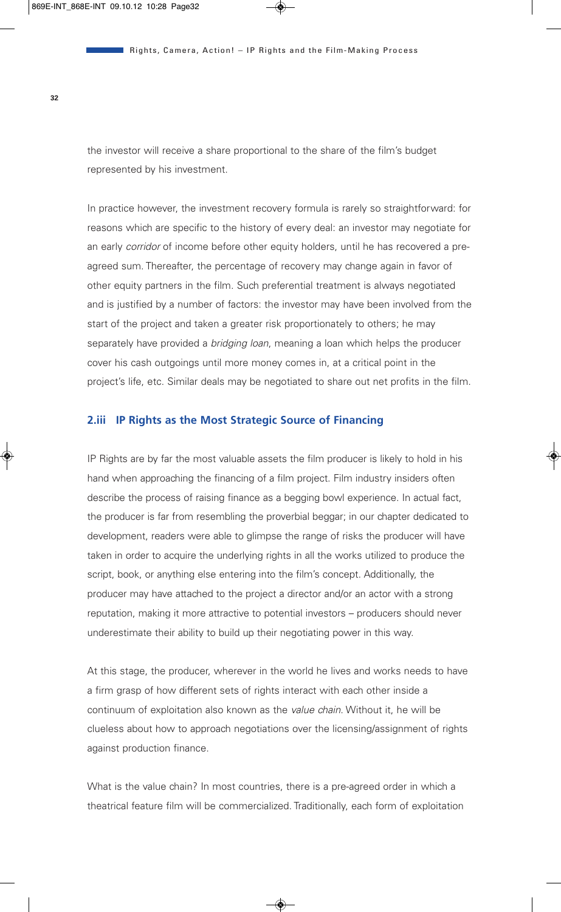the investor will receive a share proportional to the share of the film's budget represented by his investment.

In practice however, the investment recovery formula is rarely so straightforward: for reasons which are specific to the history of every deal: an investor may negotiate for an early *corridor* of income before other equity holders, until he has recovered a pre-agreed sum. Thereafter, the percentage of recovery may change again in favor of other equity partners in the film. Such preferential treatment is always negotiated and is justified by a number of factors: the investor may have been involved from the start of the project and taken a greater risk proportionately to others; he may separately have provided a *bridging loan*, meaning a loan which helps the producer cover his cash outgoings until more money comes in, at a critical point in the project's life, etc. Similar deals may be negotiated to share out net profits in the film.

### 2.iii IP Rights as the Most Strategic Source of Financing

IP Rights are by far the most valuable assets the film producer is likely to hold in his hand when approaching the financing of a film project. Film industry insiders often describe the process of raising finance as a begging bowl experience. In actual fact, the producer is far from resembling the proverbial beggar; in our chapter dedicated to development, readers were able to glimpse the range of risks the producer will have taken in order to acquire the underlying rights in all the works utilized to produce the script, book, or anything else entering into the film's concept. Additionally, the producer may have attached to the project a director and/or an actor with a strong reputation, making it more attractive to potential investors – producers should never underestimate their ability to build up their negotiating power in this way.

At this stage, the producer, wherever in the world he lives and works needs to have a firm grasp of how different sets of rights interact with each other inside a continuum of exploitation also known as the *value chain*. Without it, he will be clueless about how to approach negotiations over the licensing/assignment of rights against production finance.

What is the value chain? In most countries, there is a pre-agreed order in which a theatrical feature film will be commercialized. Traditionally, each form of exploitation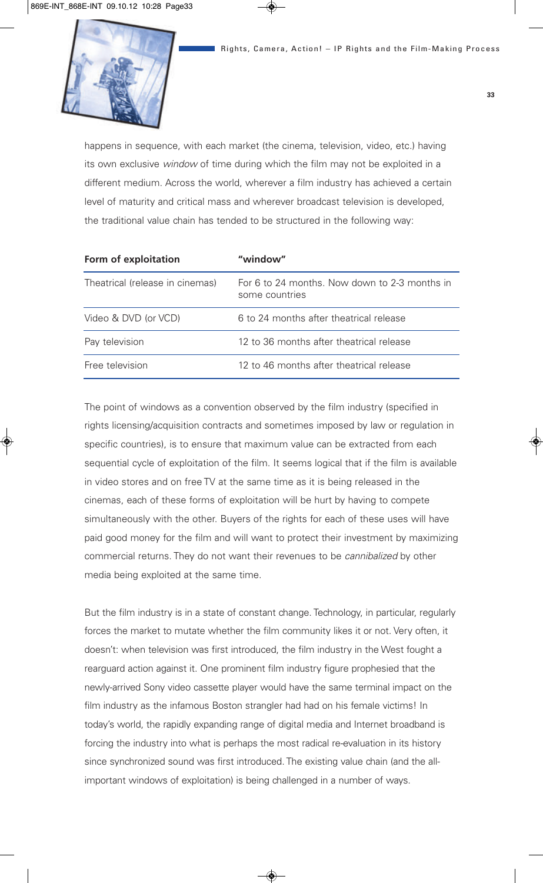happens in sequence, with each market (the cinema, television, video, etc.) having its own exclusive *window* of time during which the film may not be exploited in a different medium. Across the world, wherever a film industry has achieved a certain level of maturity and critical mass and wherever broadcast television is developed, the traditional value chain has tended to be structured in the following way:

| Form of exploitation | "window" |
|---|---|
| Theatrical (release in cinemas) | For 6 to 24 months. Now down to 2-3 months in some countries |
| Video & DVD (or VCD) | 6 to 24 months after theatrical release |
| Pay television | 12 to 36 months after theatrical release |
| Free television | 12 to 46 months after theatrical release |

The point of windows as a convention observed by the film industry (specified in rights licensing/acquisition contracts and sometimes imposed by law or regulation in specific countries), is to ensure that maximum value can be extracted from each sequential cycle of exploitation of the film. It seems logical that if the film is available in video stores and on free TV at the same time as it is being released in the cinemas, each of these forms of exploitation will be hurt by having to compete simultaneously with the other. Buyers of the rights for each of these uses will have paid good money for the film and will want to protect their investment by maximizing commercial returns. They do not want their revenues to be *cannibalized* by other media being exploited at the same time.

But the film industry is in a state of constant change. Technology, in particular, regularly forces the market to mutate whether the film community likes it or not. Very often, it doesn't: when television was first introduced, the film industry in the West fought a rearguard action against it. One prominent film industry figure prophesied that the newly-arrived Sony video cassette player would have the same terminal impact on the film industry as the infamous Boston strangler had had on his female victims! In today's world, the rapidly expanding range of digital media and Internet broadband is forcing the industry into what is perhaps the most radical re-evaluation in its history since synchronized sound was first introduced. The existing value chain (and the all-important windows of exploitation) is being challenged in a number of ways.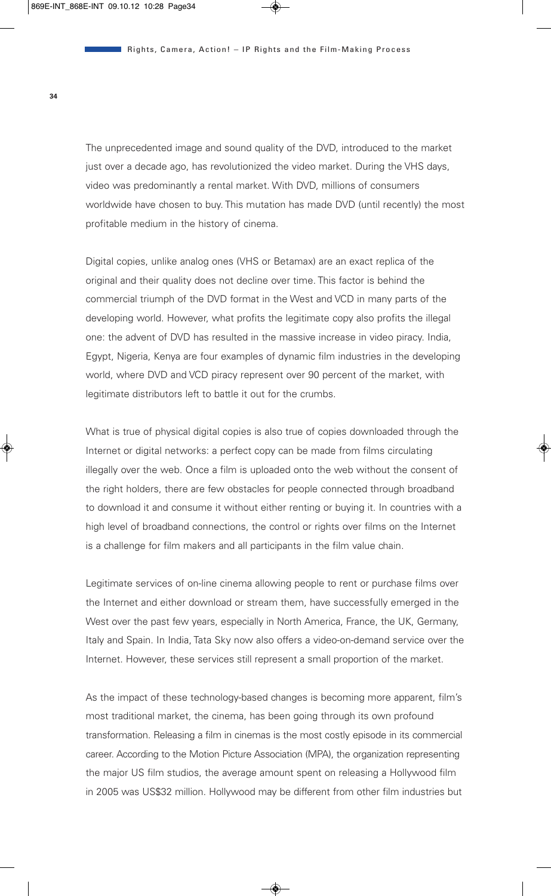The unprecedented image and sound quality of the DVD, introduced to the market just over a decade ago, has revolutionized the video market. During the VHS days, video was predominantly a rental market. With DVD, millions of consumers worldwide have chosen to buy. This mutation has made DVD (until recently) the most profitable medium in the history of cinema.

Digital copies, unlike analog ones (VHS or Betamax) are an exact replica of the original and their quality does not decline over time. This factor is behind the commercial triumph of the DVD format in the West and VCD in many parts of the developing world. However, what profits the legitimate copy also profits the illegal one: the advent of DVD has resulted in the massive increase in video piracy. India, Egypt, Nigeria, Kenya are four examples of dynamic film industries in the developing world, where DVD and VCD piracy represent over 90 percent of the market, with legitimate distributors left to battle it out for the crumbs.

What is true of physical digital copies is also true of copies downloaded through the Internet or digital networks: a perfect copy can be made from films circulating illegally over the web. Once a film is uploaded onto the web without the consent of the right holders, there are few obstacles for people connected through broadband to download it and consume it without either renting or buying it. In countries with a high level of broadband connections, the control or rights over films on the Internet is a challenge for film makers and all participants in the film value chain.

Legitimate services of on-line cinema allowing people to rent or purchase films over the Internet and either download or stream them, have successfully emerged in the West over the past few years, especially in North America, France, the UK, Germany, Italy and Spain. In India, Tata Sky now also offers a video-on-demand service over the Internet. However, these services still represent a small proportion of the market.

As the impact of these technology-based changes is becoming more apparent, film's most traditional market, the cinema, has been going through its own profound transformation. Releasing a film in cinemas is the most costly episode in its commercial career. According to the Motion Picture Association (MPA), the organization representing the major US film studios, the average amount spent on releasing a Hollywood film in 2005 was US$32 million. Hollywood may be different from other film industries but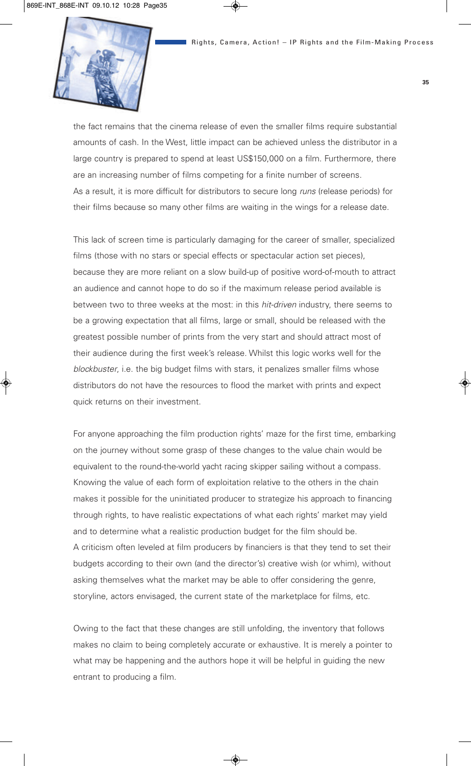the fact remains that the cinema release of even the smaller films require substantial amounts of cash. In the West, little impact can be achieved unless the distributor in a large country is prepared to spend at least US$150,000 on a film. Furthermore, there are an increasing number of films competing for a finite number of screens. As a result, it is more difficult for distributors to secure long *runs* (release periods) for their films because so many other films are waiting in the wings for a release date.

This lack of screen time is particularly damaging for the career of smaller, specialized films (those with no stars or special effects or spectacular action set pieces), because they are more reliant on a slow build-up of positive word-of-mouth to attract an audience and cannot hope to do so if the maximum release period available is between two to three weeks at the most: in this *hit-driven* industry, there seems to be a growing expectation that all films, large or small, should be released with the greatest possible number of prints from the very start and should attract most of their audience during the first week's release. Whilst this logic works well for the *blockbuster*, i.e. the big budget films with stars, it penalizes smaller films whose distributors do not have the resources to flood the market with prints and expect quick returns on their investment.

For anyone approaching the film production rights' maze for the first time, embarking on the journey without some grasp of these changes to the value chain would be equivalent to the round-the-world yacht racing skipper sailing without a compass. Knowing the value of each form of exploitation relative to the others in the chain makes it possible for the uninitiated producer to strategize his approach to financing through rights, to have realistic expectations of what each rights' market may yield and to determine what a realistic production budget for the film should be. A criticism often leveled at film producers by financiers is that they tend to set their budgets according to their own (and the director's) creative wish (or whim), without asking themselves what the market may be able to offer considering the genre, storyline, actors envisaged, the current state of the marketplace for films, etc.

Owing to the fact that these changes are still unfolding, the inventory that follows makes no claim to being completely accurate or exhaustive. It is merely a pointer to what may be happening and the authors hope it will be helpful in guiding the new entrant to producing a film.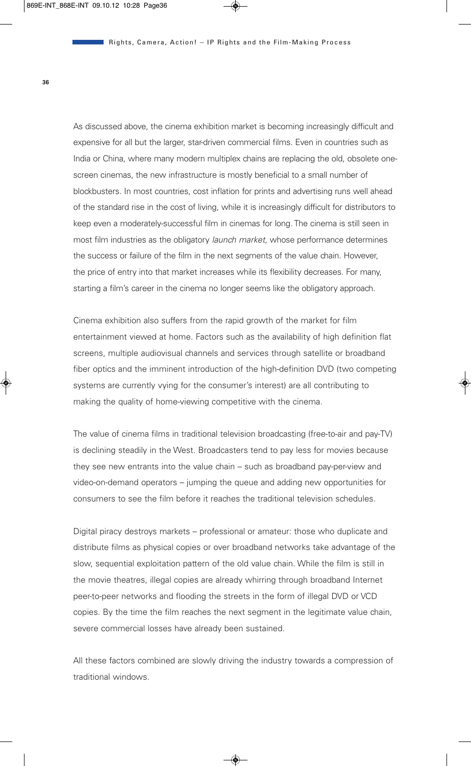As discussed above, the cinema exhibition market is becoming increasingly difficult and expensive for all but the larger, star-driven commercial films. Even in countries such as India or China, where many modern multiplex chains are replacing the old, obsolete one-screen cinemas, the new infrastructure is mostly beneficial to a small number of blockbusters. In most countries, cost inflation for prints and advertising runs well ahead of the standard rise in the cost of living, while it is increasingly difficult for distributors to keep even a moderately-successful film in cinemas for long. The cinema is still seen in most film industries as the obligatory *launch market*, whose performance determines the success or failure of the film in the next segments of the value chain. However, the price of entry into that market increases while its flexibility decreases. For many, starting a film's career in the cinema no longer seems like the obligatory approach.

Cinema exhibition also suffers from the rapid growth of the market for film entertainment viewed at home. Factors such as the availability of high definition flat screens, multiple audiovisual channels and services through satellite or broadband fiber optics and the imminent introduction of the high-definition DVD (two competing systems are currently vying for the consumer's interest) are all contributing to making the quality of home-viewing competitive with the cinema.

The value of cinema films in traditional television broadcasting (free-to-air and pay-TV) is declining steadily in the West. Broadcasters tend to pay less for movies because they see new entrants into the value chain – such as broadband pay-per-view and video-on-demand operators – jumping the queue and adding new opportunities for consumers to see the film before it reaches the traditional television schedules.

Digital piracy destroys markets – professional or amateur: those who duplicate and distribute films as physical copies or over broadband networks take advantage of the slow, sequential exploitation pattern of the old value chain. While the film is still in the movie theatres, illegal copies are already whirring through broadband Internet peer-to-peer networks and flooding the streets in the form of illegal DVD or VCD copies. By the time the film reaches the next segment in the legitimate value chain, severe commercial losses have already been sustained.

All these factors combined are slowly driving the industry towards a compression of traditional windows.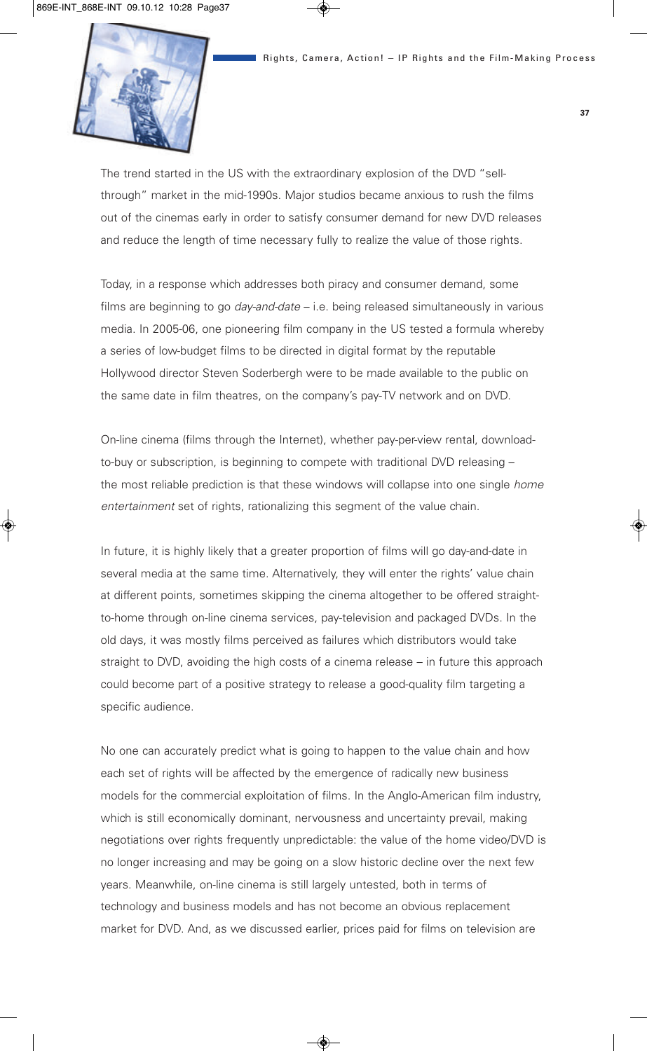The trend started in the US with the extraordinary explosion of the DVD "sell-through" market in the mid-1990s. Major studios became anxious to rush the films out of the cinemas early in order to satisfy consumer demand for new DVD releases and reduce the length of time necessary fully to realize the value of those rights.

Today, in a response which addresses both piracy and consumer demand, some films are beginning to go *day-and-date* – i.e. being released simultaneously in various media. In 2005-06, one pioneering film company in the US tested a formula whereby a series of low-budget films to be directed in digital format by the reputable Hollywood director Steven Soderbergh were to be made available to the public on the same date in film theatres, on the company's pay-TV network and on DVD.

On-line cinema (films through the Internet), whether pay-per-view rental, download-to-buy or subscription, is beginning to compete with traditional DVD releasing – the most reliable prediction is that these windows will collapse into one single *home entertainment* set of rights, rationalizing this segment of the value chain.

In future, it is highly likely that a greater proportion of films will go day-and-date in several media at the same time. Alternatively, they will enter the rights' value chain at different points, sometimes skipping the cinema altogether to be offered straight-to-home through on-line cinema services, pay-television and packaged DVDs. In the old days, it was mostly films perceived as failures which distributors would take straight to DVD, avoiding the high costs of a cinema release – in future this approach could become part of a positive strategy to release a good-quality film targeting a specific audience.

No one can accurately predict what is going to happen to the value chain and how each set of rights will be affected by the emergence of radically new business models for the commercial exploitation of films. In the Anglo-American film industry, which is still economically dominant, nervousness and uncertainty prevail, making negotiations over rights frequently unpredictable: the value of the home video/DVD is no longer increasing and may be going on a slow historic decline over the next few years. Meanwhile, on-line cinema is still largely untested, both in terms of technology and business models and has not become an obvious replacement market for DVD. And, as we discussed earlier, prices paid for films on television are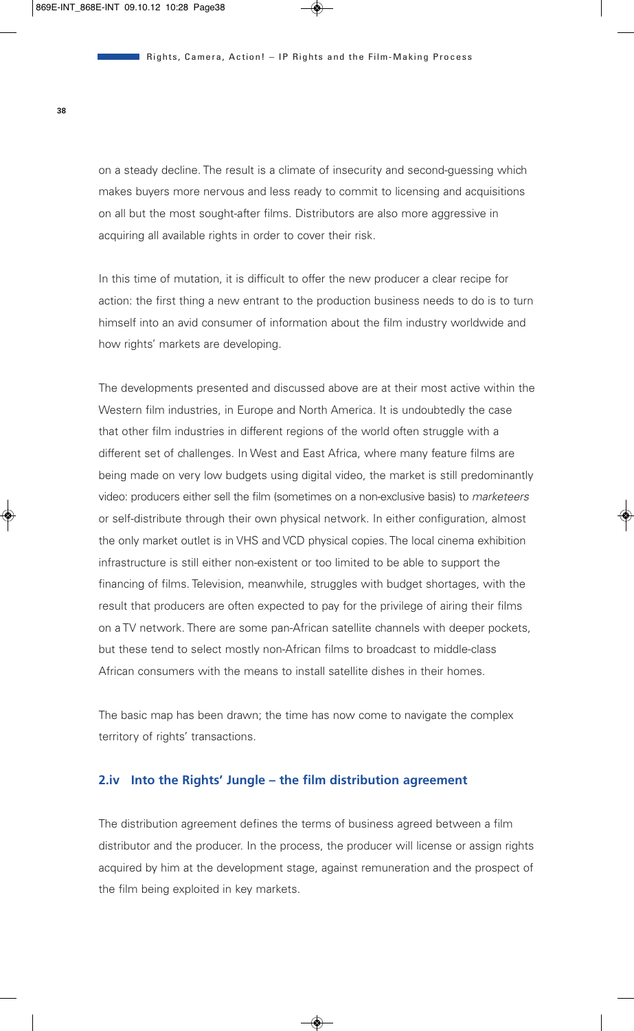on a steady decline. The result is a climate of insecurity and second-guessing which makes buyers more nervous and less ready to commit to licensing and acquisitions on all but the most sought-after films. Distributors are also more aggressive in acquiring all available rights in order to cover their risk.

In this time of mutation, it is difficult to offer the new producer a clear recipe for action: the first thing a new entrant to the production business needs to do is to turn himself into an avid consumer of information about the film industry worldwide and how rights' markets are developing.

The developments presented and discussed above are at their most active within the Western film industries, in Europe and North America. It is undoubtedly the case that other film industries in different regions of the world often struggle with a different set of challenges. In West and East Africa, where many feature films are being made on very low budgets using digital video, the market is still predominantly video: producers either sell the film (sometimes on a non-exclusive basis) to *marketeers* or self-distribute through their own physical network. In either configuration, almost the only market outlet is in VHS and VCD physical copies. The local cinema exhibition infrastructure is still either non-existent or too limited to be able to support the financing of films. Television, meanwhile, struggles with budget shortages, with the result that producers are often expected to pay for the privilege of airing their films on a TV network. There are some pan-African satellite channels with deeper pockets, but these tend to select mostly non-African films to broadcast to middle-class African consumers with the means to install satellite dishes in their homes.

The basic map has been drawn; the time has now come to navigate the complex territory of rights' transactions.

## 2.iv Into the Rights' Jungle – the film distribution agreement

The distribution agreement defines the terms of business agreed between a film distributor and the producer. In the process, the producer will license or assign rights acquired by him at the development stage, against remuneration and the prospect of the film being exploited in key markets.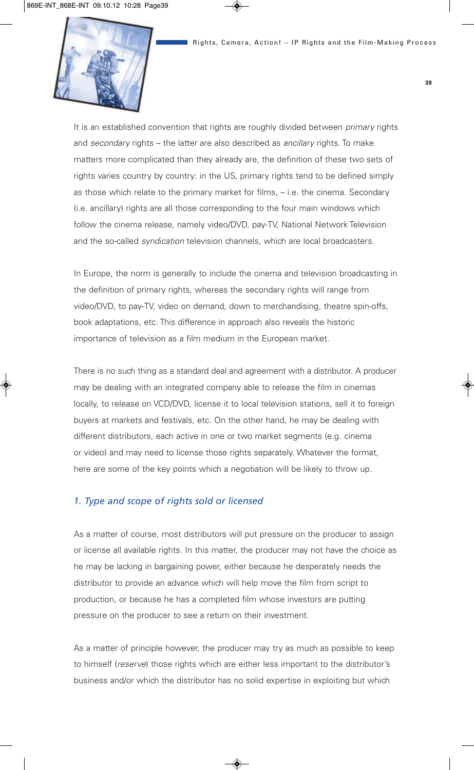It is an established convention that rights are roughly divided between *primary* rights and *secondary* rights – the latter are also described as *ancillary* rights. To make matters more complicated than they already are, the definition of these two sets of rights varies country by country: in the US, primary rights tend to be defined simply as those which relate to the primary market for films, – i.e. the cinema. Secondary (i.e. ancillary) rights are all those corresponding to the four main windows which follow the cinema release, namely video/DVD, pay-TV, National Network Television and the so-called *syndication* television channels, which are local broadcasters.

In Europe, the norm is generally to include the cinema and television broadcasting in the definition of primary rights, whereas the secondary rights will range from video/DVD, to pay-TV, video on demand, down to merchandising, theatre spin-offs, book adaptations, etc. This difference in approach also reveals the historic importance of television as a film medium in the European market.

There is no such thing as a standard deal and agreement with a distributor. A producer may be dealing with an integrated company able to release the film in cinemas locally, to release on VCD/DVD, license it to local television stations, sell it to foreign buyers at markets and festivals, etc. On the other hand, he may be dealing with different distributors, each active in one or two market segments (e.g. cinema or video) and may need to license those rights separately. Whatever the format, here are some of the key points which a negotiation will be likely to throw up.

### *1. Type and scope of rights sold or licensed*

As a matter of course, most distributors will put pressure on the producer to assign or license all available rights. In this matter, the producer may not have the choice as he may be lacking in bargaining power, either because he desperately needs the distributor to provide an advance which will help move the film from script to production, or because he has a completed film whose investors are putting pressure on the producer to see a return on their investment.

As a matter of principle however, the producer may try as much as possible to keep to himself (*reserve*) those rights which are either less important to the distributor's business and/or which the distributor has no solid expertise in exploiting but which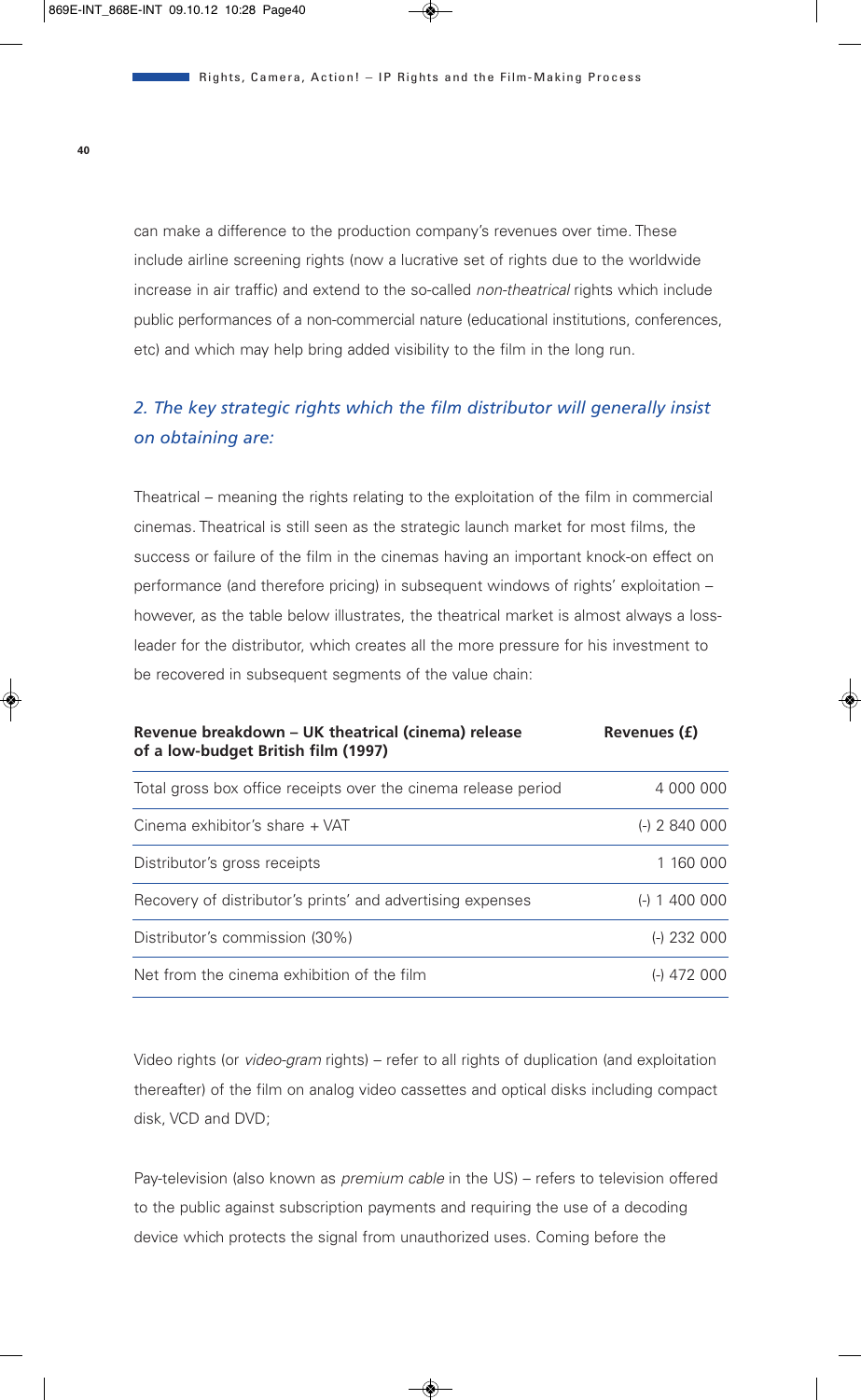can make a difference to the production company's revenues over time. These include airline screening rights (now a lucrative set of rights due to the worldwide increase in air traffic) and extend to the so-called *non-theatrical* rights which include public performances of a non-commercial nature (educational institutions, conferences, etc) and which may help bring added visibility to the film in the long run.

### *2. The key strategic rights which the film distributor will generally insist on obtaining are:*

Theatrical – meaning the rights relating to the exploitation of the film in commercial cinemas. Theatrical is still seen as the strategic launch market for most films, the success or failure of the film in the cinemas having an important knock-on effect on performance (and therefore pricing) in subsequent windows of rights' exploitation – however, as the table below illustrates, the theatrical market is almost always a loss-leader for the distributor, which creates all the more pressure for his investment to be recovered in subsequent segments of the value chain:

| **Revenue breakdown – UK theatrical (cinema) release of a low-budget British film (1997)** | **Revenues (£)** |
|---|---|
| Total gross box office receipts over the cinema release period | 4 000 000 |
| Cinema exhibitor's share + VAT | (-) 2 840 000 |
| Distributor's gross receipts | 1 160 000 |
| Recovery of distributor's prints' and advertising expenses | (-) 1 400 000 |
| Distributor's commission (30%) | (-) 232 000 |
| Net from the cinema exhibition of the film | (-) 472 000 |

Video rights (or *video-gram* rights) – refer to all rights of duplication (and exploitation thereafter) of the film on analog video cassettes and optical disks including compact disk, VCD and DVD;

Pay-television (also known as *premium cable* in the US) – refers to television offered to the public against subscription payments and requiring the use of a decoding device which protects the signal from unauthorized uses. Coming before the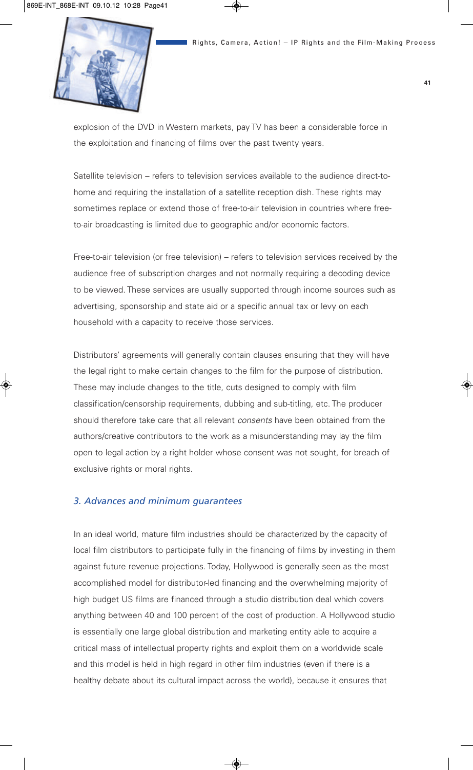explosion of the DVD in Western markets, pay TV has been a considerable force in the exploitation and financing of films over the past twenty years.

Satellite television – refers to television services available to the audience direct-to-home and requiring the installation of a satellite reception dish. These rights may sometimes replace or extend those of free-to-air television in countries where free-to-air broadcasting is limited due to geographic and/or economic factors.

Free-to-air television (or free television) – refers to television services received by the audience free of subscription charges and not normally requiring a decoding device to be viewed. These services are usually supported through income sources such as advertising, sponsorship and state aid or a specific annual tax or levy on each household with a capacity to receive those services.

Distributors' agreements will generally contain clauses ensuring that they will have the legal right to make certain changes to the film for the purpose of distribution. These may include changes to the title, cuts designed to comply with film classification/censorship requirements, dubbing and sub-titling, etc. The producer should therefore take care that all relevant *consents* have been obtained from the authors/creative contributors to the work as a misunderstanding may lay the film open to legal action by a right holder whose consent was not sought, for breach of exclusive rights or moral rights.

### *3. Advances and minimum guarantees*

In an ideal world, mature film industries should be characterized by the capacity of local film distributors to participate fully in the financing of films by investing in them against future revenue projections. Today, Hollywood is generally seen as the most accomplished model for distributor-led financing and the overwhelming majority of high budget US films are financed through a studio distribution deal which covers anything between 40 and 100 percent of the cost of production. A Hollywood studio is essentially one large global distribution and marketing entity able to acquire a critical mass of intellectual property rights and exploit them on a worldwide scale and this model is held in high regard in other film industries (even if there is a healthy debate about its cultural impact across the world), because it ensures that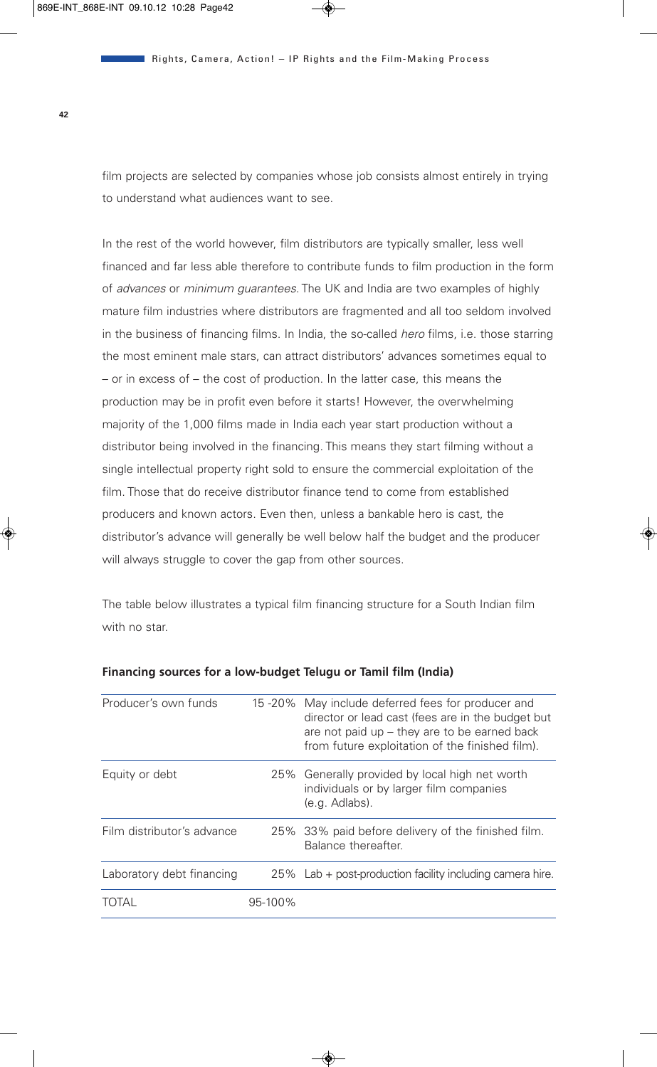film projects are selected by companies whose job consists almost entirely in trying to understand what audiences want to see.

In the rest of the world however, film distributors are typically smaller, less well financed and far less able therefore to contribute funds to film production in the form of *advances* or *minimum guarantees*. The UK and India are two examples of highly mature film industries where distributors are fragmented and all too seldom involved in the business of financing films. In India, the so-called *hero* films, i.e. those starring the most eminent male stars, can attract distributors' advances sometimes equal to – or in excess of – the cost of production. In the latter case, this means the production may be in profit even before it starts! However, the overwhelming majority of the 1,000 films made in India each year start production without a distributor being involved in the financing. This means they start filming without a single intellectual property right sold to ensure the commercial exploitation of the film. Those that do receive distributor finance tend to come from established producers and known actors. Even then, unless a bankable hero is cast, the distributor's advance will generally be well below half the budget and the producer will always struggle to cover the gap from other sources.

The table below illustrates a typical film financing structure for a South Indian film with no star.

**Financing sources for a low-budget Telugu or Tamil film (India)**

| | | |
|---|---|---|
| Producer's own funds | 15 -20% | May include deferred fees for producer and director or lead cast (fees are in the budget but are not paid up – they are to be earned back from future exploitation of the finished film). |
| Equity or debt | 25% | Generally provided by local high net worth individuals or by larger film companies (e.g. Adlabs). |
| Film distributor's advance | 25% | 33% paid before delivery of the finished film. Balance thereafter. |
| Laboratory debt financing | 25% | Lab + post-production facility including camera hire. |
| TOTAL | 95-100% | |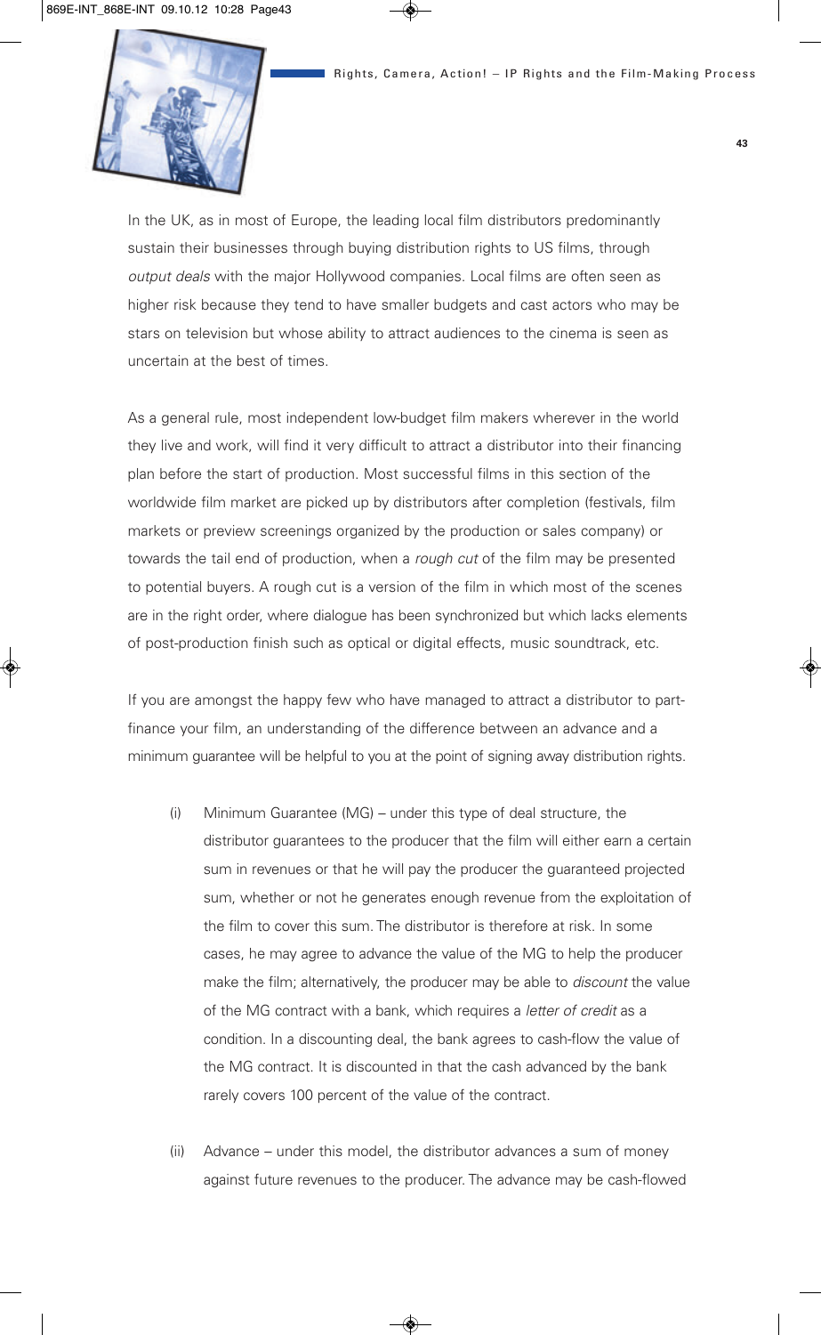In the UK, as in most of Europe, the leading local film distributors predominantly sustain their businesses through buying distribution rights to US films, through *output deals* with the major Hollywood companies. Local films are often seen as higher risk because they tend to have smaller budgets and cast actors who may be stars on television but whose ability to attract audiences to the cinema is seen as uncertain at the best of times.

As a general rule, most independent low-budget film makers wherever in the world they live and work, will find it very difficult to attract a distributor into their financing plan before the start of production. Most successful films in this section of the worldwide film market are picked up by distributors after completion (festivals, film markets or preview screenings organized by the production or sales company) or towards the tail end of production, when a *rough cut* of the film may be presented to potential buyers. A rough cut is a version of the film in which most of the scenes are in the right order, where dialogue has been synchronized but which lacks elements of post-production finish such as optical or digital effects, music soundtrack, etc.

If you are amongst the happy few who have managed to attract a distributor to part-finance your film, an understanding of the difference between an advance and a minimum guarantee will be helpful to you at the point of signing away distribution rights.

(i) Minimum Guarantee (MG) – under this type of deal structure, the distributor guarantees to the producer that the film will either earn a certain sum in revenues or that he will pay the producer the guaranteed projected sum, whether or not he generates enough revenue from the exploitation of the film to cover this sum. The distributor is therefore at risk. In some cases, he may agree to advance the value of the MG to help the producer make the film; alternatively, the producer may be able to *discount* the value of the MG contract with a bank, which requires a *letter of credit* as a condition. In a discounting deal, the bank agrees to cash-flow the value of the MG contract. It is discounted in that the cash advanced by the bank rarely covers 100 percent of the value of the contract.

(ii) Advance – under this model, the distributor advances a sum of money against future revenues to the producer. The advance may be cash-flowed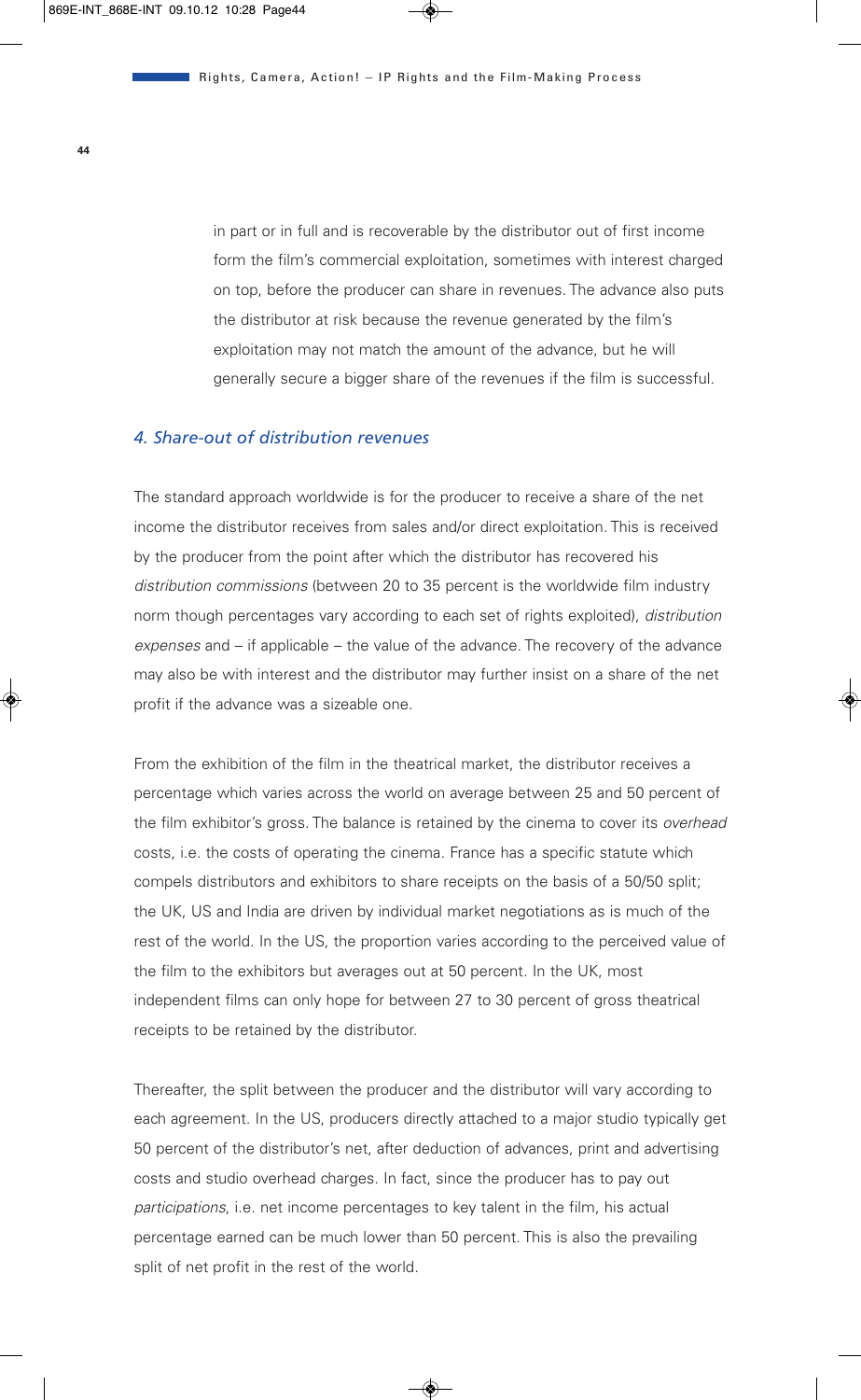in part or in full and is recoverable by the distributor out of first income form the film's commercial exploitation, sometimes with interest charged on top, before the producer can share in revenues. The advance also puts the distributor at risk because the revenue generated by the film's exploitation may not match the amount of the advance, but he will generally secure a bigger share of the revenues if the film is successful.

### *4. Share-out of distribution revenues*

The standard approach worldwide is for the producer to receive a share of the net income the distributor receives from sales and/or direct exploitation. This is received by the producer from the point after which the distributor has recovered his *distribution commissions* (between 20 to 35 percent is the worldwide film industry norm though percentages vary according to each set of rights exploited), *distribution expenses* and – if applicable – the value of the advance. The recovery of the advance may also be with interest and the distributor may further insist on a share of the net profit if the advance was a sizeable one.

From the exhibition of the film in the theatrical market, the distributor receives a percentage which varies across the world on average between 25 and 50 percent of the film exhibitor's gross. The balance is retained by the cinema to cover its *overhead* costs, i.e. the costs of operating the cinema. France has a specific statute which compels distributors and exhibitors to share receipts on the basis of a 50/50 split; the UK, US and India are driven by individual market negotiations as is much of the rest of the world. In the US, the proportion varies according to the perceived value of the film to the exhibitors but averages out at 50 percent. In the UK, most independent films can only hope for between 27 to 30 percent of gross theatrical receipts to be retained by the distributor.

Thereafter, the split between the producer and the distributor will vary according to each agreement. In the US, producers directly attached to a major studio typically get 50 percent of the distributor's net, after deduction of advances, print and advertising costs and studio overhead charges. In fact, since the producer has to pay out *participations*, i.e. net income percentages to key talent in the film, his actual percentage earned can be much lower than 50 percent. This is also the prevailing split of net profit in the rest of the world.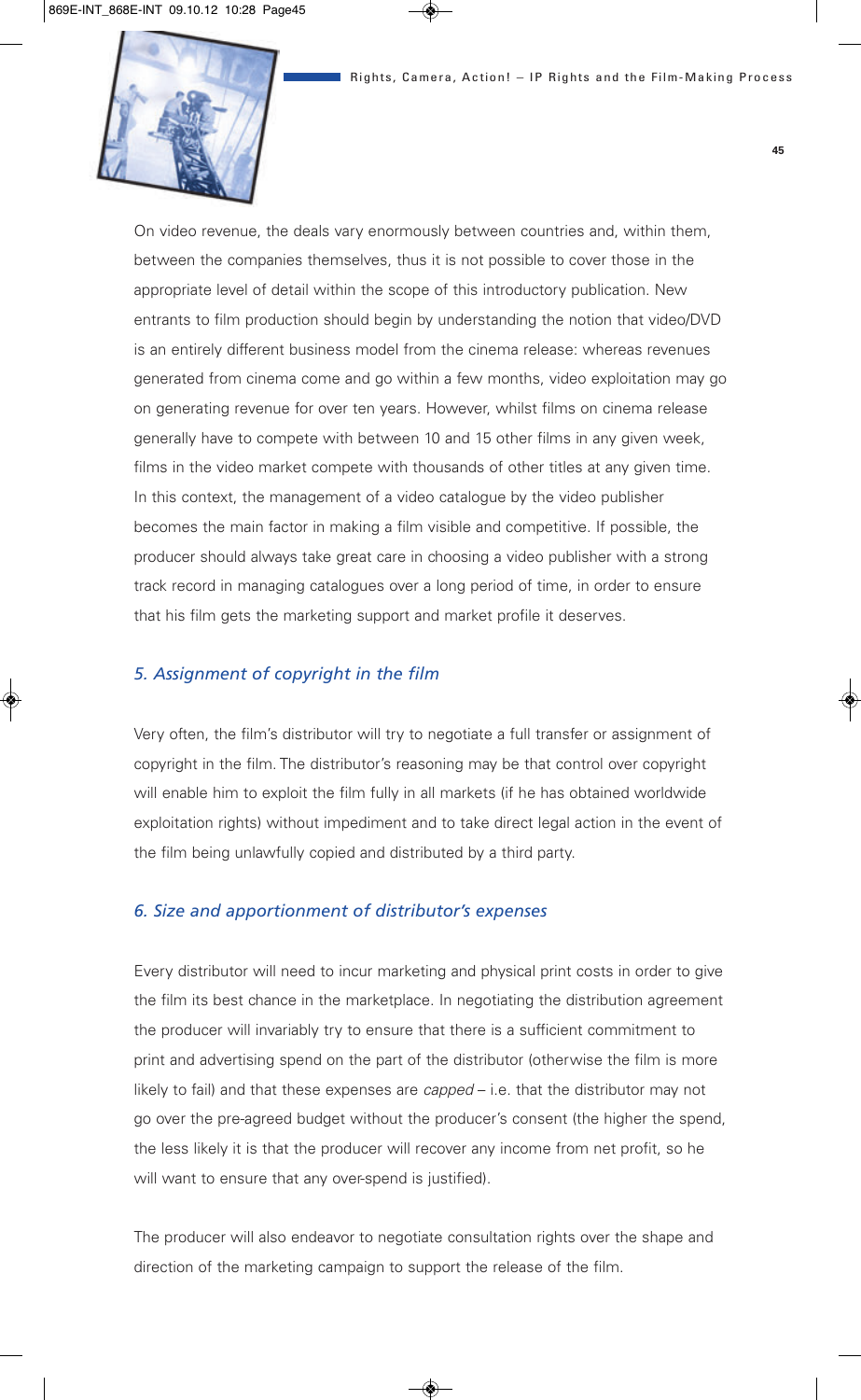On video revenue, the deals vary enormously between countries and, within them, between the companies themselves, thus it is not possible to cover those in the appropriate level of detail within the scope of this introductory publication. New entrants to film production should begin by understanding the notion that video/DVD is an entirely different business model from the cinema release: whereas revenues generated from cinema come and go within a few months, video exploitation may go on generating revenue for over ten years. However, whilst films on cinema release generally have to compete with between 10 and 15 other films in any given week, films in the video market compete with thousands of other titles at any given time. In this context, the management of a video catalogue by the video publisher becomes the main factor in making a film visible and competitive. If possible, the producer should always take great care in choosing a video publisher with a strong track record in managing catalogues over a long period of time, in order to ensure that his film gets the marketing support and market profile it deserves.

### *5. Assignment of copyright in the film*

Very often, the film's distributor will try to negotiate a full transfer or assignment of copyright in the film. The distributor's reasoning may be that control over copyright will enable him to exploit the film fully in all markets (if he has obtained worldwide exploitation rights) without impediment and to take direct legal action in the event of the film being unlawfully copied and distributed by a third party.

### *6. Size and apportionment of distributor's expenses*

Every distributor will need to incur marketing and physical print costs in order to give the film its best chance in the marketplace. In negotiating the distribution agreement the producer will invariably try to ensure that there is a sufficient commitment to print and advertising spend on the part of the distributor (otherwise the film is more likely to fail) and that these expenses are *capped* – i.e. that the distributor may not go over the pre-agreed budget without the producer's consent (the higher the spend, the less likely it is that the producer will recover any income from net profit, so he will want to ensure that any over-spend is justified).

The producer will also endeavor to negotiate consultation rights over the shape and direction of the marketing campaign to support the release of the film.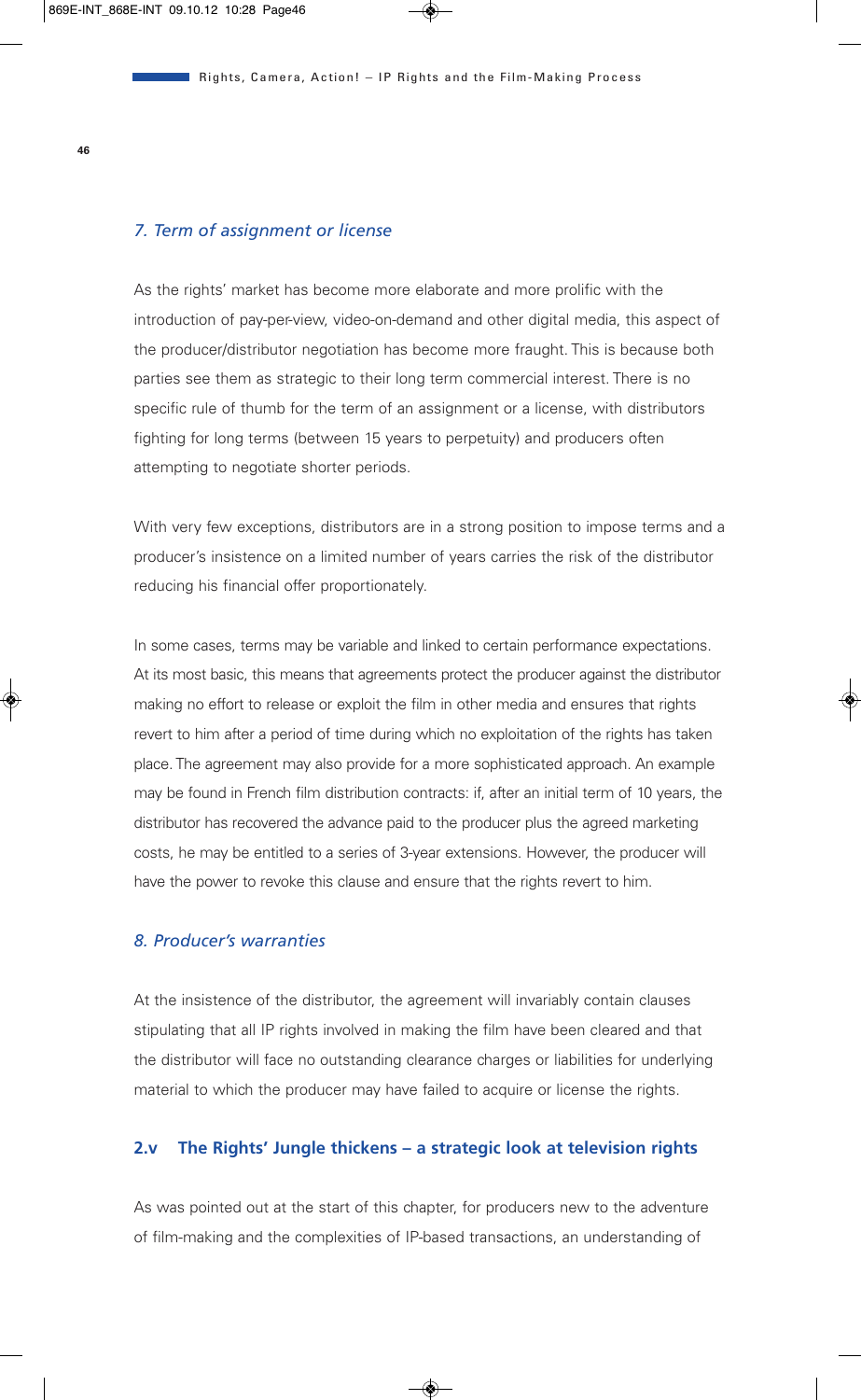*7. Term of assignment or license*

As the rights' market has become more elaborate and more prolific with the introduction of pay-per-view, video-on-demand and other digital media, this aspect of the producer/distributor negotiation has become more fraught. This is because both parties see them as strategic to their long term commercial interest. There is no specific rule of thumb for the term of an assignment or a license, with distributors fighting for long terms (between 15 years to perpetuity) and producers often attempting to negotiate shorter periods.

With very few exceptions, distributors are in a strong position to impose terms and a producer's insistence on a limited number of years carries the risk of the distributor reducing his financial offer proportionately.

In some cases, terms may be variable and linked to certain performance expectations. At its most basic, this means that agreements protect the producer against the distributor making no effort to release or exploit the film in other media and ensures that rights revert to him after a period of time during which no exploitation of the rights has taken place. The agreement may also provide for a more sophisticated approach. An example may be found in French film distribution contracts: if, after an initial term of 10 years, the distributor has recovered the advance paid to the producer plus the agreed marketing costs, he may be entitled to a series of 3-year extensions. However, the producer will have the power to revoke this clause and ensure that the rights revert to him.

*8. Producer's warranties*

At the insistence of the distributor, the agreement will invariably contain clauses stipulating that all IP rights involved in making the film have been cleared and that the distributor will face no outstanding clearance charges or liabilities for underlying material to which the producer may have failed to acquire or license the rights.

## 2.v The Rights' Jungle thickens – a strategic look at television rights

As was pointed out at the start of this chapter, for producers new to the adventure of film-making and the complexities of IP-based transactions, an understanding of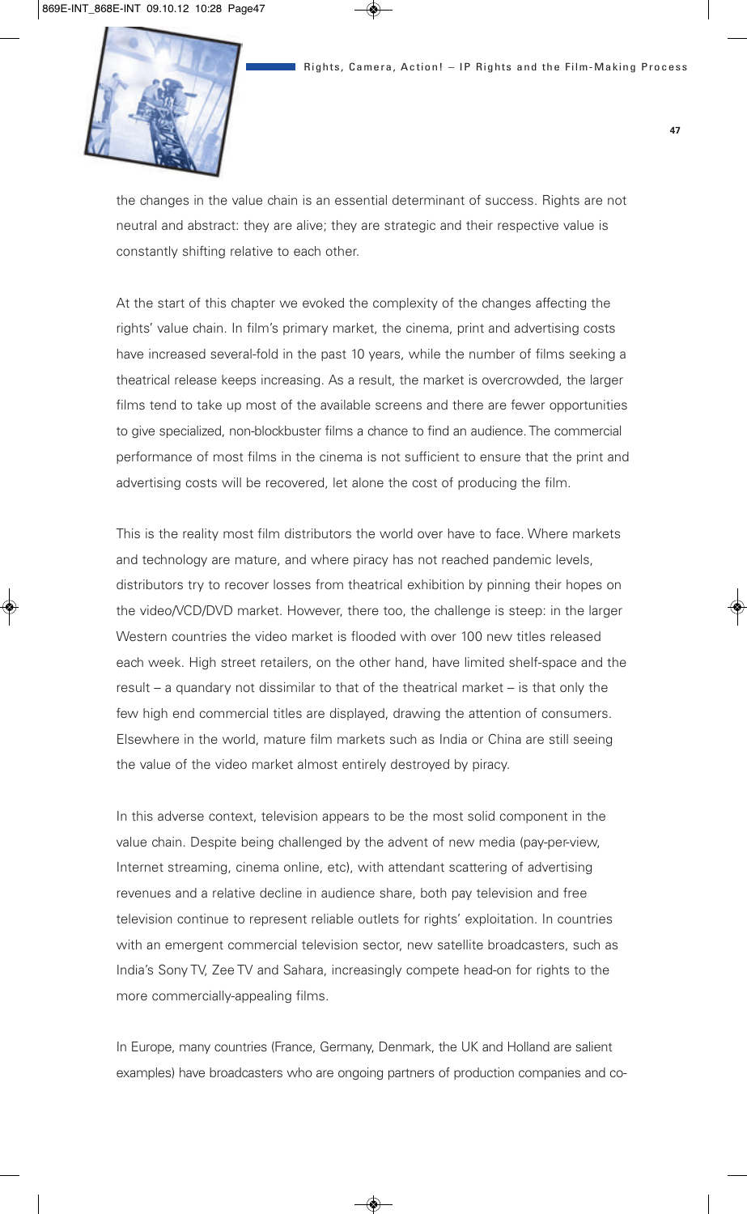the changes in the value chain is an essential determinant of success. Rights are not neutral and abstract: they are alive; they are strategic and their respective value is constantly shifting relative to each other.

At the start of this chapter we evoked the complexity of the changes affecting the rights' value chain. In film's primary market, the cinema, print and advertising costs have increased several-fold in the past 10 years, while the number of films seeking a theatrical release keeps increasing. As a result, the market is overcrowded, the larger films tend to take up most of the available screens and there are fewer opportunities to give specialized, non-blockbuster films a chance to find an audience. The commercial performance of most films in the cinema is not sufficient to ensure that the print and advertising costs will be recovered, let alone the cost of producing the film.

This is the reality most film distributors the world over have to face. Where markets and technology are mature, and where piracy has not reached pandemic levels, distributors try to recover losses from theatrical exhibition by pinning their hopes on the video/VCD/DVD market. However, there too, the challenge is steep: in the larger Western countries the video market is flooded with over 100 new titles released each week. High street retailers, on the other hand, have limited shelf-space and the result – a quandary not dissimilar to that of the theatrical market – is that only the few high end commercial titles are displayed, drawing the attention of consumers. Elsewhere in the world, mature film markets such as India or China are still seeing the value of the video market almost entirely destroyed by piracy.

In this adverse context, television appears to be the most solid component in the value chain. Despite being challenged by the advent of new media (pay-per-view, Internet streaming, cinema online, etc), with attendant scattering of advertising revenues and a relative decline in audience share, both pay television and free television continue to represent reliable outlets for rights' exploitation. In countries with an emergent commercial television sector, new satellite broadcasters, such as India's Sony TV, Zee TV and Sahara, increasingly compete head-on for rights to the more commercially-appealing films.

In Europe, many countries (France, Germany, Denmark, the UK and Holland are salient examples) have broadcasters who are ongoing partners of production companies and co-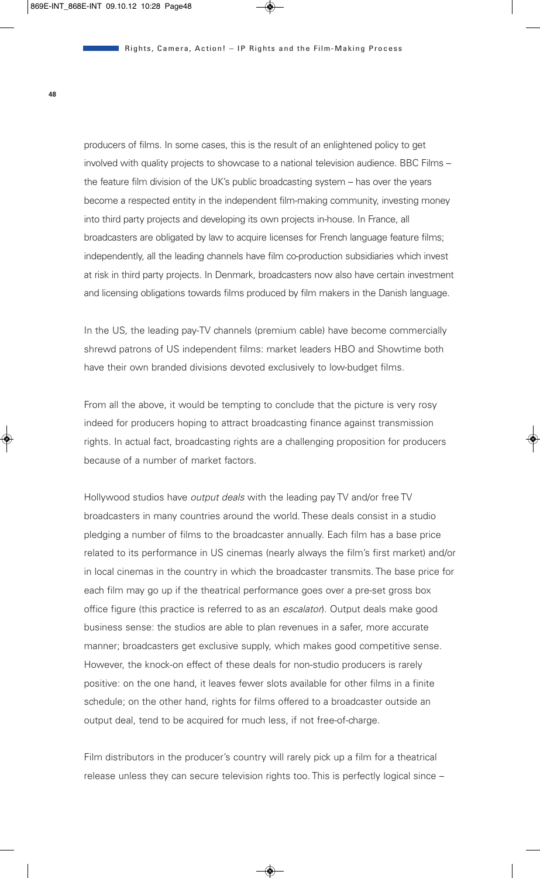producers of films. In some cases, this is the result of an enlightened policy to get involved with quality projects to showcase to a national television audience. BBC Films – the feature film division of the UK's public broadcasting system – has over the years become a respected entity in the independent film-making community, investing money into third party projects and developing its own projects in-house. In France, all broadcasters are obligated by law to acquire licenses for French language feature films; independently, all the leading channels have film co-production subsidiaries which invest at risk in third party projects. In Denmark, broadcasters now also have certain investment and licensing obligations towards films produced by film makers in the Danish language.

In the US, the leading pay-TV channels (premium cable) have become commercially shrewd patrons of US independent films: market leaders HBO and Showtime both have their own branded divisions devoted exclusively to low-budget films.

From all the above, it would be tempting to conclude that the picture is very rosy indeed for producers hoping to attract broadcasting finance against transmission rights. In actual fact, broadcasting rights are a challenging proposition for producers because of a number of market factors.

Hollywood studios have *output deals* with the leading pay TV and/or free TV broadcasters in many countries around the world. These deals consist in a studio pledging a number of films to the broadcaster annually. Each film has a base price related to its performance in US cinemas (nearly always the film's first market) and/or in local cinemas in the country in which the broadcaster transmits. The base price for each film may go up if the theatrical performance goes over a pre-set gross box office figure (this practice is referred to as an *escalator*). Output deals make good business sense: the studios are able to plan revenues in a safer, more accurate manner; broadcasters get exclusive supply, which makes good competitive sense. However, the knock-on effect of these deals for non-studio producers is rarely positive: on the one hand, it leaves fewer slots available for other films in a finite schedule; on the other hand, rights for films offered to a broadcaster outside an output deal, tend to be acquired for much less, if not free-of-charge.

Film distributors in the producer's country will rarely pick up a film for a theatrical release unless they can secure television rights too. This is perfectly logical since –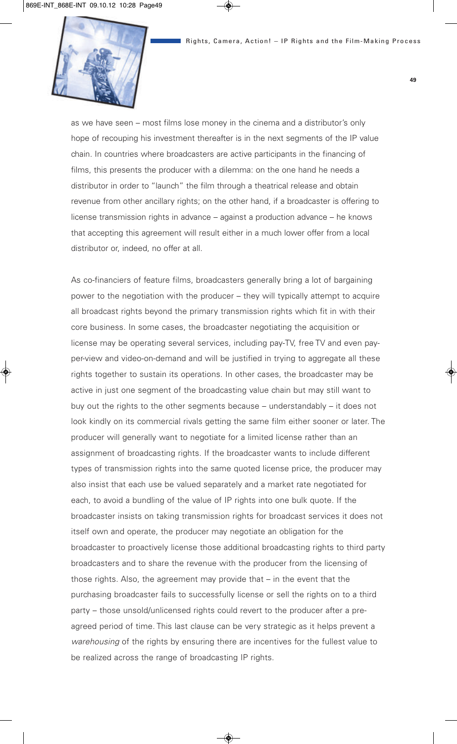as we have seen – most films lose money in the cinema and a distributor's only hope of recouping his investment thereafter is in the next segments of the IP value chain. In countries where broadcasters are active participants in the financing of films, this presents the producer with a dilemma: on the one hand he needs a distributor in order to "launch" the film through a theatrical release and obtain revenue from other ancillary rights; on the other hand, if a broadcaster is offering to license transmission rights in advance – against a production advance – he knows that accepting this agreement will result either in a much lower offer from a local distributor or, indeed, no offer at all.

As co-financiers of feature films, broadcasters generally bring a lot of bargaining power to the negotiation with the producer – they will typically attempt to acquire all broadcast rights beyond the primary transmission rights which fit in with their core business. In some cases, the broadcaster negotiating the acquisition or license may be operating several services, including pay-TV, free TV and even pay-per-view and video-on-demand and will be justified in trying to aggregate all these rights together to sustain its operations. In other cases, the broadcaster may be active in just one segment of the broadcasting value chain but may still want to buy out the rights to the other segments because – understandably – it does not look kindly on its commercial rivals getting the same film either sooner or later. The producer will generally want to negotiate for a limited license rather than an assignment of broadcasting rights. If the broadcaster wants to include different types of transmission rights into the same quoted license price, the producer may also insist that each use be valued separately and a market rate negotiated for each, to avoid a bundling of the value of IP rights into one bulk quote. If the broadcaster insists on taking transmission rights for broadcast services it does not itself own and operate, the producer may negotiate an obligation for the broadcaster to proactively license those additional broadcasting rights to third party broadcasters and to share the revenue with the producer from the licensing of those rights. Also, the agreement may provide that – in the event that the purchasing broadcaster fails to successfully license or sell the rights on to a third party – those unsold/unlicensed rights could revert to the producer after a pre-agreed period of time. This last clause can be very strategic as it helps prevent a *warehousing* of the rights by ensuring there are incentives for the fullest value to be realized across the range of broadcasting IP rights.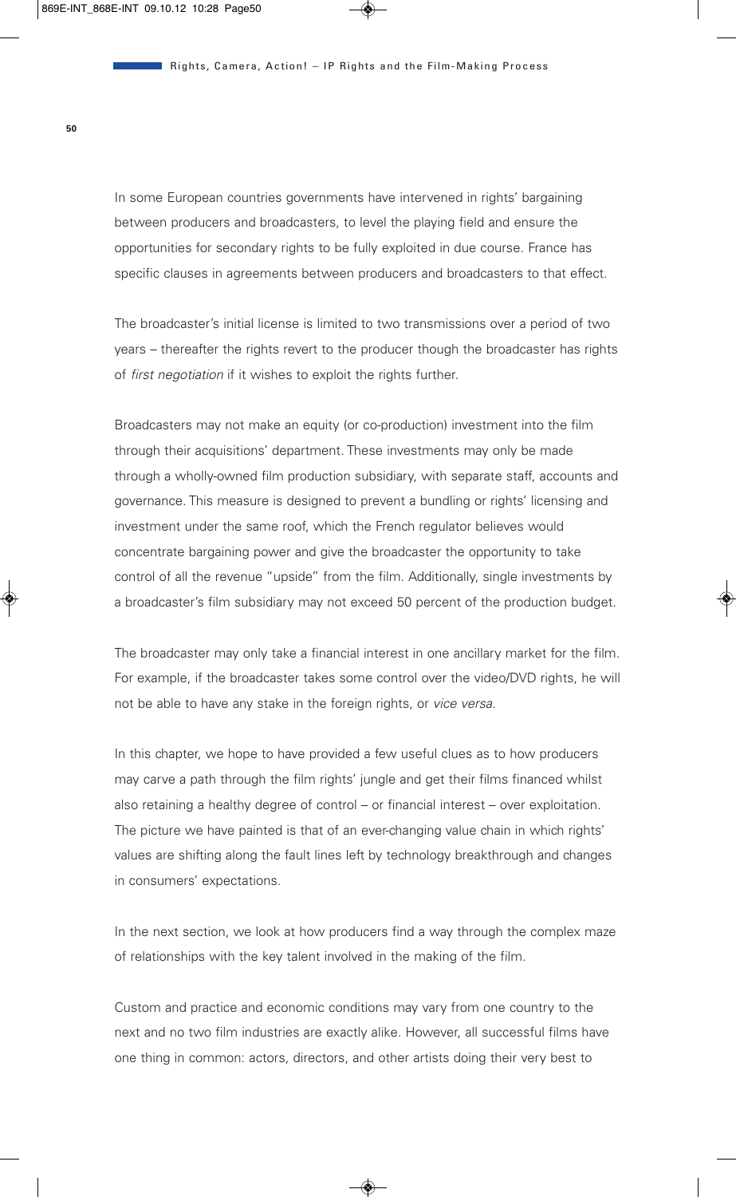In some European countries governments have intervened in rights' bargaining between producers and broadcasters, to level the playing field and ensure the opportunities for secondary rights to be fully exploited in due course. France has specific clauses in agreements between producers and broadcasters to that effect.

The broadcaster's initial license is limited to two transmissions over a period of two years – thereafter the rights revert to the producer though the broadcaster has rights of *first negotiation* if it wishes to exploit the rights further.

Broadcasters may not make an equity (or co-production) investment into the film through their acquisitions' department. These investments may only be made through a wholly-owned film production subsidiary, with separate staff, accounts and governance. This measure is designed to prevent a bundling or rights' licensing and investment under the same roof, which the French regulator believes would concentrate bargaining power and give the broadcaster the opportunity to take control of all the revenue "upside" from the film. Additionally, single investments by a broadcaster's film subsidiary may not exceed 50 percent of the production budget.

The broadcaster may only take a financial interest in one ancillary market for the film. For example, if the broadcaster takes some control over the video/DVD rights, he will not be able to have any stake in the foreign rights, or *vice versa*.

In this chapter, we hope to have provided a few useful clues as to how producers may carve a path through the film rights' jungle and get their films financed whilst also retaining a healthy degree of control – or financial interest – over exploitation. The picture we have painted is that of an ever-changing value chain in which rights' values are shifting along the fault lines left by technology breakthrough and changes in consumers' expectations.

In the next section, we look at how producers find a way through the complex maze of relationships with the key talent involved in the making of the film.

Custom and practice and economic conditions may vary from one country to the next and no two film industries are exactly alike. However, all successful films have one thing in common: actors, directors, and other artists doing their very best to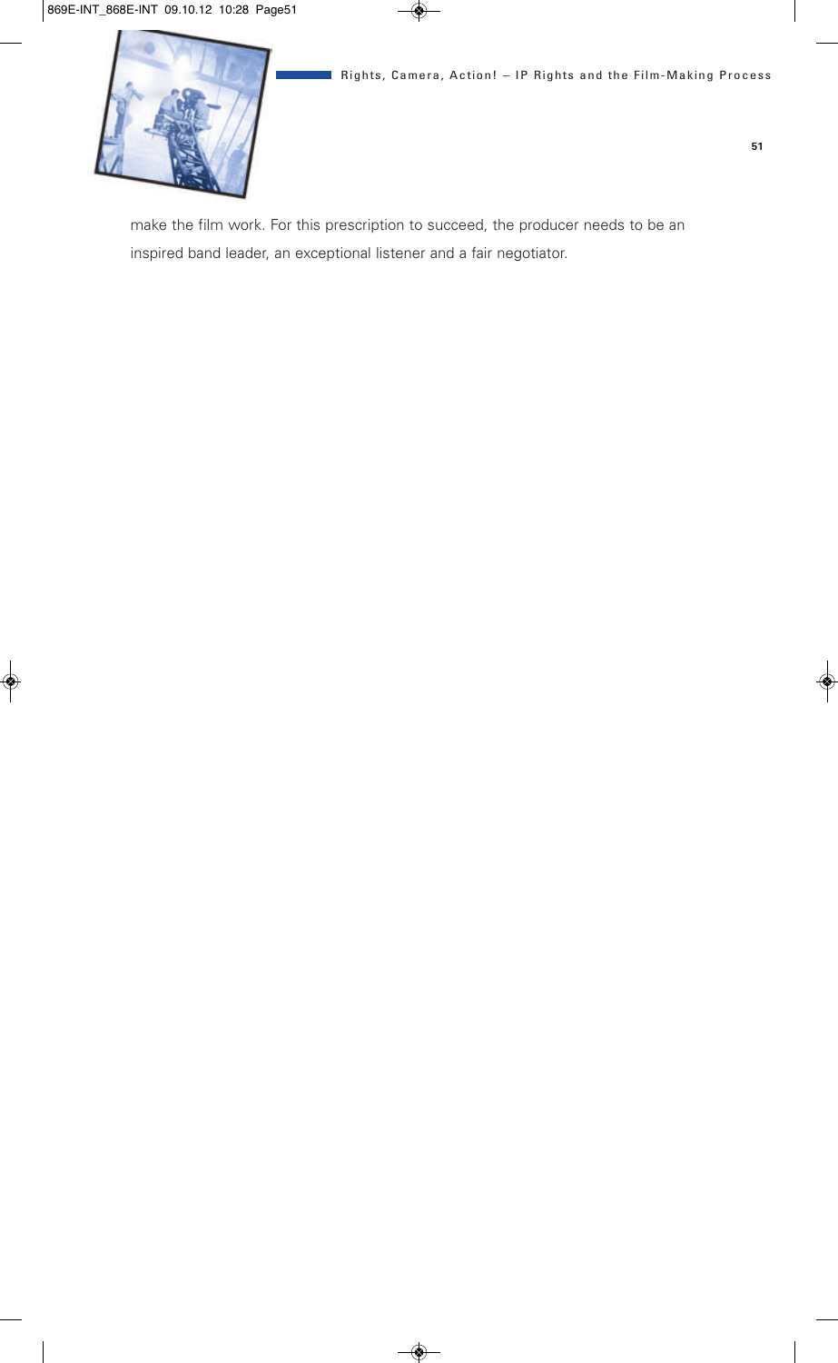make the film work. For this prescription to succeed, the producer needs to be an inspired band leader, an exceptional listener and a fair negotiator.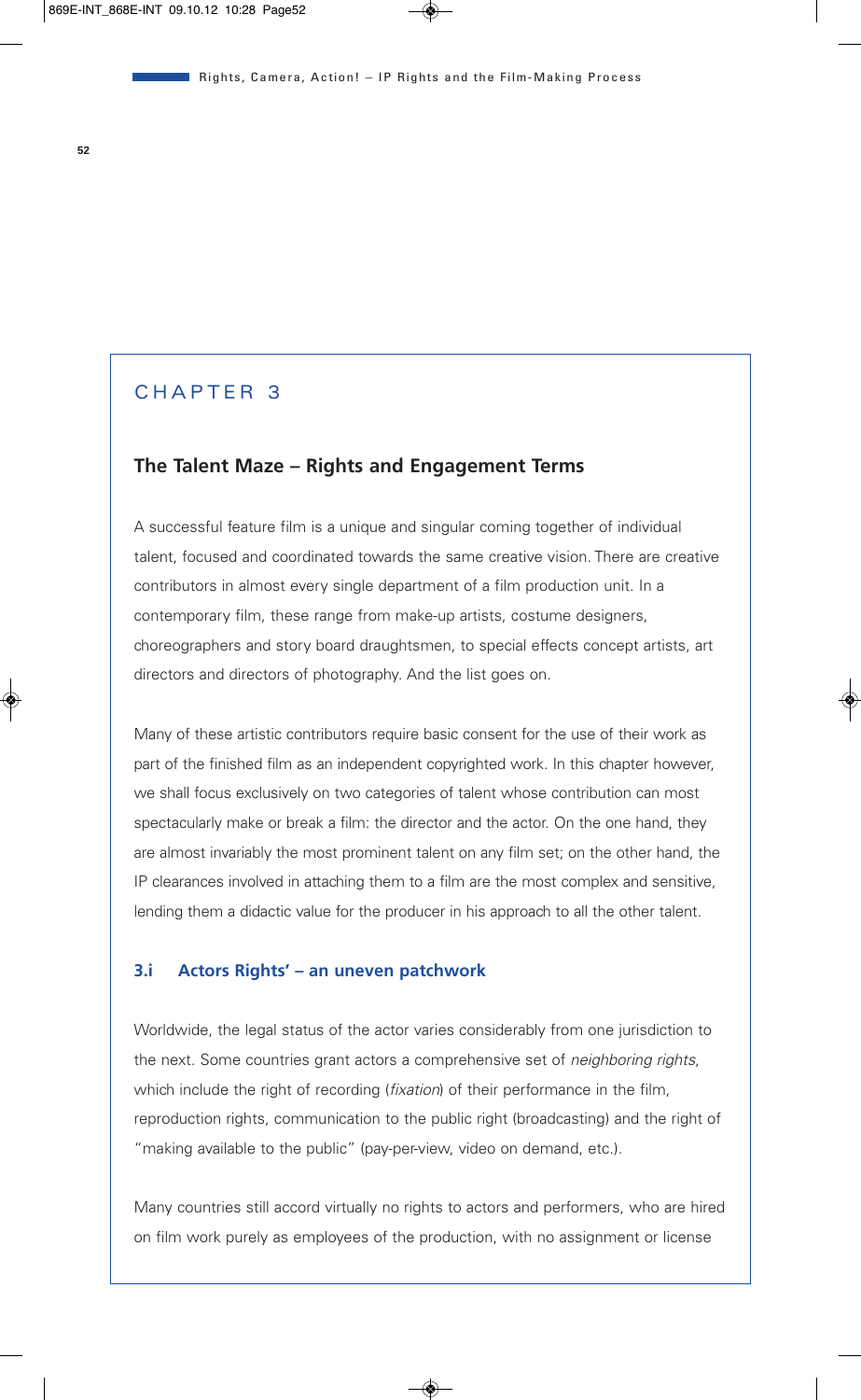# CHAPTER 3

## The Talent Maze – Rights and Engagement Terms

A successful feature film is a unique and singular coming together of individual talent, focused and coordinated towards the same creative vision. There are creative contributors in almost every single department of a film production unit. In a contemporary film, these range from make-up artists, costume designers, choreographers and story board draughtsmen, to special effects concept artists, art directors and directors of photography. And the list goes on.

Many of these artistic contributors require basic consent for the use of their work as part of the finished film as an independent copyrighted work. In this chapter however, we shall focus exclusively on two categories of talent whose contribution can most spectacularly make or break a film: the director and the actor. On the one hand, they are almost invariably the most prominent talent on any film set; on the other hand, the IP clearances involved in attaching them to a film are the most complex and sensitive, lending them a didactic value for the producer in his approach to all the other talent.

### 3.i Actors Rights' – an uneven patchwork

Worldwide, the legal status of the actor varies considerably from one jurisdiction to the next. Some countries grant actors a comprehensive set of *neighboring rights*, which include the right of recording (*fixation*) of their performance in the film, reproduction rights, communication to the public right (broadcasting) and the right of "making available to the public" (pay-per-view, video on demand, etc.).

Many countries still accord virtually no rights to actors and performers, who are hired on film work purely as employees of the production, with no assignment or license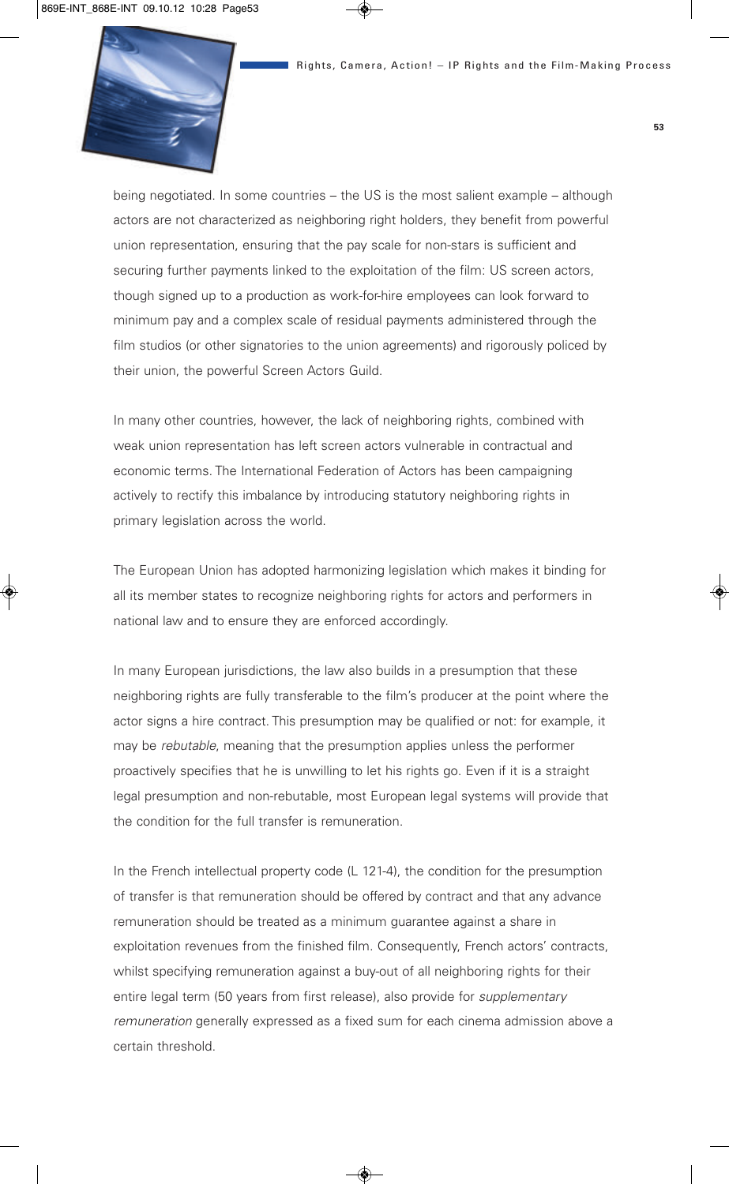being negotiated. In some countries – the US is the most salient example – although actors are not characterized as neighboring right holders, they benefit from powerful union representation, ensuring that the pay scale for non-stars is sufficient and securing further payments linked to the exploitation of the film: US screen actors, though signed up to a production as work-for-hire employees can look forward to minimum pay and a complex scale of residual payments administered through the film studios (or other signatories to the union agreements) and rigorously policed by their union, the powerful Screen Actors Guild.

In many other countries, however, the lack of neighboring rights, combined with weak union representation has left screen actors vulnerable in contractual and economic terms. The International Federation of Actors has been campaigning actively to rectify this imbalance by introducing statutory neighboring rights in primary legislation across the world.

The European Union has adopted harmonizing legislation which makes it binding for all its member states to recognize neighboring rights for actors and performers in national law and to ensure they are enforced accordingly.

In many European jurisdictions, the law also builds in a presumption that these neighboring rights are fully transferable to the film's producer at the point where the actor signs a hire contract. This presumption may be qualified or not: for example, it may be *rebutable*, meaning that the presumption applies unless the performer proactively specifies that he is unwilling to let his rights go. Even if it is a straight legal presumption and non-rebutable, most European legal systems will provide that the condition for the full transfer is remuneration.

In the French intellectual property code (L 121-4), the condition for the presumption of transfer is that remuneration should be offered by contract and that any advance remuneration should be treated as a minimum guarantee against a share in exploitation revenues from the finished film. Consequently, French actors' contracts, whilst specifying remuneration against a buy-out of all neighboring rights for their entire legal term (50 years from first release), also provide for *supplementary remuneration* generally expressed as a fixed sum for each cinema admission above a certain threshold.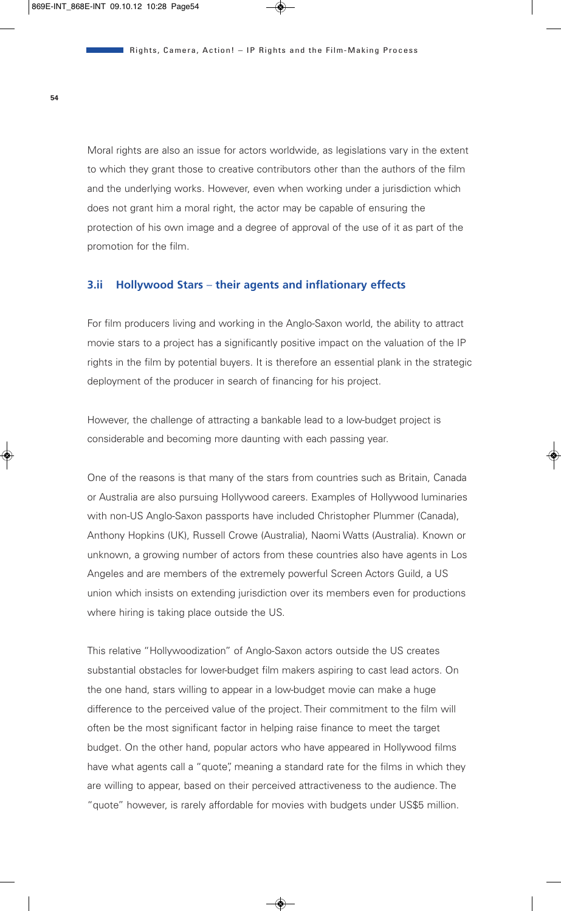Moral rights are also an issue for actors worldwide, as legislations vary in the extent to which they grant those to creative contributors other than the authors of the film and the underlying works. However, even when working under a jurisdiction which does not grant him a moral right, the actor may be capable of ensuring the protection of his own image and a degree of approval of the use of it as part of the promotion for the film.

### 3.ii Hollywood Stars – their agents and inflationary effects

For film producers living and working in the Anglo-Saxon world, the ability to attract movie stars to a project has a significantly positive impact on the valuation of the IP rights in the film by potential buyers. It is therefore an essential plank in the strategic deployment of the producer in search of financing for his project.

However, the challenge of attracting a bankable lead to a low-budget project is considerable and becoming more daunting with each passing year.

One of the reasons is that many of the stars from countries such as Britain, Canada or Australia are also pursuing Hollywood careers. Examples of Hollywood luminaries with non-US Anglo-Saxon passports have included Christopher Plummer (Canada), Anthony Hopkins (UK), Russell Crowe (Australia), Naomi Watts (Australia). Known or unknown, a growing number of actors from these countries also have agents in Los Angeles and are members of the extremely powerful Screen Actors Guild, a US union which insists on extending jurisdiction over its members even for productions where hiring is taking place outside the US.

This relative "Hollywoodization" of Anglo-Saxon actors outside the US creates substantial obstacles for lower-budget film makers aspiring to cast lead actors. On the one hand, stars willing to appear in a low-budget movie can make a huge difference to the perceived value of the project. Their commitment to the film will often be the most significant factor in helping raise finance to meet the target budget. On the other hand, popular actors who have appeared in Hollywood films have what agents call a "quote", meaning a standard rate for the films in which they are willing to appear, based on their perceived attractiveness to the audience. The "quote" however, is rarely affordable for movies with budgets under US$5 million.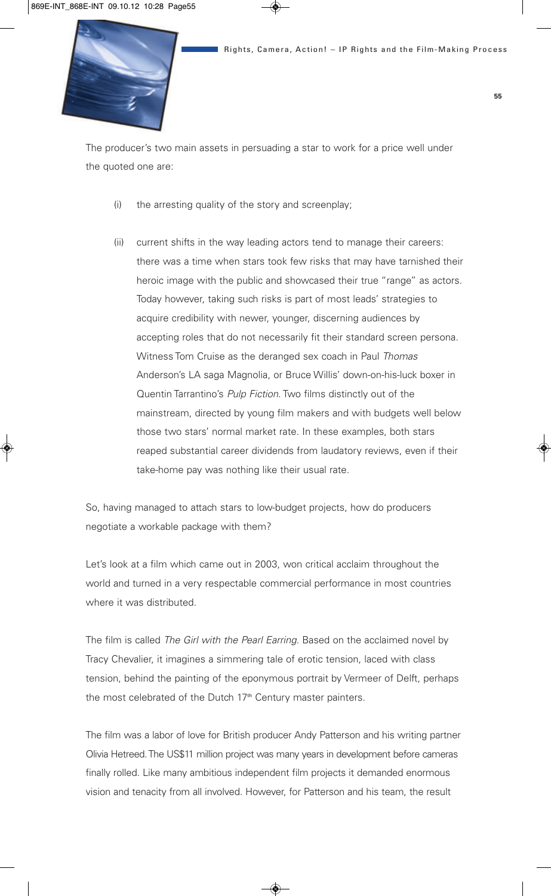The producer's two main assets in persuading a star to work for a price well under the quoted one are:

(i) the arresting quality of the story and screenplay;

(ii) current shifts in the way leading actors tend to manage their careers: there was a time when stars took few risks that may have tarnished their heroic image with the public and showcased their true "range" as actors. Today however, taking such risks is part of most leads' strategies to acquire credibility with newer, younger, discerning audiences by accepting roles that do not necessarily fit their standard screen persona. Witness Tom Cruise as the deranged sex coach in Paul *Thomas* Anderson's LA saga Magnolia, or Bruce Willis' down-on-his-luck boxer in Quentin Tarrantino's *Pulp Fiction*. Two films distinctly out of the mainstream, directed by young film makers and with budgets well below those two stars' normal market rate. In these examples, both stars reaped substantial career dividends from laudatory reviews, even if their take-home pay was nothing like their usual rate.

So, having managed to attach stars to low-budget projects, how do producers negotiate a workable package with them?

Let's look at a film which came out in 2003, won critical acclaim throughout the world and turned in a very respectable commercial performance in most countries where it was distributed.

The film is called *The Girl with the Pearl Earring*. Based on the acclaimed novel by Tracy Chevalier, it imagines a simmering tale of erotic tension, laced with class tension, behind the painting of the eponymous portrait by Vermeer of Delft, perhaps the most celebrated of the Dutch 17th Century master painters.

The film was a labor of love for British producer Andy Patterson and his writing partner Olivia Hetreed. The US$11 million project was many years in development before cameras finally rolled. Like many ambitious independent film projects it demanded enormous vision and tenacity from all involved. However, for Patterson and his team, the result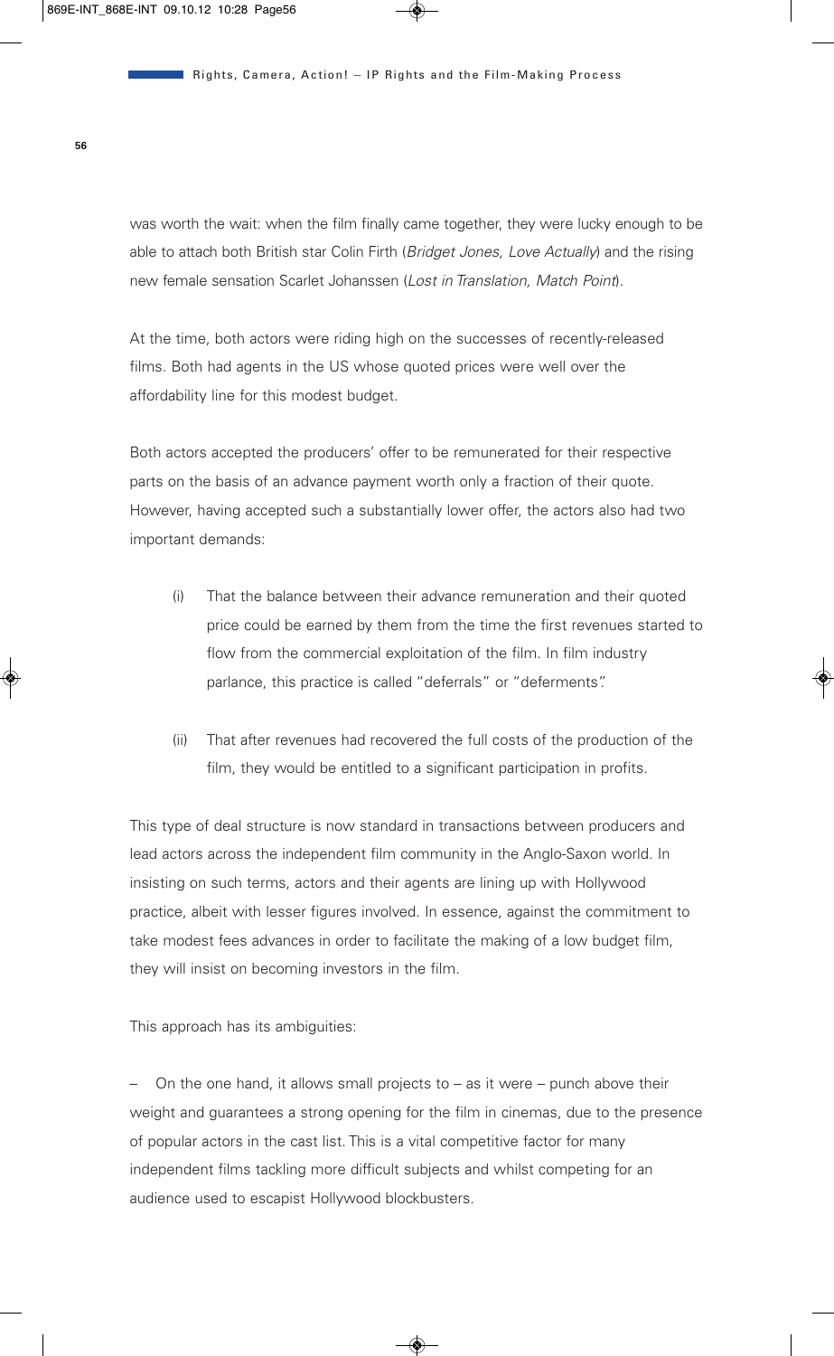was worth the wait: when the film finally came together, they were lucky enough to be able to attach both British star Colin Firth (*Bridget Jones, Love Actually*) and the rising new female sensation Scarlet Johanssen (*Lost in Translation, Match Point*).

At the time, both actors were riding high on the successes of recently-released films. Both had agents in the US whose quoted prices were well over the affordability line for this modest budget.

Both actors accepted the producers' offer to be remunerated for their respective parts on the basis of an advance payment worth only a fraction of their quote. However, having accepted such a substantially lower offer, the actors also had two important demands:

(i) That the balance between their advance remuneration and their quoted price could be earned by them from the time the first revenues started to flow from the commercial exploitation of the film. In film industry parlance, this practice is called "deferrals" or "deferments".

(ii) That after revenues had recovered the full costs of the production of the film, they would be entitled to a significant participation in profits.

This type of deal structure is now standard in transactions between producers and lead actors across the independent film community in the Anglo-Saxon world. In insisting on such terms, actors and their agents are lining up with Hollywood practice, albeit with lesser figures involved. In essence, against the commitment to take modest fees advances in order to facilitate the making of a low budget film, they will insist on becoming investors in the film.

This approach has its ambiguities:

– On the one hand, it allows small projects to – as it were – punch above their weight and guarantees a strong opening for the film in cinemas, due to the presence of popular actors in the cast list. This is a vital competitive factor for many independent films tackling more difficult subjects and whilst competing for an audience used to escapist Hollywood blockbusters.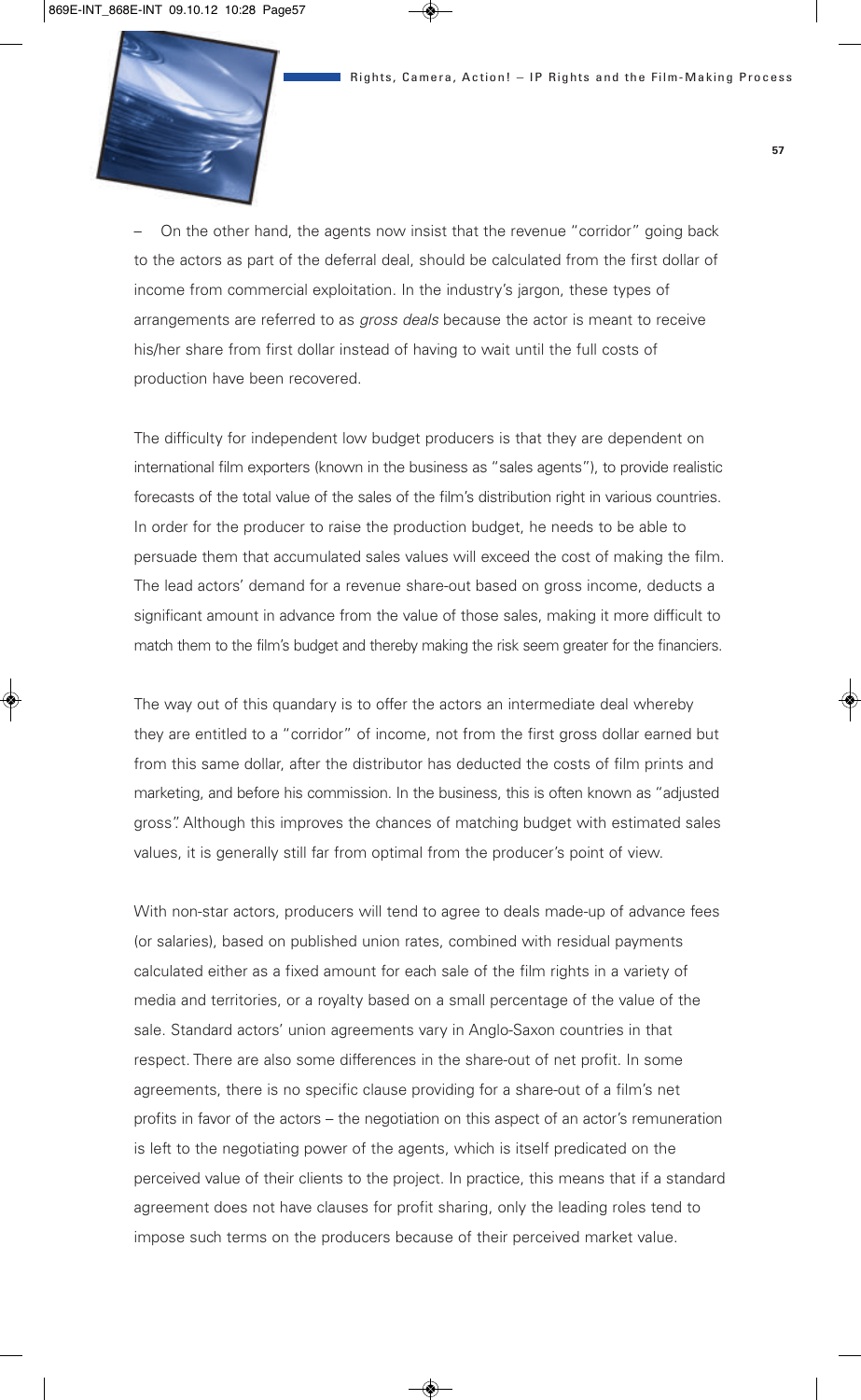– On the other hand, the agents now insist that the revenue "corridor" going back to the actors as part of the deferral deal, should be calculated from the first dollar of income from commercial exploitation. In the industry's jargon, these types of arrangements are referred to as *gross deals* because the actor is meant to receive his/her share from first dollar instead of having to wait until the full costs of production have been recovered.

The difficulty for independent low budget producers is that they are dependent on international film exporters (known in the business as "sales agents"), to provide realistic forecasts of the total value of the sales of the film's distribution right in various countries. In order for the producer to raise the production budget, he needs to be able to persuade them that accumulated sales values will exceed the cost of making the film. The lead actors' demand for a revenue share-out based on gross income, deducts a significant amount in advance from the value of those sales, making it more difficult to match them to the film's budget and thereby making the risk seem greater for the financiers.

The way out of this quandary is to offer the actors an intermediate deal whereby they are entitled to a "corridor" of income, not from the first gross dollar earned but from this same dollar, after the distributor has deducted the costs of film prints and marketing, and before his commission. In the business, this is often known as "adjusted gross". Although this improves the chances of matching budget with estimated sales values, it is generally still far from optimal from the producer's point of view.

With non-star actors, producers will tend to agree to deals made-up of advance fees (or salaries), based on published union rates, combined with residual payments calculated either as a fixed amount for each sale of the film rights in a variety of media and territories, or a royalty based on a small percentage of the value of the sale. Standard actors' union agreements vary in Anglo-Saxon countries in that respect. There are also some differences in the share-out of net profit. In some agreements, there is no specific clause providing for a share-out of a film's net profits in favor of the actors – the negotiation on this aspect of an actor's remuneration is left to the negotiating power of the agents, which is itself predicated on the perceived value of their clients to the project. In practice, this means that if a standard agreement does not have clauses for profit sharing, only the leading roles tend to impose such terms on the producers because of their perceived market value.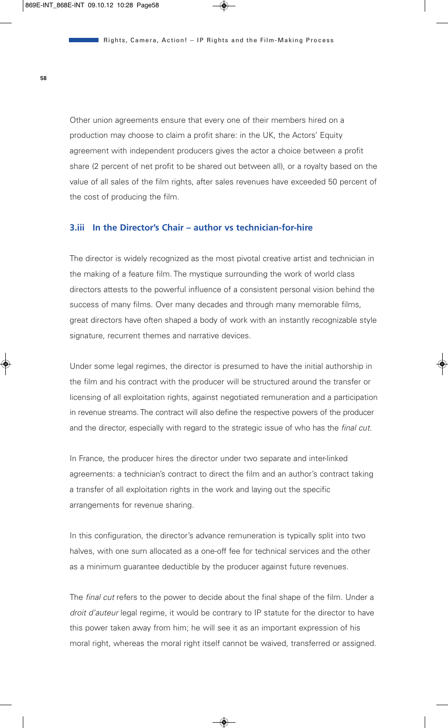Other union agreements ensure that every one of their members hired on a production may choose to claim a profit share: in the UK, the Actors' Equity agreement with independent producers gives the actor a choice between a profit share (2 percent of net profit to be shared out between all), or a royalty based on the value of all sales of the film rights, after sales revenues have exceeded 50 percent of the cost of producing the film.

### 3.iii In the Director's Chair – author vs technician-for-hire

The director is widely recognized as the most pivotal creative artist and technician in the making of a feature film. The mystique surrounding the work of world class directors attests to the powerful influence of a consistent personal vision behind the success of many films. Over many decades and through many memorable films, great directors have often shaped a body of work with an instantly recognizable style signature, recurrent themes and narrative devices.

Under some legal regimes, the director is presumed to have the initial authorship in the film and his contract with the producer will be structured around the transfer or licensing of all exploitation rights, against negotiated remuneration and a participation in revenue streams. The contract will also define the respective powers of the producer and the director, especially with regard to the strategic issue of who has the *final cut*.

In France, the producer hires the director under two separate and inter-linked agreements: a technician's contract to direct the film and an author's contract taking a transfer of all exploitation rights in the work and laying out the specific arrangements for revenue sharing.

In this configuration, the director's advance remuneration is typically split into two halves, with one sum allocated as a one-off fee for technical services and the other as a minimum guarantee deductible by the producer against future revenues.

The *final cut* refers to the power to decide about the final shape of the film. Under a *droit d'auteur* legal regime, it would be contrary to IP statute for the director to have this power taken away from him; he will see it as an important expression of his moral right, whereas the moral right itself cannot be waived, transferred or assigned.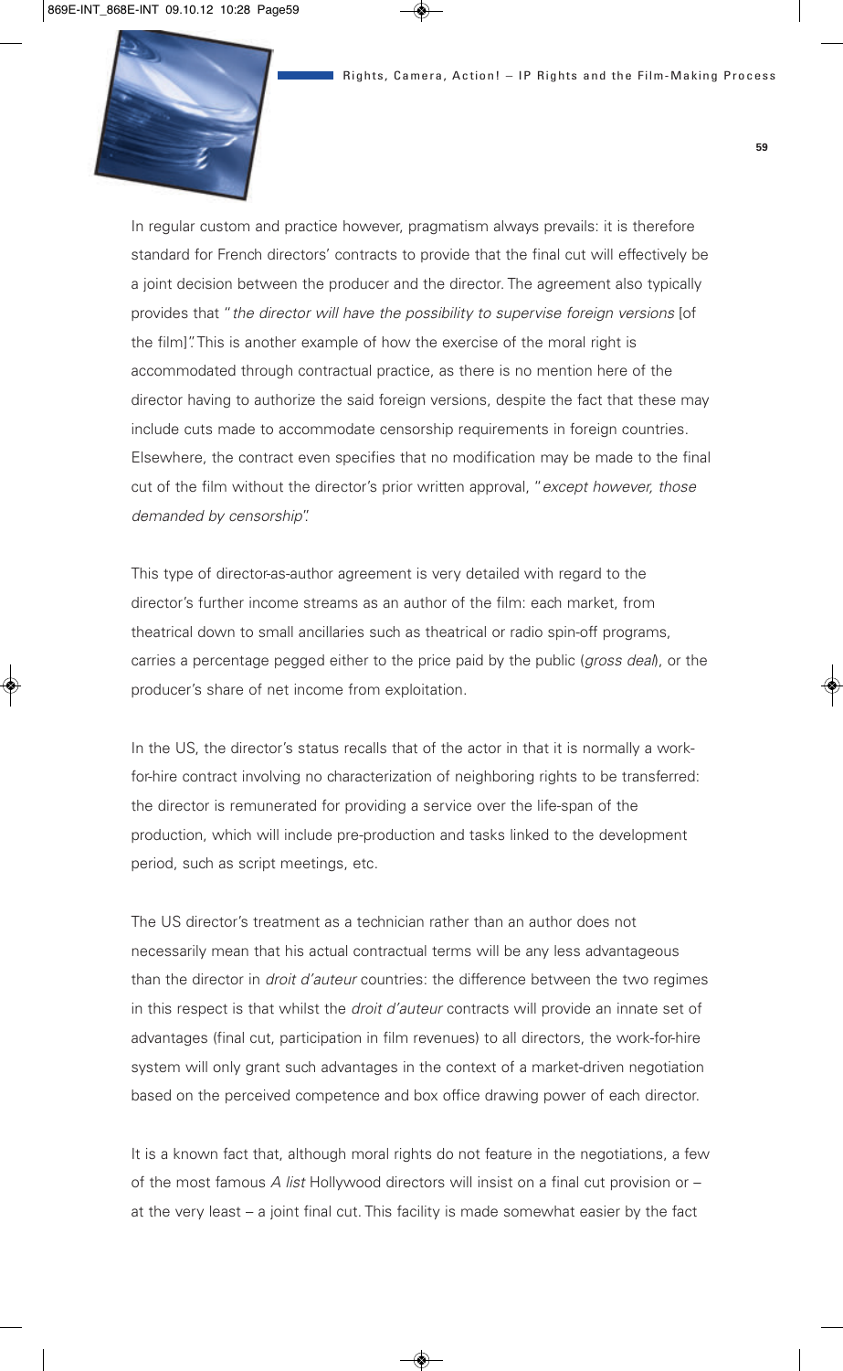In regular custom and practice however, pragmatism always prevails: it is therefore standard for French directors' contracts to provide that the final cut will effectively be a joint decision between the producer and the director. The agreement also typically provides that "*the director will have the possibility to supervise foreign versions* [of the film]". This is another example of how the exercise of the moral right is accommodated through contractual practice, as there is no mention here of the director having to authorize the said foreign versions, despite the fact that these may include cuts made to accommodate censorship requirements in foreign countries. Elsewhere, the contract even specifies that no modification may be made to the final cut of the film without the director's prior written approval, "*except however, those demanded by censorship*".

This type of director-as-author agreement is very detailed with regard to the director's further income streams as an author of the film: each market, from theatrical down to small ancillaries such as theatrical or radio spin-off programs, carries a percentage pegged either to the price paid by the public (*gross deal*), or the producer's share of net income from exploitation.

In the US, the director's status recalls that of the actor in that it is normally a work-for-hire contract involving no characterization of neighboring rights to be transferred: the director is remunerated for providing a service over the life-span of the production, which will include pre-production and tasks linked to the development period, such as script meetings, etc.

The US director's treatment as a technician rather than an author does not necessarily mean that his actual contractual terms will be any less advantageous than the director in *droit d'auteur* countries: the difference between the two regimes in this respect is that whilst the *droit d'auteur* contracts will provide an innate set of advantages (final cut, participation in film revenues) to all directors, the work-for-hire system will only grant such advantages in the context of a market-driven negotiation based on the perceived competence and box office drawing power of each director.

It is a known fact that, although moral rights do not feature in the negotiations, a few of the most famous *A list* Hollywood directors will insist on a final cut provision or – at the very least – a joint final cut. This facility is made somewhat easier by the fact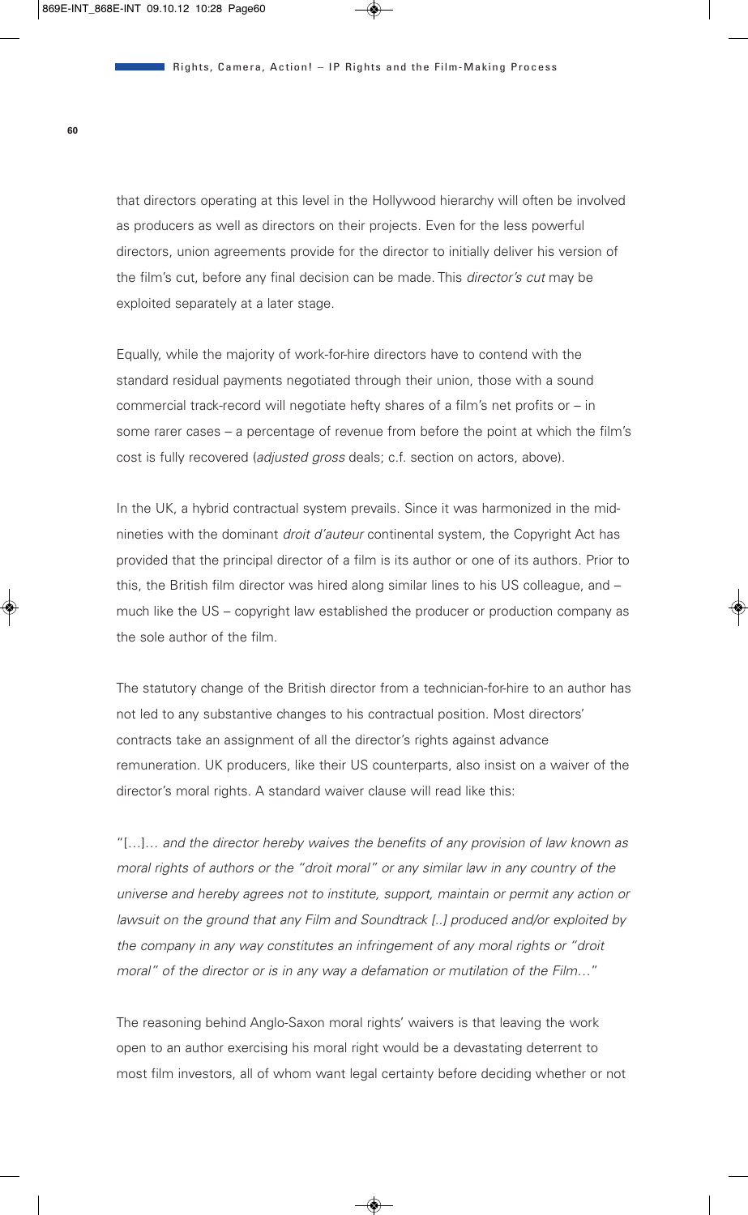that directors operating at this level in the Hollywood hierarchy will often be involved as producers as well as directors on their projects. Even for the less powerful directors, union agreements provide for the director to initially deliver his version of the film's cut, before any final decision can be made. This *director's cut* may be exploited separately at a later stage.

Equally, while the majority of work-for-hire directors have to contend with the standard residual payments negotiated through their union, those with a sound commercial track-record will negotiate hefty shares of a film's net profits or – in some rarer cases – a percentage of revenue from before the point at which the film's cost is fully recovered (*adjusted gross* deals; c.f. section on actors, above).

In the UK, a hybrid contractual system prevails. Since it was harmonized in the mid-nineties with the dominant *droit d'auteur* continental system, the Copyright Act has provided that the principal director of a film is its author or one of its authors. Prior to this, the British film director was hired along similar lines to his US colleague, and – much like the US – copyright law established the producer or production company as the sole author of the film.

The statutory change of the British director from a technician-for-hire to an author has not led to any substantive changes to his contractual position. Most directors' contracts take an assignment of all the director's rights against advance remuneration. UK producers, like their US counterparts, also insist on a waiver of the director's moral rights. A standard waiver clause will read like this:

"[…]… *and the director hereby waives the benefits of any provision of law known as moral rights of authors or the "droit moral" or any similar law in any country of the universe and hereby agrees not to institute, support, maintain or permit any action or lawsuit on the ground that any Film and Soundtrack [..] produced and/or exploited by the company in any way constitutes an infringement of any moral rights or "droit moral" of the director or is in any way a defamation or mutilation of the Film…*"

The reasoning behind Anglo-Saxon moral rights' waivers is that leaving the work open to an author exercising his moral right would be a devastating deterrent to most film investors, all of whom want legal certainty before deciding whether or not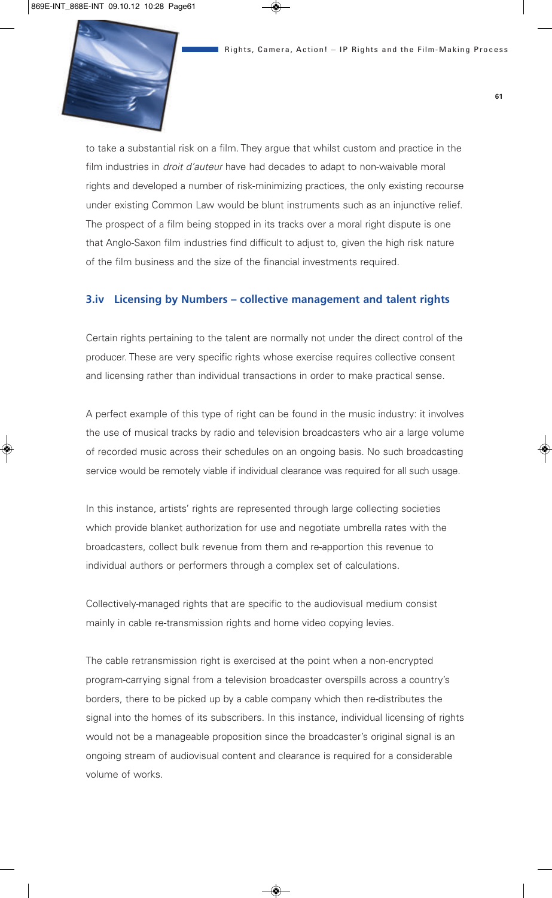to take a substantial risk on a film. They argue that whilst custom and practice in the film industries in *droit d'auteur* have had decades to adapt to non-waivable moral rights and developed a number of risk-minimizing practices, the only existing recourse under existing Common Law would be blunt instruments such as an injunctive relief. The prospect of a film being stopped in its tracks over a moral right dispute is one that Anglo-Saxon film industries find difficult to adjust to, given the high risk nature of the film business and the size of the financial investments required.

### 3.iv Licensing by Numbers – collective management and talent rights

Certain rights pertaining to the talent are normally not under the direct control of the producer. These are very specific rights whose exercise requires collective consent and licensing rather than individual transactions in order to make practical sense.

A perfect example of this type of right can be found in the music industry: it involves the use of musical tracks by radio and television broadcasters who air a large volume of recorded music across their schedules on an ongoing basis. No such broadcasting service would be remotely viable if individual clearance was required for all such usage.

In this instance, artists' rights are represented through large collecting societies which provide blanket authorization for use and negotiate umbrella rates with the broadcasters, collect bulk revenue from them and re-apportion this revenue to individual authors or performers through a complex set of calculations.

Collectively-managed rights that are specific to the audiovisual medium consist mainly in cable re-transmission rights and home video copying levies.

The cable retransmission right is exercised at the point when a non-encrypted program-carrying signal from a television broadcaster overspills across a country's borders, there to be picked up by a cable company which then re-distributes the signal into the homes of its subscribers. In this instance, individual licensing of rights would not be a manageable proposition since the broadcaster's original signal is an ongoing stream of audiovisual content and clearance is required for a considerable volume of works.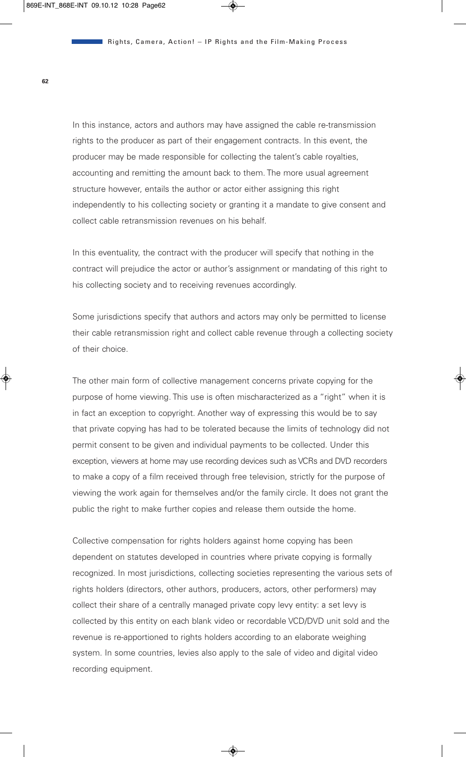In this instance, actors and authors may have assigned the cable re-transmission rights to the producer as part of their engagement contracts. In this event, the producer may be made responsible for collecting the talent's cable royalties, accounting and remitting the amount back to them. The more usual agreement structure however, entails the author or actor either assigning this right independently to his collecting society or granting it a mandate to give consent and collect cable retransmission revenues on his behalf.

In this eventuality, the contract with the producer will specify that nothing in the contract will prejudice the actor or author's assignment or mandating of this right to his collecting society and to receiving revenues accordingly.

Some jurisdictions specify that authors and actors may only be permitted to license their cable retransmission right and collect cable revenue through a collecting society of their choice.

The other main form of collective management concerns private copying for the purpose of home viewing. This use is often mischaracterized as a "right" when it is in fact an exception to copyright. Another way of expressing this would be to say that private copying has had to be tolerated because the limits of technology did not permit consent to be given and individual payments to be collected. Under this exception, viewers at home may use recording devices such as VCRs and DVD recorders to make a copy of a film received through free television, strictly for the purpose of viewing the work again for themselves and/or the family circle. It does not grant the public the right to make further copies and release them outside the home.

Collective compensation for rights holders against home copying has been dependent on statutes developed in countries where private copying is formally recognized. In most jurisdictions, collecting societies representing the various sets of rights holders (directors, other authors, producers, actors, other performers) may collect their share of a centrally managed private copy levy entity: a set levy is collected by this entity on each blank video or recordable VCD/DVD unit sold and the revenue is re-apportioned to rights holders according to an elaborate weighing system. In some countries, levies also apply to the sale of video and digital video recording equipment.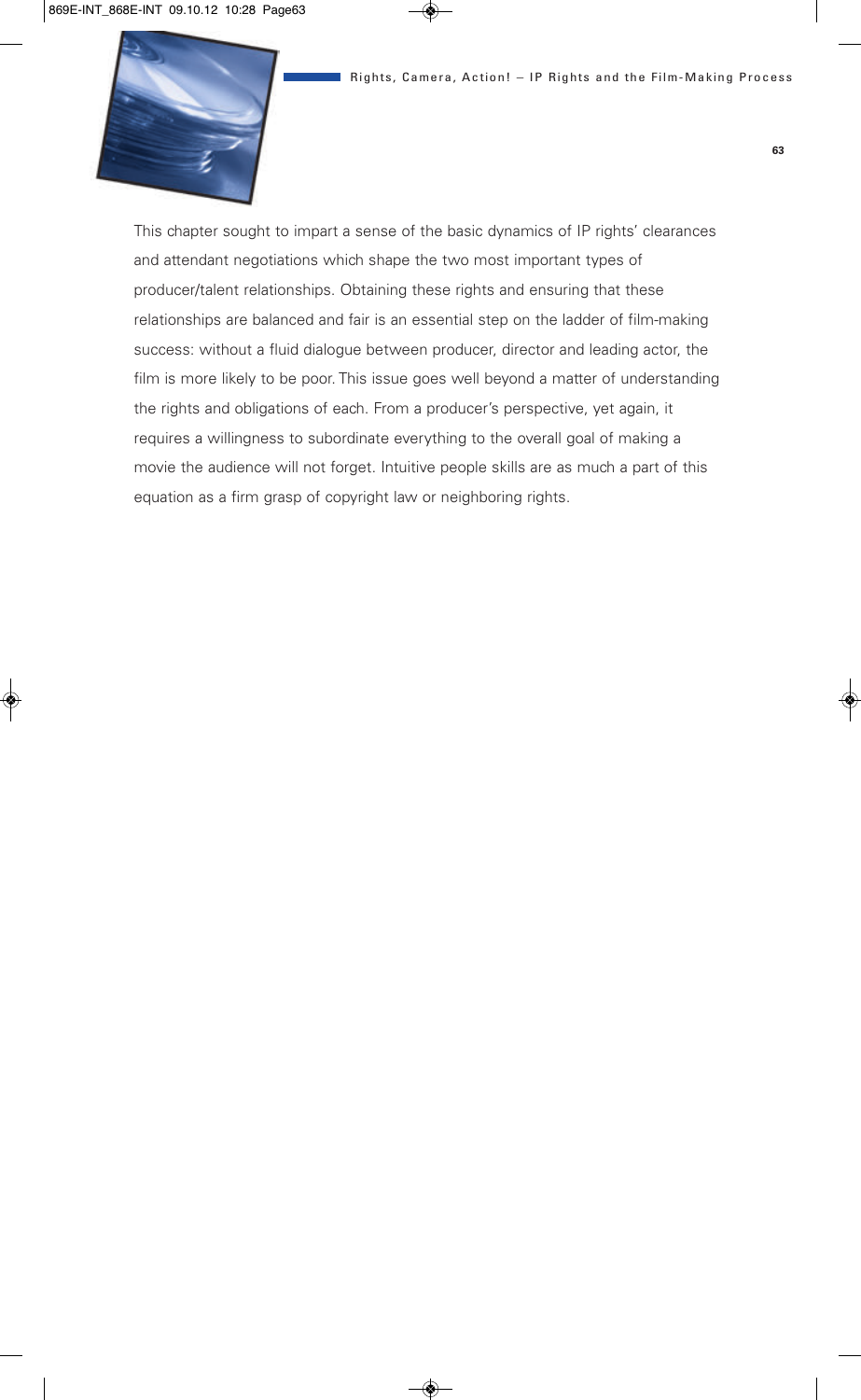This chapter sought to impart a sense of the basic dynamics of IP rights' clearances and attendant negotiations which shape the two most important types of producer/talent relationships. Obtaining these rights and ensuring that these relationships are balanced and fair is an essential step on the ladder of film-making success: without a fluid dialogue between producer, director and leading actor, the film is more likely to be poor. This issue goes well beyond a matter of understanding the rights and obligations of each. From a producer's perspective, yet again, it requires a willingness to subordinate everything to the overall goal of making a movie the audience will not forget. Intuitive people skills are as much a part of this equation as a firm grasp of copyright law or neighboring rights.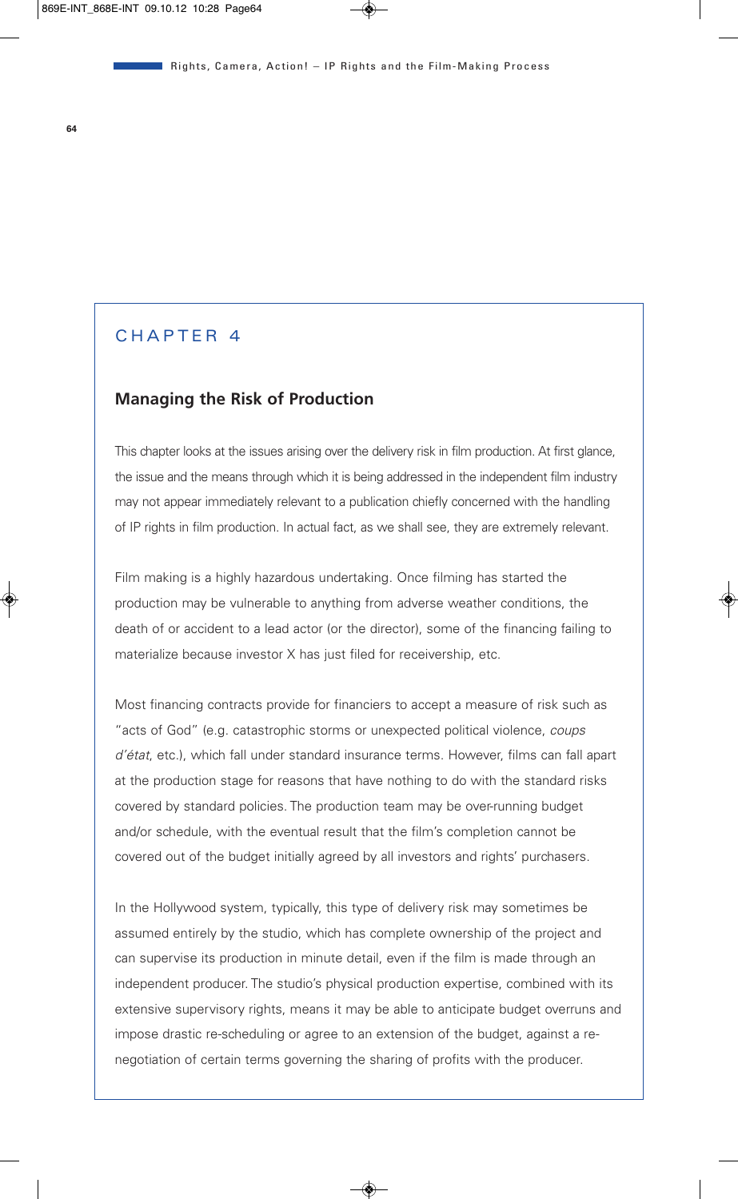# CHAPTER 4

## Managing the Risk of Production

This chapter looks at the issues arising over the delivery risk in film production. At first glance, the issue and the means through which it is being addressed in the independent film industry may not appear immediately relevant to a publication chiefly concerned with the handling of IP rights in film production. In actual fact, as we shall see, they are extremely relevant.

Film making is a highly hazardous undertaking. Once filming has started the production may be vulnerable to anything from adverse weather conditions, the death of or accident to a lead actor (or the director), some of the financing failing to materialize because investor X has just filed for receivership, etc.

Most financing contracts provide for financiers to accept a measure of risk such as "acts of God" (e.g. catastrophic storms or unexpected political violence, *coups d'état*, etc.), which fall under standard insurance terms. However, films can fall apart at the production stage for reasons that have nothing to do with the standard risks covered by standard policies. The production team may be over-running budget and/or schedule, with the eventual result that the film's completion cannot be covered out of the budget initially agreed by all investors and rights' purchasers.

In the Hollywood system, typically, this type of delivery risk may sometimes be assumed entirely by the studio, which has complete ownership of the project and can supervise its production in minute detail, even if the film is made through an independent producer. The studio's physical production expertise, combined with its extensive supervisory rights, means it may be able to anticipate budget overruns and impose drastic re-scheduling or agree to an extension of the budget, against a re-negotiation of certain terms governing the sharing of profits with the producer.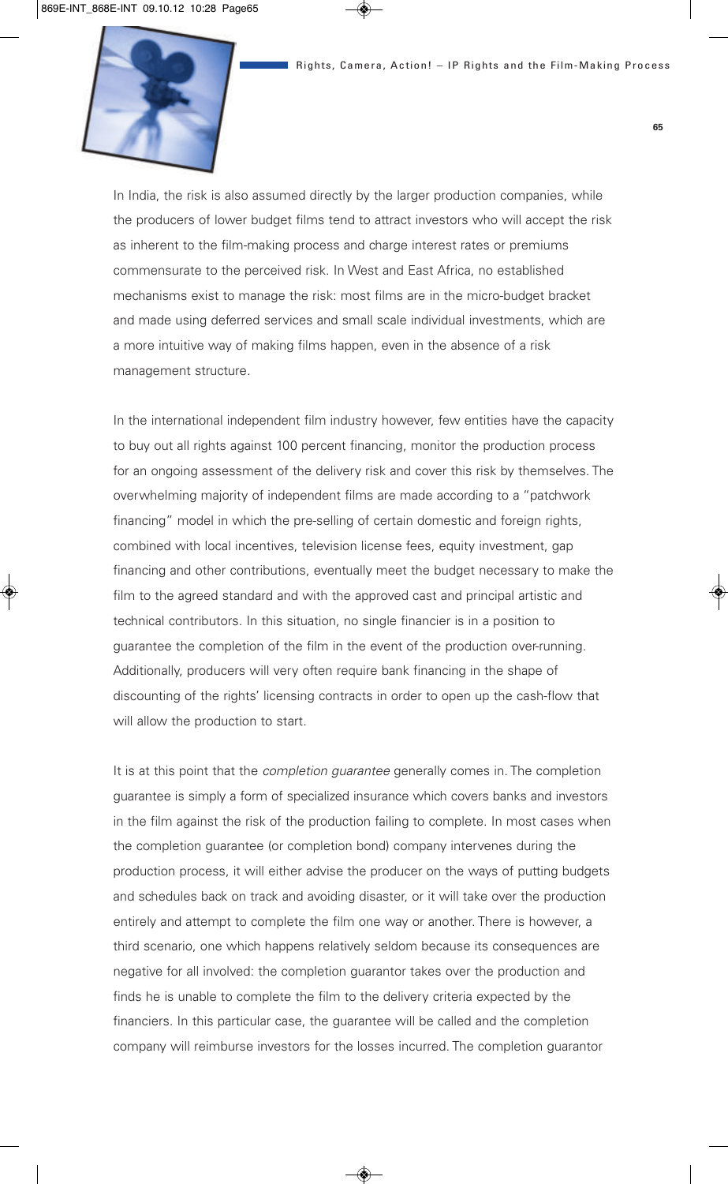In India, the risk is also assumed directly by the larger production companies, while the producers of lower budget films tend to attract investors who will accept the risk as inherent to the film-making process and charge interest rates or premiums commensurate to the perceived risk. In West and East Africa, no established mechanisms exist to manage the risk: most films are in the micro-budget bracket and made using deferred services and small scale individual investments, which are a more intuitive way of making films happen, even in the absence of a risk management structure.

In the international independent film industry however, few entities have the capacity to buy out all rights against 100 percent financing, monitor the production process for an ongoing assessment of the delivery risk and cover this risk by themselves. The overwhelming majority of independent films are made according to a "patchwork financing" model in which the pre-selling of certain domestic and foreign rights, combined with local incentives, television license fees, equity investment, gap financing and other contributions, eventually meet the budget necessary to make the film to the agreed standard and with the approved cast and principal artistic and technical contributors. In this situation, no single financier is in a position to guarantee the completion of the film in the event of the production over-running. Additionally, producers will very often require bank financing in the shape of discounting of the rights' licensing contracts in order to open up the cash-flow that will allow the production to start.

It is at this point that the *completion guarantee* generally comes in. The completion guarantee is simply a form of specialized insurance which covers banks and investors in the film against the risk of the production failing to complete. In most cases when the completion guarantee (or completion bond) company intervenes during the production process, it will either advise the producer on the ways of putting budgets and schedules back on track and avoiding disaster, or it will take over the production entirely and attempt to complete the film one way or another. There is however, a third scenario, one which happens relatively seldom because its consequences are negative for all involved: the completion guarantor takes over the production and finds he is unable to complete the film to the delivery criteria expected by the financiers. In this particular case, the guarantee will be called and the completion company will reimburse investors for the losses incurred. The completion guarantor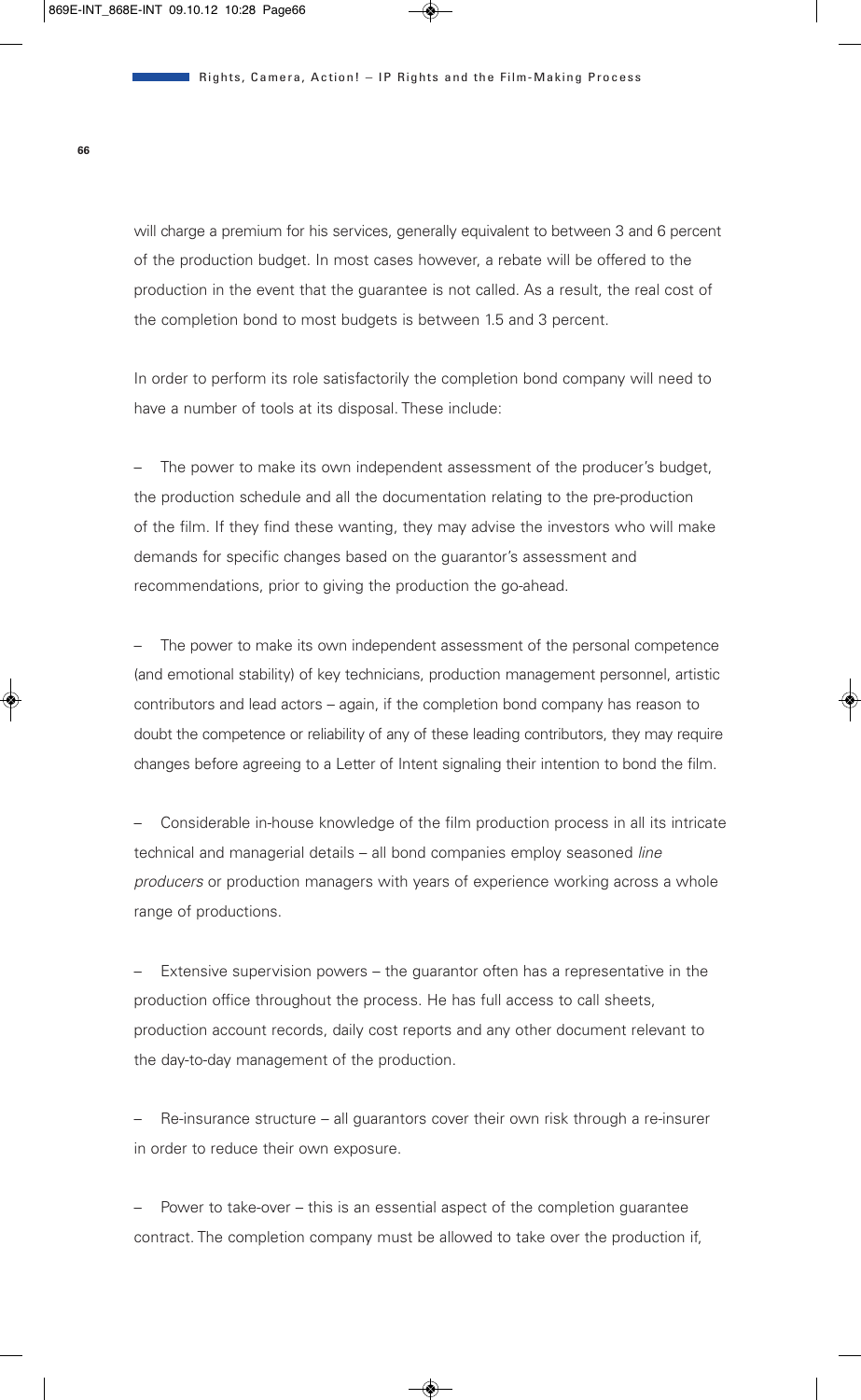will charge a premium for his services, generally equivalent to between 3 and 6 percent of the production budget. In most cases however, a rebate will be offered to the production in the event that the guarantee is not called. As a result, the real cost of the completion bond to most budgets is between 1.5 and 3 percent.

In order to perform its role satisfactorily the completion bond company will need to have a number of tools at its disposal. These include:

– The power to make its own independent assessment of the producer's budget, the production schedule and all the documentation relating to the pre-production of the film. If they find these wanting, they may advise the investors who will make demands for specific changes based on the guarantor's assessment and recommendations, prior to giving the production the go-ahead.

– The power to make its own independent assessment of the personal competence (and emotional stability) of key technicians, production management personnel, artistic contributors and lead actors – again, if the completion bond company has reason to doubt the competence or reliability of any of these leading contributors, they may require changes before agreeing to a Letter of Intent signaling their intention to bond the film.

– Considerable in-house knowledge of the film production process in all its intricate technical and managerial details – all bond companies employ seasoned *line producers* or production managers with years of experience working across a whole range of productions.

– Extensive supervision powers – the guarantor often has a representative in the production office throughout the process. He has full access to call sheets, production account records, daily cost reports and any other document relevant to the day-to-day management of the production.

– Re-insurance structure – all guarantors cover their own risk through a re-insurer in order to reduce their own exposure.

– Power to take-over – this is an essential aspect of the completion guarantee contract. The completion company must be allowed to take over the production if,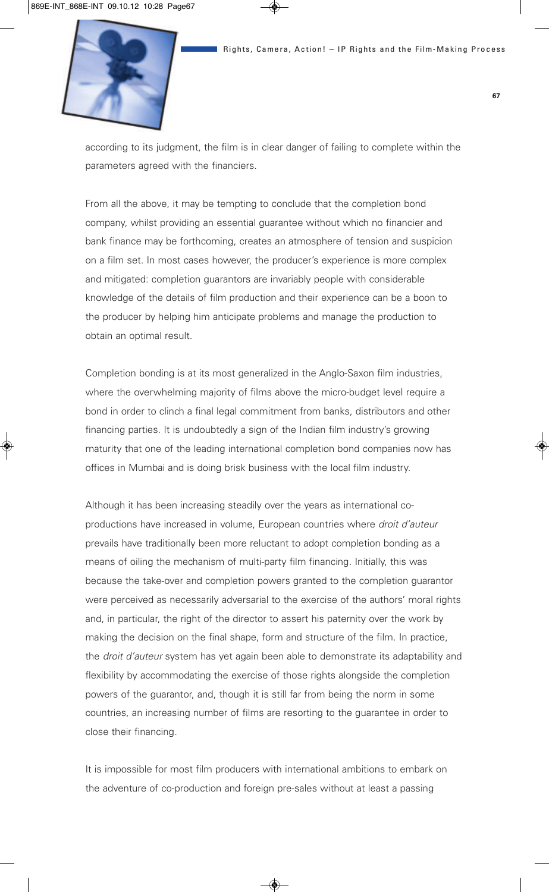according to its judgment, the film is in clear danger of failing to complete within the parameters agreed with the financiers.

From all the above, it may be tempting to conclude that the completion bond company, whilst providing an essential guarantee without which no financier and bank finance may be forthcoming, creates an atmosphere of tension and suspicion on a film set. In most cases however, the producer's experience is more complex and mitigated: completion guarantors are invariably people with considerable knowledge of the details of film production and their experience can be a boon to the producer by helping him anticipate problems and manage the production to obtain an optimal result.

Completion bonding is at its most generalized in the Anglo-Saxon film industries, where the overwhelming majority of films above the micro-budget level require a bond in order to clinch a final legal commitment from banks, distributors and other financing parties. It is undoubtedly a sign of the Indian film industry's growing maturity that one of the leading international completion bond companies now has offices in Mumbai and is doing brisk business with the local film industry.

Although it has been increasing steadily over the years as international co-productions have increased in volume, European countries where *droit d'auteur* prevails have traditionally been more reluctant to adopt completion bonding as a means of oiling the mechanism of multi-party film financing. Initially, this was because the take-over and completion powers granted to the completion guarantor were perceived as necessarily adversarial to the exercise of the authors' moral rights and, in particular, the right of the director to assert his paternity over the work by making the decision on the final shape, form and structure of the film. In practice, the *droit d'auteur* system has yet again been able to demonstrate its adaptability and flexibility by accommodating the exercise of those rights alongside the completion powers of the guarantor, and, though it is still far from being the norm in some countries, an increasing number of films are resorting to the guarantee in order to close their financing.

It is impossible for most film producers with international ambitions to embark on the adventure of co-production and foreign pre-sales without at least a passing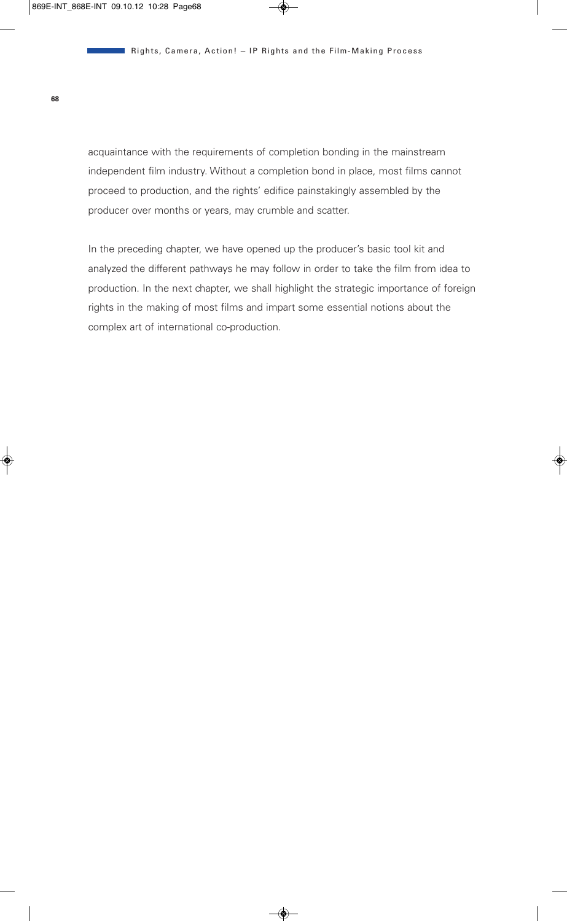acquaintance with the requirements of completion bonding in the mainstream independent film industry. Without a completion bond in place, most films cannot proceed to production, and the rights' edifice painstakingly assembled by the producer over months or years, may crumble and scatter.

In the preceding chapter, we have opened up the producer's basic tool kit and analyzed the different pathways he may follow in order to take the film from idea to production. In the next chapter, we shall highlight the strategic importance of foreign rights in the making of most films and impart some essential notions about the complex art of international co-production.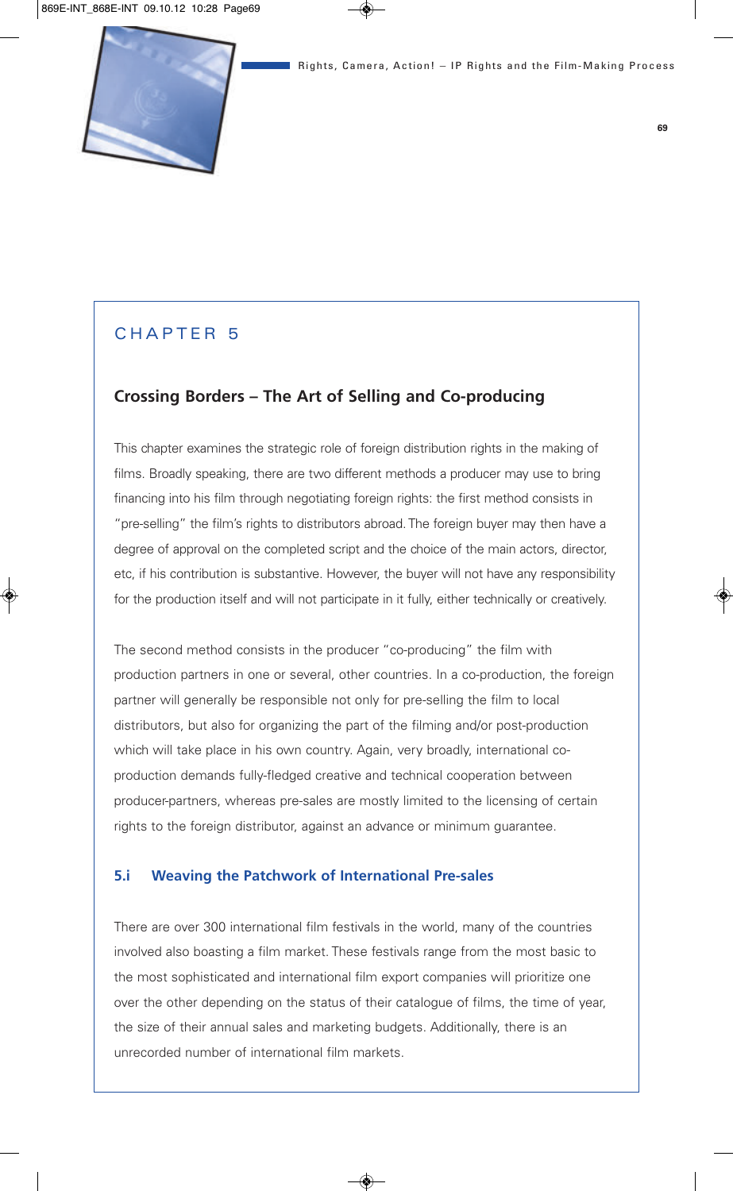## CHAPTER 5

### Crossing Borders – The Art of Selling and Co-producing

This chapter examines the strategic role of foreign distribution rights in the making of films. Broadly speaking, there are two different methods a producer may use to bring financing into his film through negotiating foreign rights: the first method consists in "pre-selling" the film's rights to distributors abroad. The foreign buyer may then have a degree of approval on the completed script and the choice of the main actors, director, etc, if his contribution is substantive. However, the buyer will not have any responsibility for the production itself and will not participate in it fully, either technically or creatively.

The second method consists in the producer "co-producing" the film with production partners in one or several, other countries. In a co-production, the foreign partner will generally be responsible not only for pre-selling the film to local distributors, but also for organizing the part of the filming and/or post-production which will take place in his own country. Again, very broadly, international co-production demands fully-fledged creative and technical cooperation between producer-partners, whereas pre-sales are mostly limited to the licensing of certain rights to the foreign distributor, against an advance or minimum guarantee.

#### 5.i Weaving the Patchwork of International Pre-sales

There are over 300 international film festivals in the world, many of the countries involved also boasting a film market. These festivals range from the most basic to the most sophisticated and international film export companies will prioritize one over the other depending on the status of their catalogue of films, the time of year, the size of their annual sales and marketing budgets. Additionally, there is an unrecorded number of international film markets.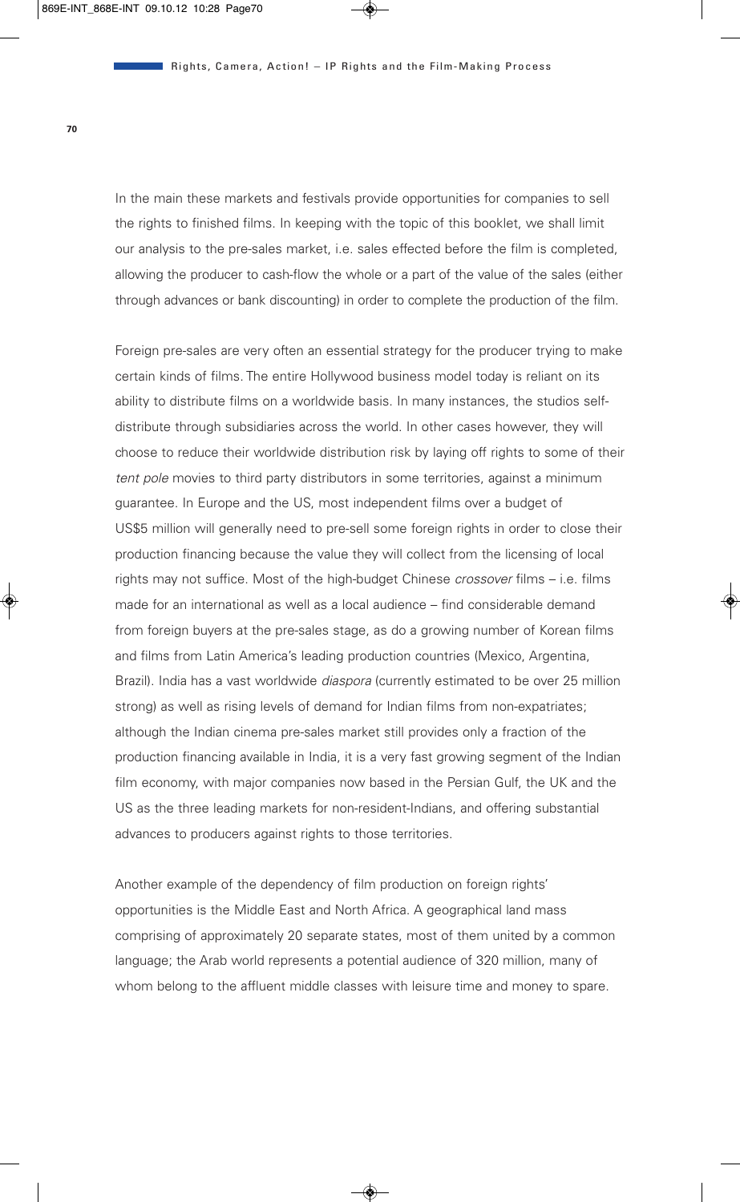In the main these markets and festivals provide opportunities for companies to sell the rights to finished films. In keeping with the topic of this booklet, we shall limit our analysis to the pre-sales market, i.e. sales effected before the film is completed, allowing the producer to cash-flow the whole or a part of the value of the sales (either through advances or bank discounting) in order to complete the production of the film.

Foreign pre-sales are very often an essential strategy for the producer trying to make certain kinds of films. The entire Hollywood business model today is reliant on its ability to distribute films on a worldwide basis. In many instances, the studios self-distribute through subsidiaries across the world. In other cases however, they will choose to reduce their worldwide distribution risk by laying off rights to some of their *tent pole* movies to third party distributors in some territories, against a minimum guarantee. In Europe and the US, most independent films over a budget of US$5 million will generally need to pre-sell some foreign rights in order to close their production financing because the value they will collect from the licensing of local rights may not suffice. Most of the high-budget Chinese *crossover* films – i.e. films made for an international as well as a local audience – find considerable demand from foreign buyers at the pre-sales stage, as do a growing number of Korean films and films from Latin America's leading production countries (Mexico, Argentina, Brazil). India has a vast worldwide *diaspora* (currently estimated to be over 25 million strong) as well as rising levels of demand for Indian films from non-expatriates; although the Indian cinema pre-sales market still provides only a fraction of the production financing available in India, it is a very fast growing segment of the Indian film economy, with major companies now based in the Persian Gulf, the UK and the US as the three leading markets for non-resident-Indians, and offering substantial advances to producers against rights to those territories.

Another example of the dependency of film production on foreign rights' opportunities is the Middle East and North Africa. A geographical land mass comprising of approximately 20 separate states, most of them united by a common language; the Arab world represents a potential audience of 320 million, many of whom belong to the affluent middle classes with leisure time and money to spare.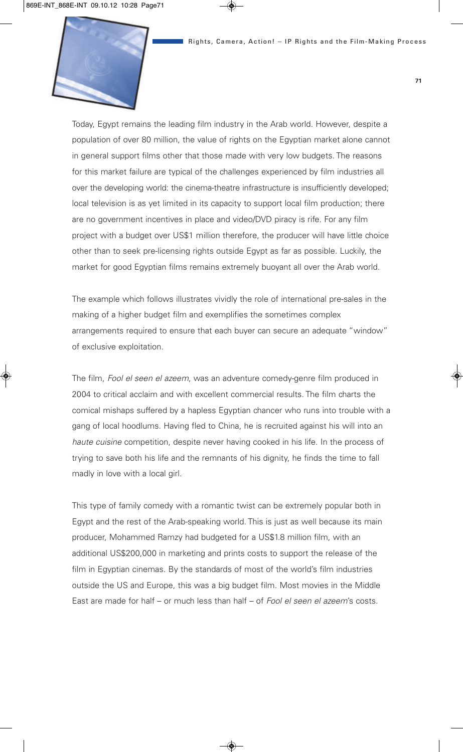Today, Egypt remains the leading film industry in the Arab world. However, despite a population of over 80 million, the value of rights on the Egyptian market alone cannot in general support films other that those made with very low budgets. The reasons for this market failure are typical of the challenges experienced by film industries all over the developing world: the cinema-theatre infrastructure is insufficiently developed; local television is as yet limited in its capacity to support local film production; there are no government incentives in place and video/DVD piracy is rife. For any film project with a budget over US$1 million therefore, the producer will have little choice other than to seek pre-licensing rights outside Egypt as far as possible. Luckily, the market for good Egyptian films remains extremely buoyant all over the Arab world.

The example which follows illustrates vividly the role of international pre-sales in the making of a higher budget film and exemplifies the sometimes complex arrangements required to ensure that each buyer can secure an adequate "window" of exclusive exploitation.

The film, *Fool el seen el azeem*, was an adventure comedy-genre film produced in 2004 to critical acclaim and with excellent commercial results. The film charts the comical mishaps suffered by a hapless Egyptian chancer who runs into trouble with a gang of local hoodlums. Having fled to China, he is recruited against his will into an *haute cuisine* competition, despite never having cooked in his life. In the process of trying to save both his life and the remnants of his dignity, he finds the time to fall madly in love with a local girl.

This type of family comedy with a romantic twist can be extremely popular both in Egypt and the rest of the Arab-speaking world. This is just as well because its main producer, Mohammed Ramzy had budgeted for a US$1.8 million film, with an additional US$200,000 in marketing and prints costs to support the release of the film in Egyptian cinemas. By the standards of most of the world's film industries outside the US and Europe, this was a big budget film. Most movies in the Middle East are made for half – or much less than half – of *Fool el seen el azeem*'s costs.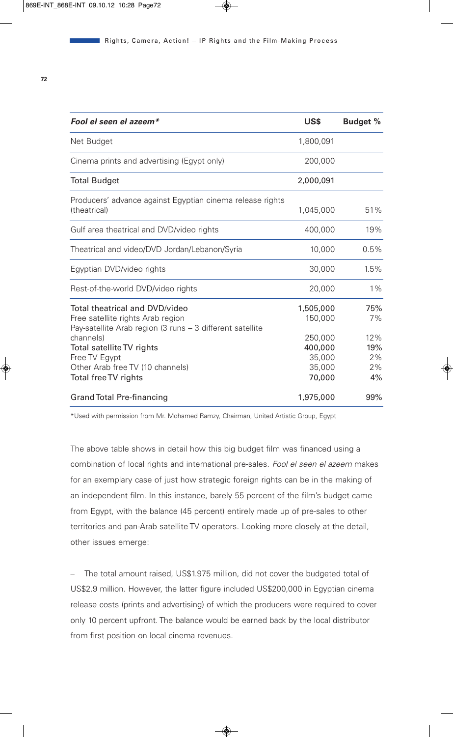| *Fool el seen el azeem** | US$ | Budget % |
|---|---|---|
| Net Budget | 1,800,091 | |
| Cinema prints and advertising (Egypt only) | 200,000 | |
| Total Budget | 2,000,091 | |
| Producers' advance against Egyptian cinema release rights (theatrical) | 1,045,000 | 51% |
| Gulf area theatrical and DVD/video rights | 400,000 | 19% |
| Theatrical and video/DVD Jordan/Lebanon/Syria | 10,000 | 0.5% |
| Egyptian DVD/video rights | 30,000 | 1.5% |
| Rest-of-the-world DVD/video rights | 20,000 | 1% |
| Total theatrical and DVD/video | 1,505,000 | 75% |
| Free satellite rights Arab region | 150,000 | 7% |
| Pay-satellite Arab region (3 runs – 3 different satellite channels) | 250,000 | 12% |
| Total satellite TV rights | 400,000 | 19% |
| Free TV Egypt | 35,000 | 2% |
| Other Arab free TV (10 channels) | 35,000 | 2% |
| Total free TV rights | 70,000 | 4% |
| Grand Total Pre-financing | 1,975,000 | 99% |

*Used with permission from Mr. Mohamed Ramzy, Chairman, United Artistic Group, Egypt

The above table shows in detail how this big budget film was financed using a combination of local rights and international pre-sales. *Fool el seen el azeem* makes for an exemplary case of just how strategic foreign rights can be in the making of an independent film. In this instance, barely 55 percent of the film's budget came from Egypt, with the balance (45 percent) entirely made up of pre-sales to other territories and pan-Arab satellite TV operators. Looking more closely at the detail, other issues emerge:

– The total amount raised, US$1.975 million, did not cover the budgeted total of US$2.9 million. However, the latter figure included US$200,000 in Egyptian cinema release costs (prints and advertising) of which the producers were required to cover only 10 percent upfront. The balance would be earned back by the local distributor from first position on local cinema revenues.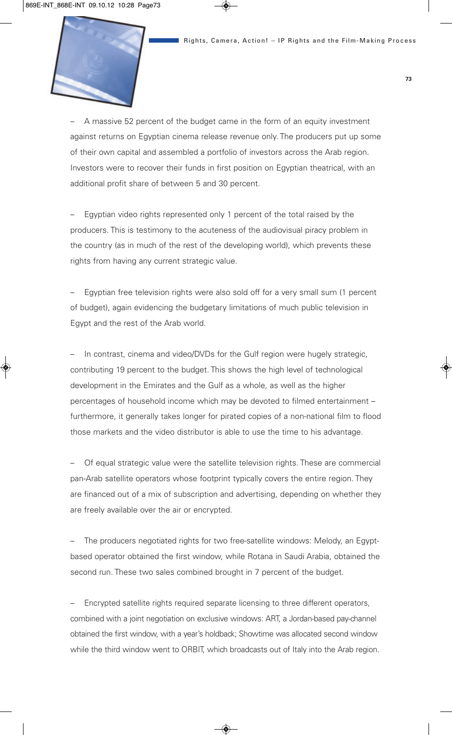– A massive 52 percent of the budget came in the form of an equity investment against returns on Egyptian cinema release revenue only. The producers put up some of their own capital and assembled a portfolio of investors across the Arab region. Investors were to recover their funds in first position on Egyptian theatrical, with an additional profit share of between 5 and 30 percent.

– Egyptian video rights represented only 1 percent of the total raised by the producers. This is testimony to the acuteness of the audiovisual piracy problem in the country (as in much of the rest of the developing world), which prevents these rights from having any current strategic value.

– Egyptian free television rights were also sold off for a very small sum (1 percent of budget), again evidencing the budgetary limitations of much public television in Egypt and the rest of the Arab world.

– In contrast, cinema and video/DVDs for the Gulf region were hugely strategic, contributing 19 percent to the budget. This shows the high level of technological development in the Emirates and the Gulf as a whole, as well as the higher percentages of household income which may be devoted to filmed entertainment – furthermore, it generally takes longer for pirated copies of a non-national film to flood those markets and the video distributor is able to use the time to his advantage.

– Of equal strategic value were the satellite television rights. These are commercial pan-Arab satellite operators whose footprint typically covers the entire region. They are financed out of a mix of subscription and advertising, depending on whether they are freely available over the air or encrypted.

– The producers negotiated rights for two free-satellite windows: Melody, an Egypt-based operator obtained the first window, while Rotana in Saudi Arabia, obtained the second run. These two sales combined brought in 7 percent of the budget.

– Encrypted satellite rights required separate licensing to three different operators, combined with a joint negotiation on exclusive windows: ART, a Jordan-based pay-channel obtained the first window, with a year's holdback; Showtime was allocated second window while the third window went to ORBIT, which broadcasts out of Italy into the Arab region.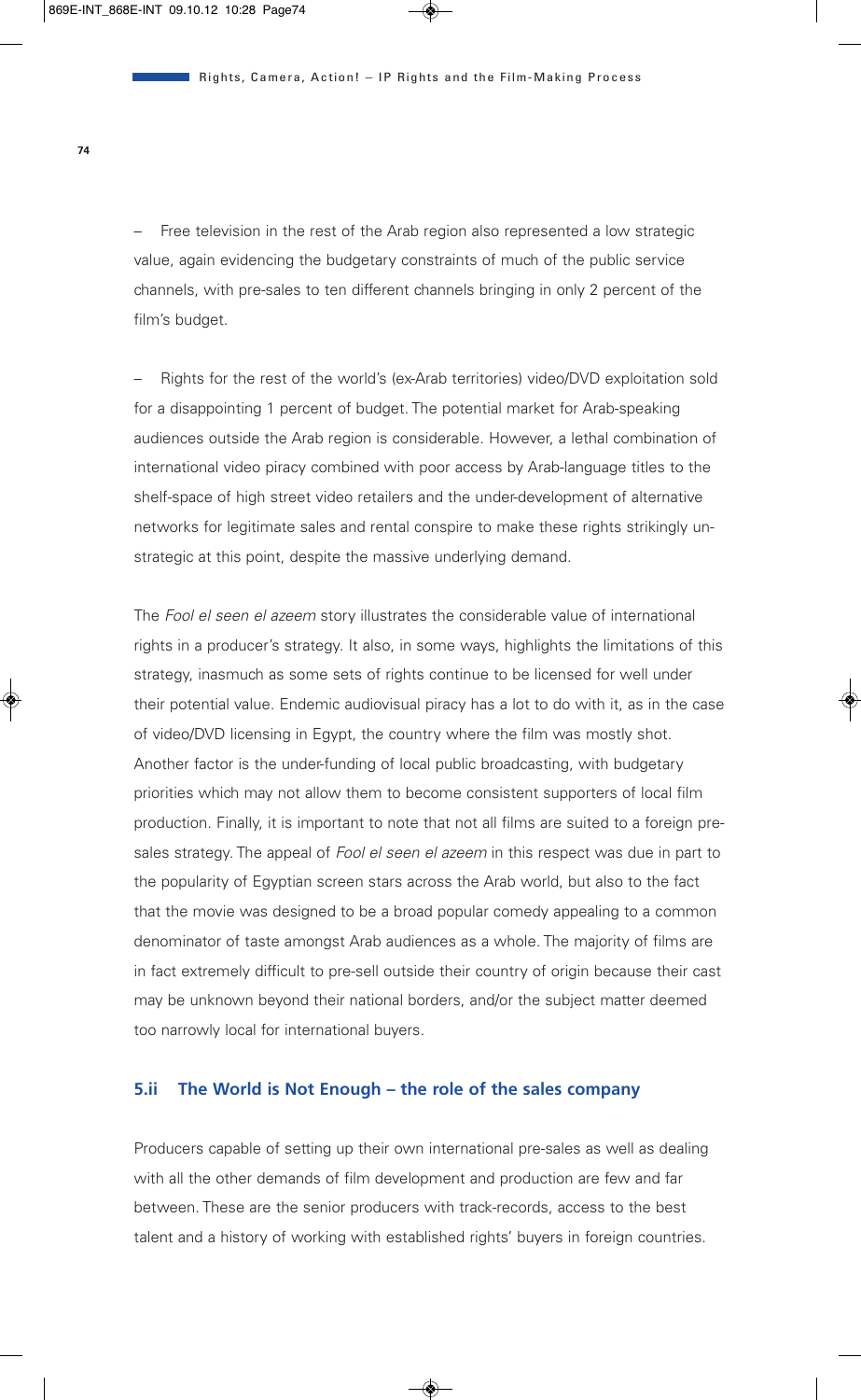– Free television in the rest of the Arab region also represented a low strategic value, again evidencing the budgetary constraints of much of the public service channels, with pre-sales to ten different channels bringing in only 2 percent of the film's budget.

– Rights for the rest of the world's (ex-Arab territories) video/DVD exploitation sold for a disappointing 1 percent of budget. The potential market for Arab-speaking audiences outside the Arab region is considerable. However, a lethal combination of international video piracy combined with poor access by Arab-language titles to the shelf-space of high street video retailers and the under-development of alternative networks for legitimate sales and rental conspire to make these rights strikingly un-strategic at this point, despite the massive underlying demand.

The *Fool el seen el azeem* story illustrates the considerable value of international rights in a producer's strategy. It also, in some ways, highlights the limitations of this strategy, inasmuch as some sets of rights continue to be licensed for well under their potential value. Endemic audiovisual piracy has a lot to do with it, as in the case of video/DVD licensing in Egypt, the country where the film was mostly shot. Another factor is the under-funding of local public broadcasting, with budgetary priorities which may not allow them to become consistent supporters of local film production. Finally, it is important to note that not all films are suited to a foreign pre-sales strategy. The appeal of *Fool el seen el azeem* in this respect was due in part to the popularity of Egyptian screen stars across the Arab world, but also to the fact that the movie was designed to be a broad popular comedy appealing to a common denominator of taste amongst Arab audiences as a whole. The majority of films are in fact extremely difficult to pre-sell outside their country of origin because their cast may be unknown beyond their national borders, and/or the subject matter deemed too narrowly local for international buyers.

### 5.ii The World is Not Enough – the role of the sales company

Producers capable of setting up their own international pre-sales as well as dealing with all the other demands of film development and production are few and far between. These are the senior producers with track-records, access to the best talent and a history of working with established rights' buyers in foreign countries.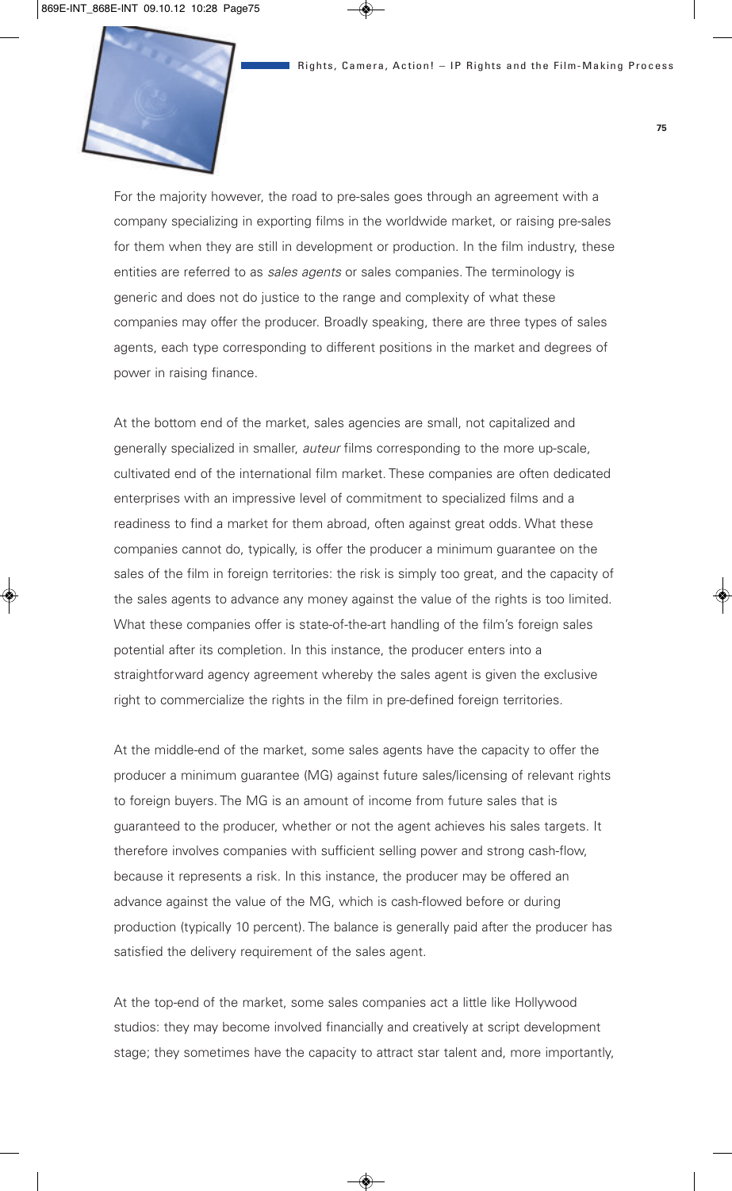For the majority however, the road to pre-sales goes through an agreement with a company specializing in exporting films in the worldwide market, or raising pre-sales for them when they are still in development or production. In the film industry, these entities are referred to as *sales agents* or sales companies. The terminology is generic and does not do justice to the range and complexity of what these companies may offer the producer. Broadly speaking, there are three types of sales agents, each type corresponding to different positions in the market and degrees of power in raising finance.

At the bottom end of the market, sales agencies are small, not capitalized and generally specialized in smaller, *auteur* films corresponding to the more up-scale, cultivated end of the international film market. These companies are often dedicated enterprises with an impressive level of commitment to specialized films and a readiness to find a market for them abroad, often against great odds. What these companies cannot do, typically, is offer the producer a minimum guarantee on the sales of the film in foreign territories: the risk is simply too great, and the capacity of the sales agents to advance any money against the value of the rights is too limited. What these companies offer is state-of-the-art handling of the film's foreign sales potential after its completion. In this instance, the producer enters into a straightforward agency agreement whereby the sales agent is given the exclusive right to commercialize the rights in the film in pre-defined foreign territories.

At the middle-end of the market, some sales agents have the capacity to offer the producer a minimum guarantee (MG) against future sales/licensing of relevant rights to foreign buyers. The MG is an amount of income from future sales that is guaranteed to the producer, whether or not the agent achieves his sales targets. It therefore involves companies with sufficient selling power and strong cash-flow, because it represents a risk. In this instance, the producer may be offered an advance against the value of the MG, which is cash-flowed before or during production (typically 10 percent). The balance is generally paid after the producer has satisfied the delivery requirement of the sales agent.

At the top-end of the market, some sales companies act a little like Hollywood studios: they may become involved financially and creatively at script development stage; they sometimes have the capacity to attract star talent and, more importantly,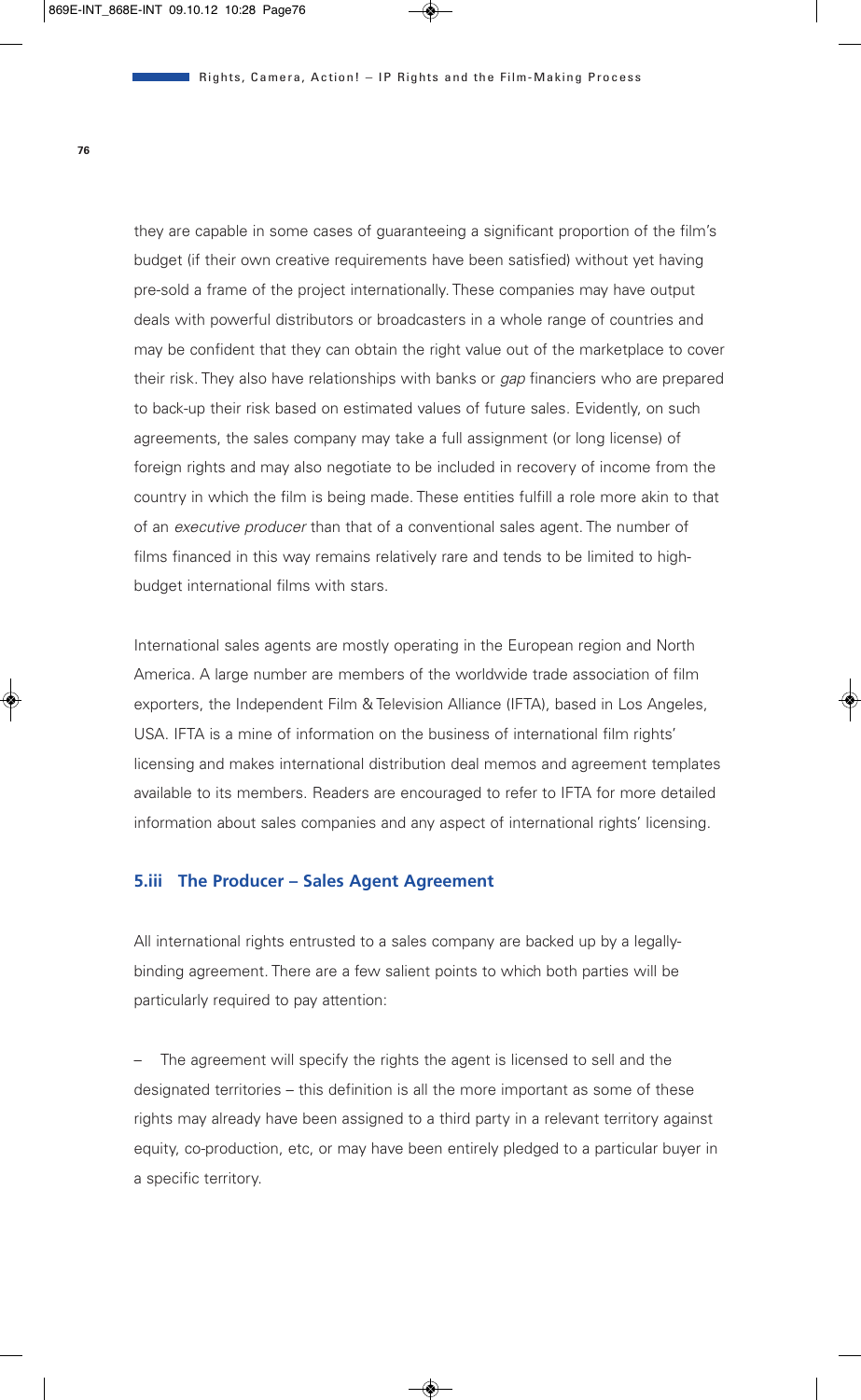they are capable in some cases of guaranteeing a significant proportion of the film's budget (if their own creative requirements have been satisfied) without yet having pre-sold a frame of the project internationally. These companies may have output deals with powerful distributors or broadcasters in a whole range of countries and may be confident that they can obtain the right value out of the marketplace to cover their risk. They also have relationships with banks or *gap* financiers who are prepared to back-up their risk based on estimated values of future sales. Evidently, on such agreements, the sales company may take a full assignment (or long license) of foreign rights and may also negotiate to be included in recovery of income from the country in which the film is being made. These entities fulfill a role more akin to that of an *executive producer* than that of a conventional sales agent. The number of films financed in this way remains relatively rare and tends to be limited to high-budget international films with stars.

International sales agents are mostly operating in the European region and North America. A large number are members of the worldwide trade association of film exporters, the Independent Film & Television Alliance (IFTA), based in Los Angeles, USA. IFTA is a mine of information on the business of international film rights' licensing and makes international distribution deal memos and agreement templates available to its members. Readers are encouraged to refer to IFTA for more detailed information about sales companies and any aspect of international rights' licensing.

### 5.iii The Producer – Sales Agent Agreement

All international rights entrusted to a sales company are backed up by a legally-binding agreement. There are a few salient points to which both parties will be particularly required to pay attention:

– The agreement will specify the rights the agent is licensed to sell and the designated territories – this definition is all the more important as some of these rights may already have been assigned to a third party in a relevant territory against equity, co-production, etc, or may have been entirely pledged to a particular buyer in a specific territory.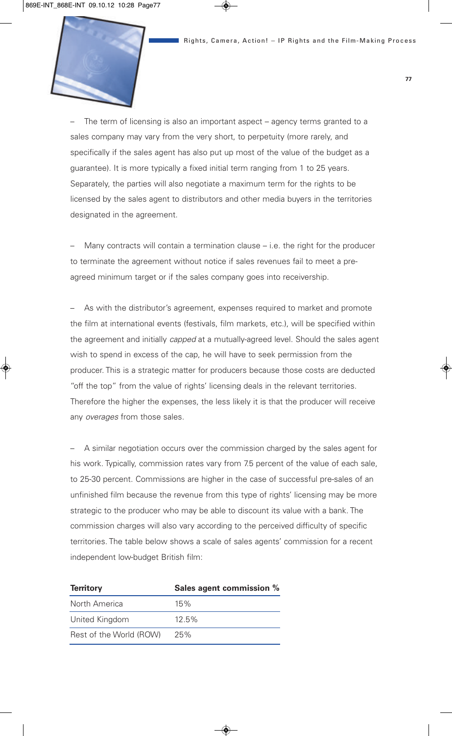– The term of licensing is also an important aspect – agency terms granted to a sales company may vary from the very short, to perpetuity (more rarely, and specifically if the sales agent has also put up most of the value of the budget as a guarantee). It is more typically a fixed initial term ranging from 1 to 25 years. Separately, the parties will also negotiate a maximum term for the rights to be licensed by the sales agent to distributors and other media buyers in the territories designated in the agreement.

– Many contracts will contain a termination clause – i.e. the right for the producer to terminate the agreement without notice if sales revenues fail to meet a pre-agreed minimum target or if the sales company goes into receivership.

– As with the distributor's agreement, expenses required to market and promote the film at international events (festivals, film markets, etc.), will be specified within the agreement and initially *capped* at a mutually-agreed level. Should the sales agent wish to spend in excess of the cap, he will have to seek permission from the producer. This is a strategic matter for producers because those costs are deducted "off the top" from the value of rights' licensing deals in the relevant territories. Therefore the higher the expenses, the less likely it is that the producer will receive any *overages* from those sales.

– A similar negotiation occurs over the commission charged by the sales agent for his work. Typically, commission rates vary from 7.5 percent of the value of each sale, to 25-30 percent. Commissions are higher in the case of successful pre-sales of an unfinished film because the revenue from this type of rights' licensing may be more strategic to the producer who may be able to discount its value with a bank. The commission charges will also vary according to the perceived difficulty of specific territories. The table below shows a scale of sales agents' commission for a recent independent low-budget British film:

| **Territory** | **Sales agent commission %** |
| --- | --- |
| North America | 15% |
| United Kingdom | 12.5% |
| Rest of the World (ROW) | 25% |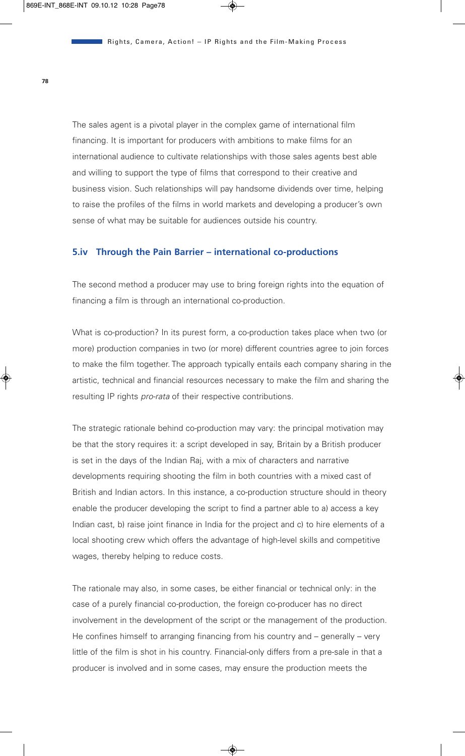The sales agent is a pivotal player in the complex game of international film financing. It is important for producers with ambitions to make films for an international audience to cultivate relationships with those sales agents best able and willing to support the type of films that correspond to their creative and business vision. Such relationships will pay handsome dividends over time, helping to raise the profiles of the films in world markets and developing a producer's own sense of what may be suitable for audiences outside his country.

### 5.iv Through the Pain Barrier – international co-productions

The second method a producer may use to bring foreign rights into the equation of financing a film is through an international co-production.

What is co-production? In its purest form, a co-production takes place when two (or more) production companies in two (or more) different countries agree to join forces to make the film together. The approach typically entails each company sharing in the artistic, technical and financial resources necessary to make the film and sharing the resulting IP rights *pro-rata* of their respective contributions.

The strategic rationale behind co-production may vary: the principal motivation may be that the story requires it: a script developed in say, Britain by a British producer is set in the days of the Indian Raj, with a mix of characters and narrative developments requiring shooting the film in both countries with a mixed cast of British and Indian actors. In this instance, a co-production structure should in theory enable the producer developing the script to find a partner able to a) access a key Indian cast, b) raise joint finance in India for the project and c) to hire elements of a local shooting crew which offers the advantage of high-level skills and competitive wages, thereby helping to reduce costs.

The rationale may also, in some cases, be either financial or technical only: in the case of a purely financial co-production, the foreign co-producer has no direct involvement in the development of the script or the management of the production. He confines himself to arranging financing from his country and – generally – very little of the film is shot in his country. Financial-only differs from a pre-sale in that a producer is involved and in some cases, may ensure the production meets the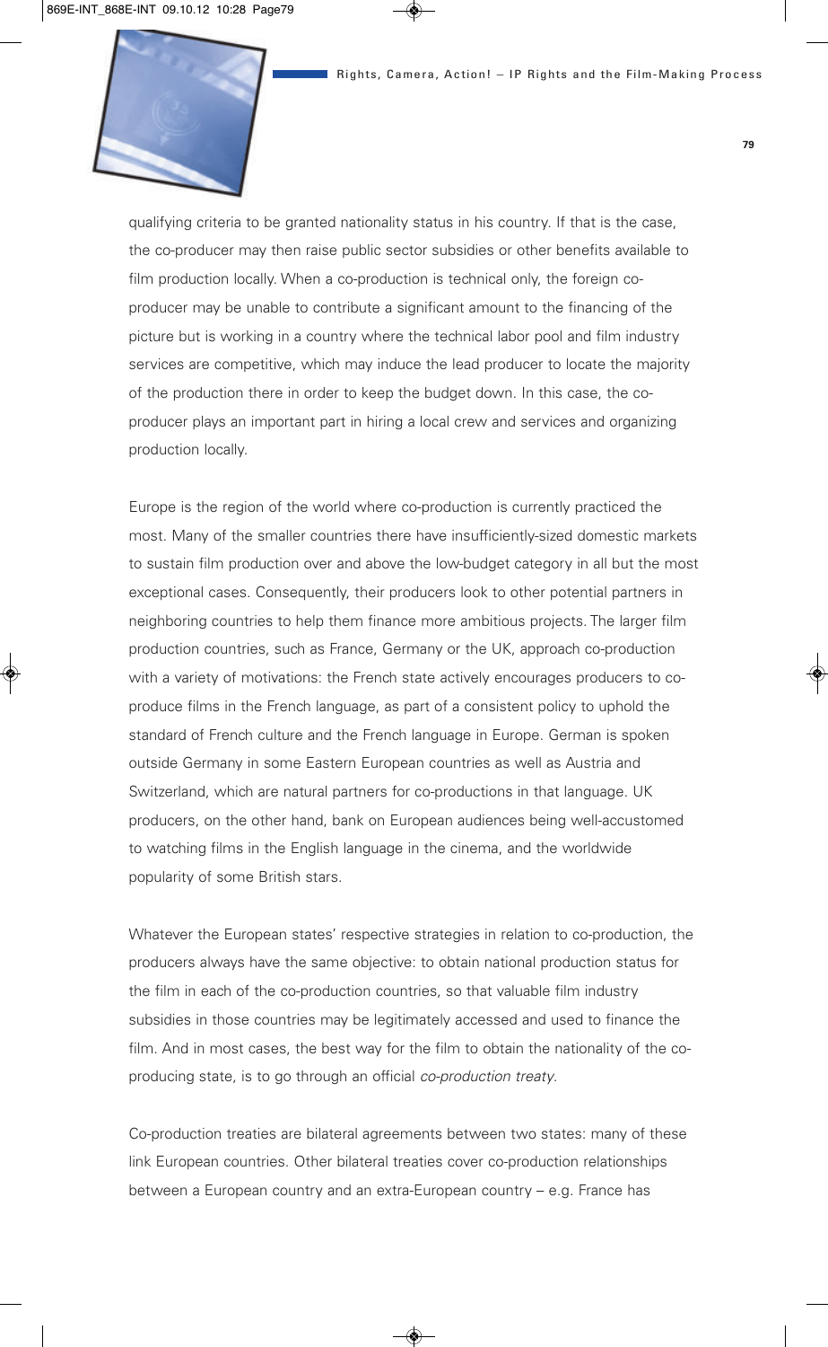qualifying criteria to be granted nationality status in his country. If that is the case, the co-producer may then raise public sector subsidies or other benefits available to film production locally. When a co-production is technical only, the foreign co-producer may be unable to contribute a significant amount to the financing of the picture but is working in a country where the technical labor pool and film industry services are competitive, which may induce the lead producer to locate the majority of the production there in order to keep the budget down. In this case, the co-producer plays an important part in hiring a local crew and services and organizing production locally.

Europe is the region of the world where co-production is currently practiced the most. Many of the smaller countries there have insufficiently-sized domestic markets to sustain film production over and above the low-budget category in all but the most exceptional cases. Consequently, their producers look to other potential partners in neighboring countries to help them finance more ambitious projects. The larger film production countries, such as France, Germany or the UK, approach co-production with a variety of motivations: the French state actively encourages producers to co-produce films in the French language, as part of a consistent policy to uphold the standard of French culture and the French language in Europe. German is spoken outside Germany in some Eastern European countries as well as Austria and Switzerland, which are natural partners for co-productions in that language. UK producers, on the other hand, bank on European audiences being well-accustomed to watching films in the English language in the cinema, and the worldwide popularity of some British stars.

Whatever the European states' respective strategies in relation to co-production, the producers always have the same objective: to obtain national production status for the film in each of the co-production countries, so that valuable film industry subsidies in those countries may be legitimately accessed and used to finance the film. And in most cases, the best way for the film to obtain the nationality of the co-producing state, is to go through an official *co-production treaty*.

Co-production treaties are bilateral agreements between two states: many of these link European countries. Other bilateral treaties cover co-production relationships between a European country and an extra-European country – e.g. France has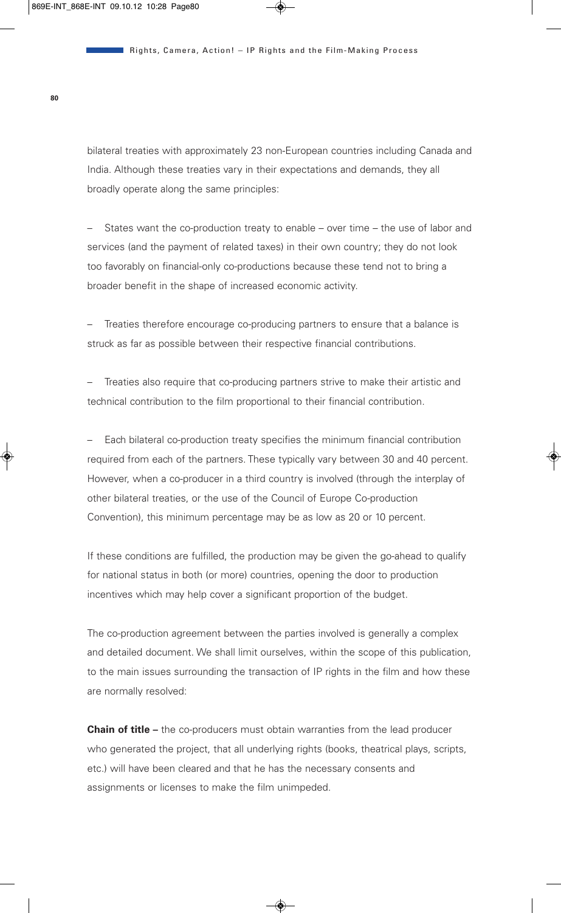bilateral treaties with approximately 23 non-European countries including Canada and India. Although these treaties vary in their expectations and demands, they all broadly operate along the same principles:

– States want the co-production treaty to enable – over time – the use of labor and services (and the payment of related taxes) in their own country; they do not look too favorably on financial-only co-productions because these tend not to bring a broader benefit in the shape of increased economic activity.

– Treaties therefore encourage co-producing partners to ensure that a balance is struck as far as possible between their respective financial contributions.

– Treaties also require that co-producing partners strive to make their artistic and technical contribution to the film proportional to their financial contribution.

– Each bilateral co-production treaty specifies the minimum financial contribution required from each of the partners. These typically vary between 30 and 40 percent. However, when a co-producer in a third country is involved (through the interplay of other bilateral treaties, or the use of the Council of Europe Co-production Convention), this minimum percentage may be as low as 20 or 10 percent.

If these conditions are fulfilled, the production may be given the go-ahead to qualify for national status in both (or more) countries, opening the door to production incentives which may help cover a significant proportion of the budget.

The co-production agreement between the parties involved is generally a complex and detailed document. We shall limit ourselves, within the scope of this publication, to the main issues surrounding the transaction of IP rights in the film and how these are normally resolved:

**Chain of title –** the co-producers must obtain warranties from the lead producer who generated the project, that all underlying rights (books, theatrical plays, scripts, etc.) will have been cleared and that he has the necessary consents and assignments or licenses to make the film unimpeded.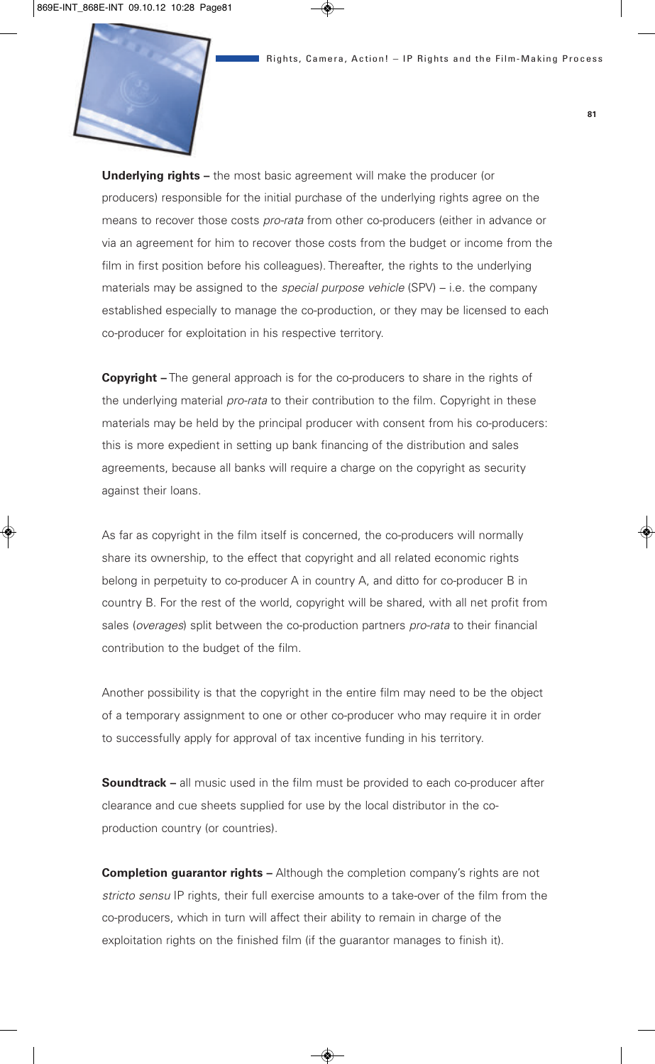**Underlying rights –** the most basic agreement will make the producer (or producers) responsible for the initial purchase of the underlying rights agree on the means to recover those costs *pro-rata* from other co-producers (either in advance or via an agreement for him to recover those costs from the budget or income from the film in first position before his colleagues). Thereafter, the rights to the underlying materials may be assigned to the *special purpose vehicle* (SPV) – i.e. the company established especially to manage the co-production, or they may be licensed to each co-producer for exploitation in his respective territory.

**Copyright –** The general approach is for the co-producers to share in the rights of the underlying material *pro-rata* to their contribution to the film. Copyright in these materials may be held by the principal producer with consent from his co-producers: this is more expedient in setting up bank financing of the distribution and sales agreements, because all banks will require a charge on the copyright as security against their loans.

As far as copyright in the film itself is concerned, the co-producers will normally share its ownership, to the effect that copyright and all related economic rights belong in perpetuity to co-producer A in country A, and ditto for co-producer B in country B. For the rest of the world, copyright will be shared, with all net profit from sales (*overages*) split between the co-production partners *pro-rata* to their financial contribution to the budget of the film.

Another possibility is that the copyright in the entire film may need to be the object of a temporary assignment to one or other co-producer who may require it in order to successfully apply for approval of tax incentive funding in his territory.

**Soundtrack –** all music used in the film must be provided to each co-producer after clearance and cue sheets supplied for use by the local distributor in the co-production country (or countries).

**Completion guarantor rights –** Although the completion company's rights are not *stricto sensu* IP rights, their full exercise amounts to a take-over of the film from the co-producers, which in turn will affect their ability to remain in charge of the exploitation rights on the finished film (if the guarantor manages to finish it).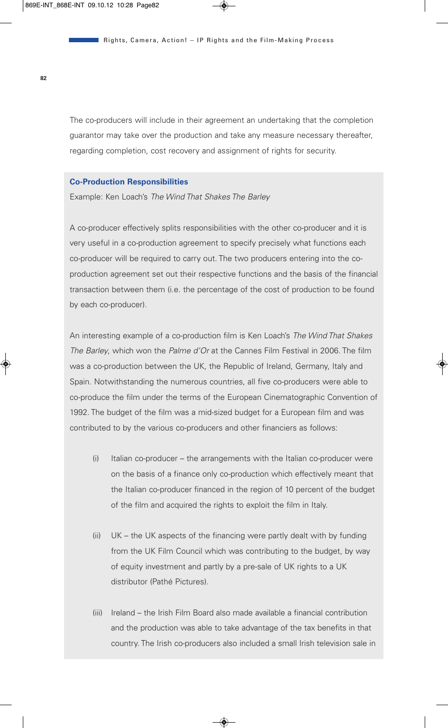The co-producers will include in their agreement an undertaking that the completion guarantor may take over the production and take any measure necessary thereafter, regarding completion, cost recovery and assignment of rights for security.

**Co-Production Responsibilities**

Example: Ken Loach's *The Wind That Shakes The Barley*

A co-producer effectively splits responsibilities with the other co-producer and it is very useful in a co-production agreement to specify precisely what functions each co-producer will be required to carry out. The two producers entering into the co-production agreement set out their respective functions and the basis of the financial transaction between them (i.e. the percentage of the cost of production to be found by each co-producer).

An interesting example of a co-production film is Ken Loach's *The Wind That Shakes The Barley*, which won the *Palme d'Or* at the Cannes Film Festival in 2006. The film was a co-production between the UK, the Republic of Ireland, Germany, Italy and Spain. Notwithstanding the numerous countries, all five co-producers were able to co-produce the film under the terms of the European Cinematographic Convention of 1992. The budget of the film was a mid-sized budget for a European film and was contributed to by the various co-producers and other financiers as follows:

(i) Italian co-producer – the arrangements with the Italian co-producer were on the basis of a finance only co-production which effectively meant that the Italian co-producer financed in the region of 10 percent of the budget of the film and acquired the rights to exploit the film in Italy.

(ii) UK – the UK aspects of the financing were partly dealt with by funding from the UK Film Council which was contributing to the budget, by way of equity investment and partly by a pre-sale of UK rights to a UK distributor (Pathé Pictures).

(iii) Ireland – the Irish Film Board also made available a financial contribution and the production was able to take advantage of the tax benefits in that country. The Irish co-producers also included a small Irish television sale in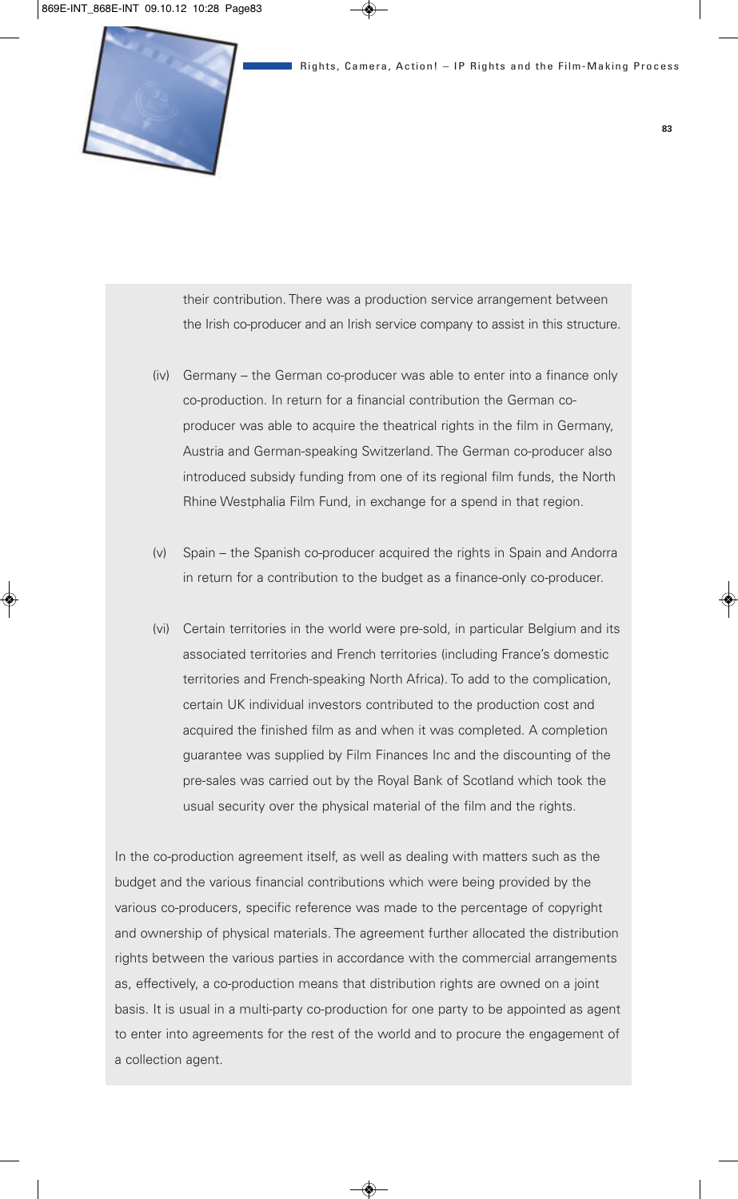their contribution. There was a production service arrangement between the Irish co-producer and an Irish service company to assist in this structure.

(iv) Germany – the German co-producer was able to enter into a finance only co-production. In return for a financial contribution the German co-producer was able to acquire the theatrical rights in the film in Germany, Austria and German-speaking Switzerland. The German co-producer also introduced subsidy funding from one of its regional film funds, the North Rhine Westphalia Film Fund, in exchange for a spend in that region.

(v) Spain – the Spanish co-producer acquired the rights in Spain and Andorra in return for a contribution to the budget as a finance-only co-producer.

(vi) Certain territories in the world were pre-sold, in particular Belgium and its associated territories and French territories (including France's domestic territories and French-speaking North Africa). To add to the complication, certain UK individual investors contributed to the production cost and acquired the finished film as and when it was completed. A completion guarantee was supplied by Film Finances Inc and the discounting of the pre-sales was carried out by the Royal Bank of Scotland which took the usual security over the physical material of the film and the rights.

In the co-production agreement itself, as well as dealing with matters such as the budget and the various financial contributions which were being provided by the various co-producers, specific reference was made to the percentage of copyright and ownership of physical materials. The agreement further allocated the distribution rights between the various parties in accordance with the commercial arrangements as, effectively, a co-production means that distribution rights are owned on a joint basis. It is usual in a multi-party co-production for one party to be appointed as agent to enter into agreements for the rest of the world and to procure the engagement of a collection agent.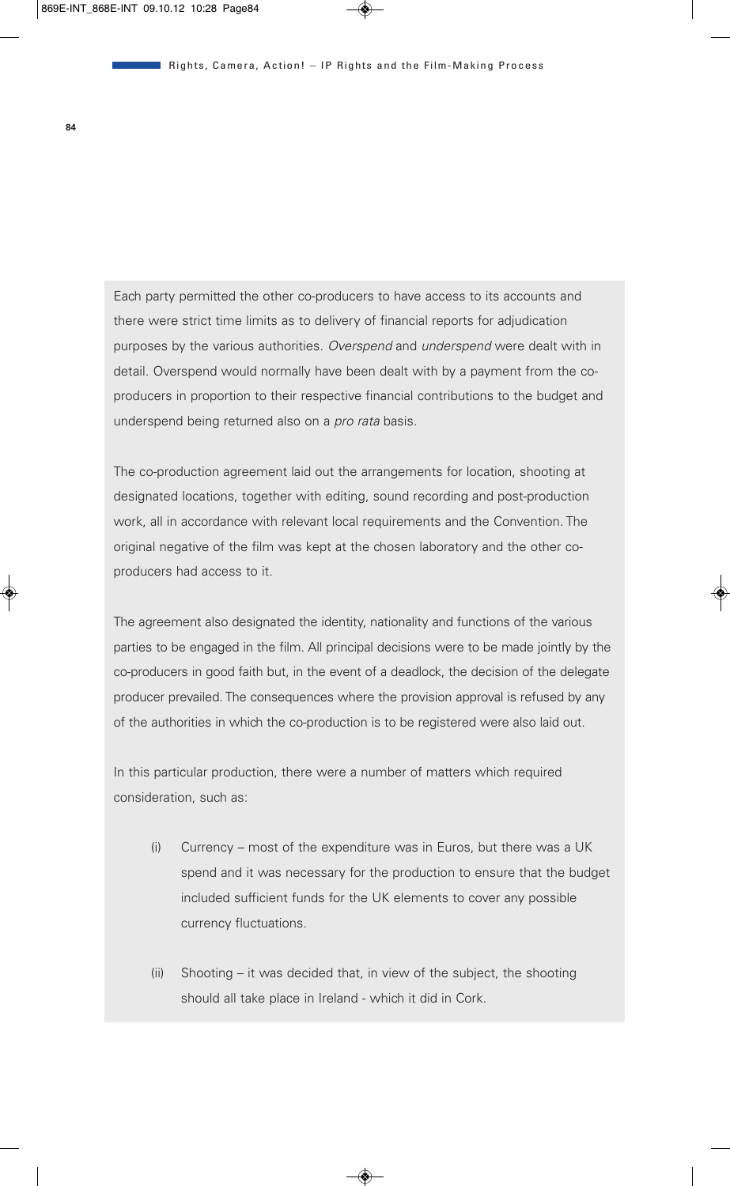Each party permitted the other co-producers to have access to its accounts and there were strict time limits as to delivery of financial reports for adjudication purposes by the various authorities. *Overspend* and *underspend* were dealt with in detail. Overspend would normally have been dealt with by a payment from the co-producers in proportion to their respective financial contributions to the budget and underspend being returned also on a *pro rata* basis.

The co-production agreement laid out the arrangements for location, shooting at designated locations, together with editing, sound recording and post-production work, all in accordance with relevant local requirements and the Convention. The original negative of the film was kept at the chosen laboratory and the other co-producers had access to it.

The agreement also designated the identity, nationality and functions of the various parties to be engaged in the film. All principal decisions were to be made jointly by the co-producers in good faith but, in the event of a deadlock, the decision of the delegate producer prevailed. The consequences where the provision approval is refused by any of the authorities in which the co-production is to be registered were also laid out.

In this particular production, there were a number of matters which required consideration, such as:

(i) Currency – most of the expenditure was in Euros, but there was a UK spend and it was necessary for the production to ensure that the budget included sufficient funds for the UK elements to cover any possible currency fluctuations.

(ii) Shooting – it was decided that, in view of the subject, the shooting should all take place in Ireland - which it did in Cork.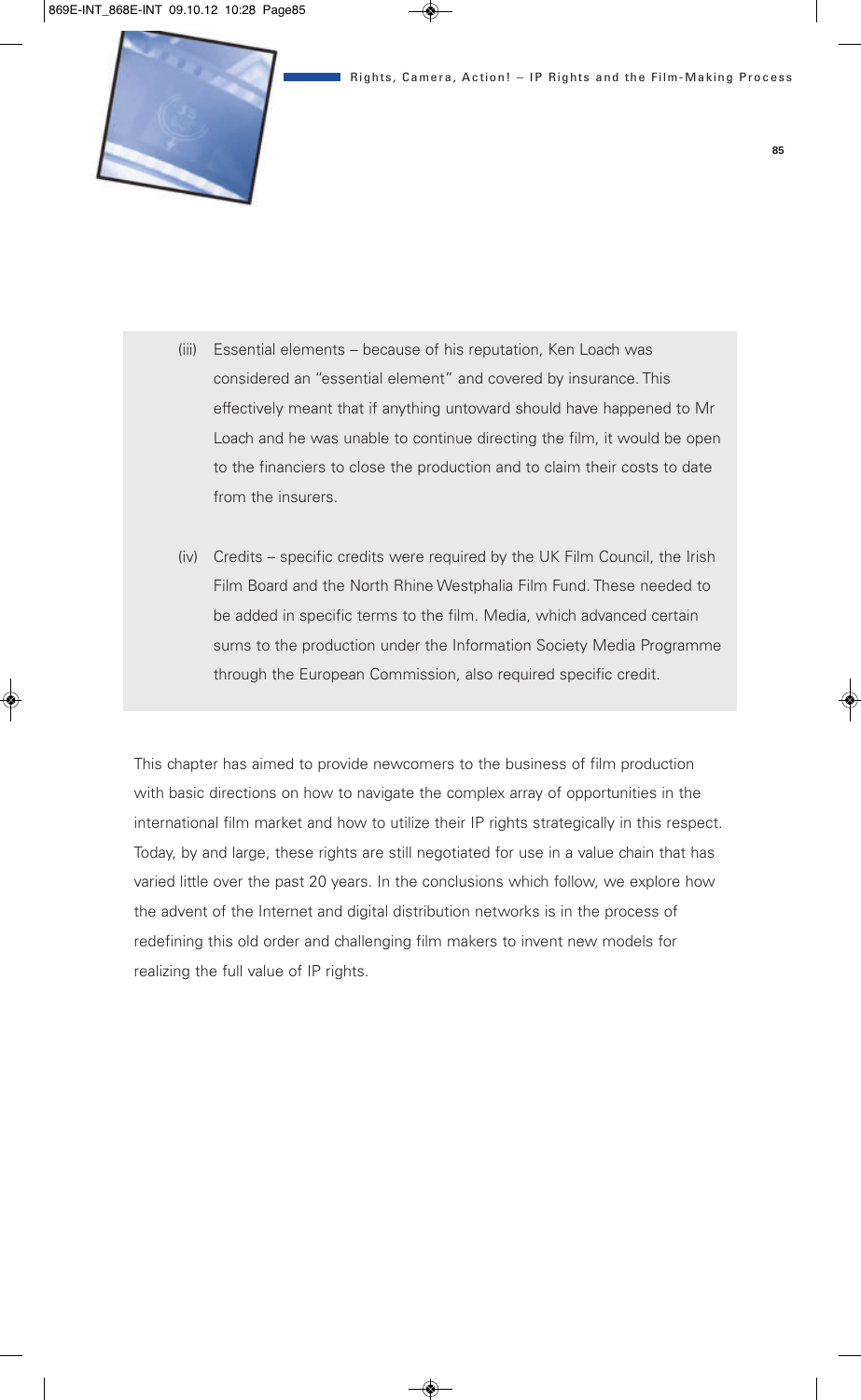(iii) Essential elements – because of his reputation, Ken Loach was considered an "essential element" and covered by insurance. This effectively meant that if anything untoward should have happened to Mr Loach and he was unable to continue directing the film, it would be open to the financiers to close the production and to claim their costs to date from the insurers.

(iv) Credits – specific credits were required by the UK Film Council, the Irish Film Board and the North Rhine Westphalia Film Fund. These needed to be added in specific terms to the film. Media, which advanced certain sums to the production under the Information Society Media Programme through the European Commission, also required specific credit.

This chapter has aimed to provide newcomers to the business of film production with basic directions on how to navigate the complex array of opportunities in the international film market and how to utilize their IP rights strategically in this respect. Today, by and large, these rights are still negotiated for use in a value chain that has varied little over the past 20 years. In the conclusions which follow, we explore how the advent of the Internet and digital distribution networks is in the process of redefining this old order and challenging film makers to invent new models for realizing the full value of IP rights.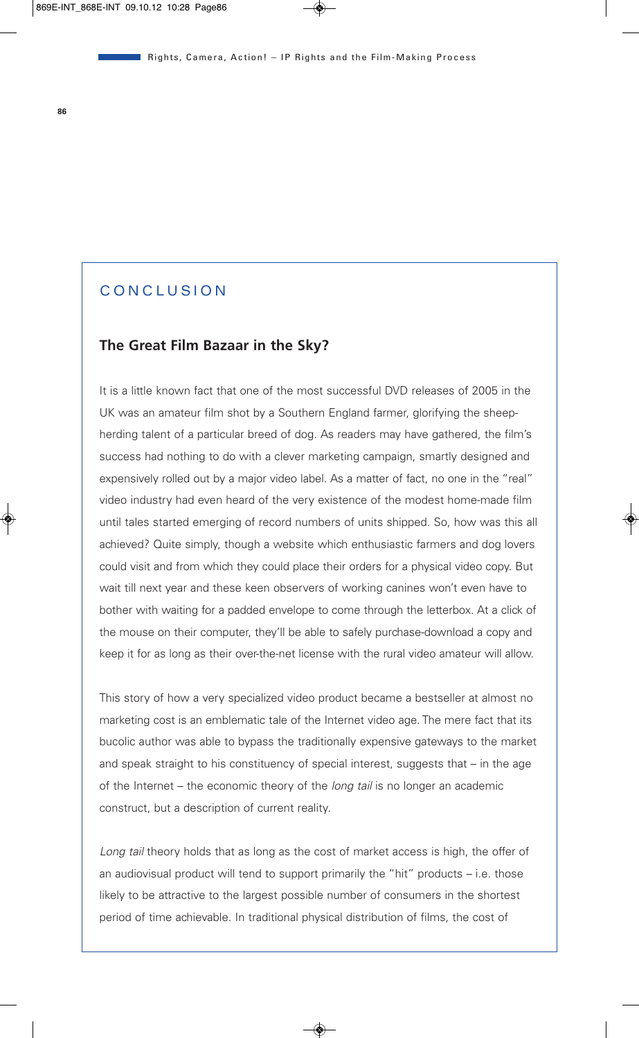## CONCLUSION

### The Great Film Bazaar in the Sky?

It is a little known fact that one of the most successful DVD releases of 2005 in the UK was an amateur film shot by a Southern England farmer, glorifying the sheep-herding talent of a particular breed of dog. As readers may have gathered, the film's success had nothing to do with a clever marketing campaign, smartly designed and expensively rolled out by a major video label. As a matter of fact, no one in the "real" video industry had even heard of the very existence of the modest home-made film until tales started emerging of record numbers of units shipped. So, how was this all achieved? Quite simply, though a website which enthusiastic farmers and dog lovers could visit and from which they could place their orders for a physical video copy. But wait till next year and these keen observers of working canines won't even have to bother with waiting for a padded envelope to come through the letterbox. At a click of the mouse on their computer, they'll be able to safely purchase-download a copy and keep it for as long as their over-the-net license with the rural video amateur will allow.

This story of how a very specialized video product became a bestseller at almost no marketing cost is an emblematic tale of the Internet video age. The mere fact that its bucolic author was able to bypass the traditionally expensive gateways to the market and speak straight to his constituency of special interest, suggests that – in the age of the Internet – the economic theory of the *long tail* is no longer an academic construct, but a description of current reality.

*Long tail* theory holds that as long as the cost of market access is high, the offer of an audiovisual product will tend to support primarily the "hit" products – i.e. those likely to be attractive to the largest possible number of consumers in the shortest period of time achievable. In traditional physical distribution of films, the cost of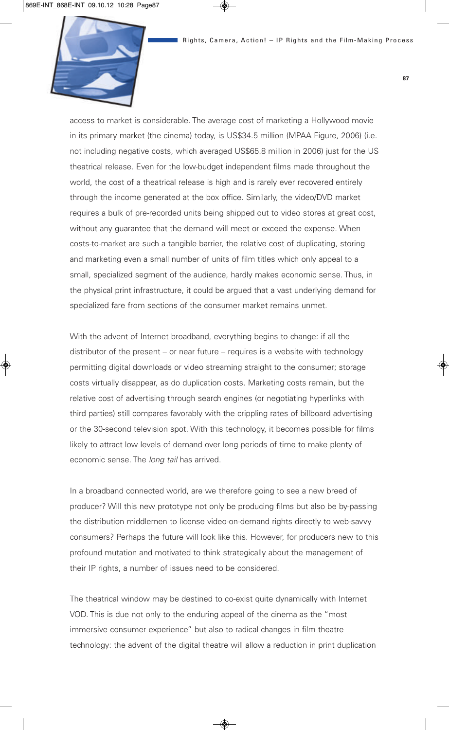access to market is considerable. The average cost of marketing a Hollywood movie in its primary market (the cinema) today, is US$34.5 million (MPAA Figure, 2006) (i.e. not including negative costs, which averaged US$65.8 million in 2006) just for the US theatrical release. Even for the low-budget independent films made throughout the world, the cost of a theatrical release is high and is rarely ever recovered entirely through the income generated at the box office. Similarly, the video/DVD market requires a bulk of pre-recorded units being shipped out to video stores at great cost, without any guarantee that the demand will meet or exceed the expense. When costs-to-market are such a tangible barrier, the relative cost of duplicating, storing and marketing even a small number of units of film titles which only appeal to a small, specialized segment of the audience, hardly makes economic sense. Thus, in the physical print infrastructure, it could be argued that a vast underlying demand for specialized fare from sections of the consumer market remains unmet.

With the advent of Internet broadband, everything begins to change: if all the distributor of the present – or near future – requires is a website with technology permitting digital downloads or video streaming straight to the consumer; storage costs virtually disappear, as do duplication costs. Marketing costs remain, but the relative cost of advertising through search engines (or negotiating hyperlinks with third parties) still compares favorably with the crippling rates of billboard advertising or the 30-second television spot. With this technology, it becomes possible for films likely to attract low levels of demand over long periods of time to make plenty of economic sense. The *long tail* has arrived.

In a broadband connected world, are we therefore going to see a new breed of producer? Will this new prototype not only be producing films but also be by-passing the distribution middlemen to license video-on-demand rights directly to web-savvy consumers? Perhaps the future will look like this. However, for producers new to this profound mutation and motivated to think strategically about the management of their IP rights, a number of issues need to be considered.

The theatrical window may be destined to co-exist quite dynamically with Internet VOD. This is due not only to the enduring appeal of the cinema as the "most immersive consumer experience" but also to radical changes in film theatre technology: the advent of the digital theatre will allow a reduction in print duplication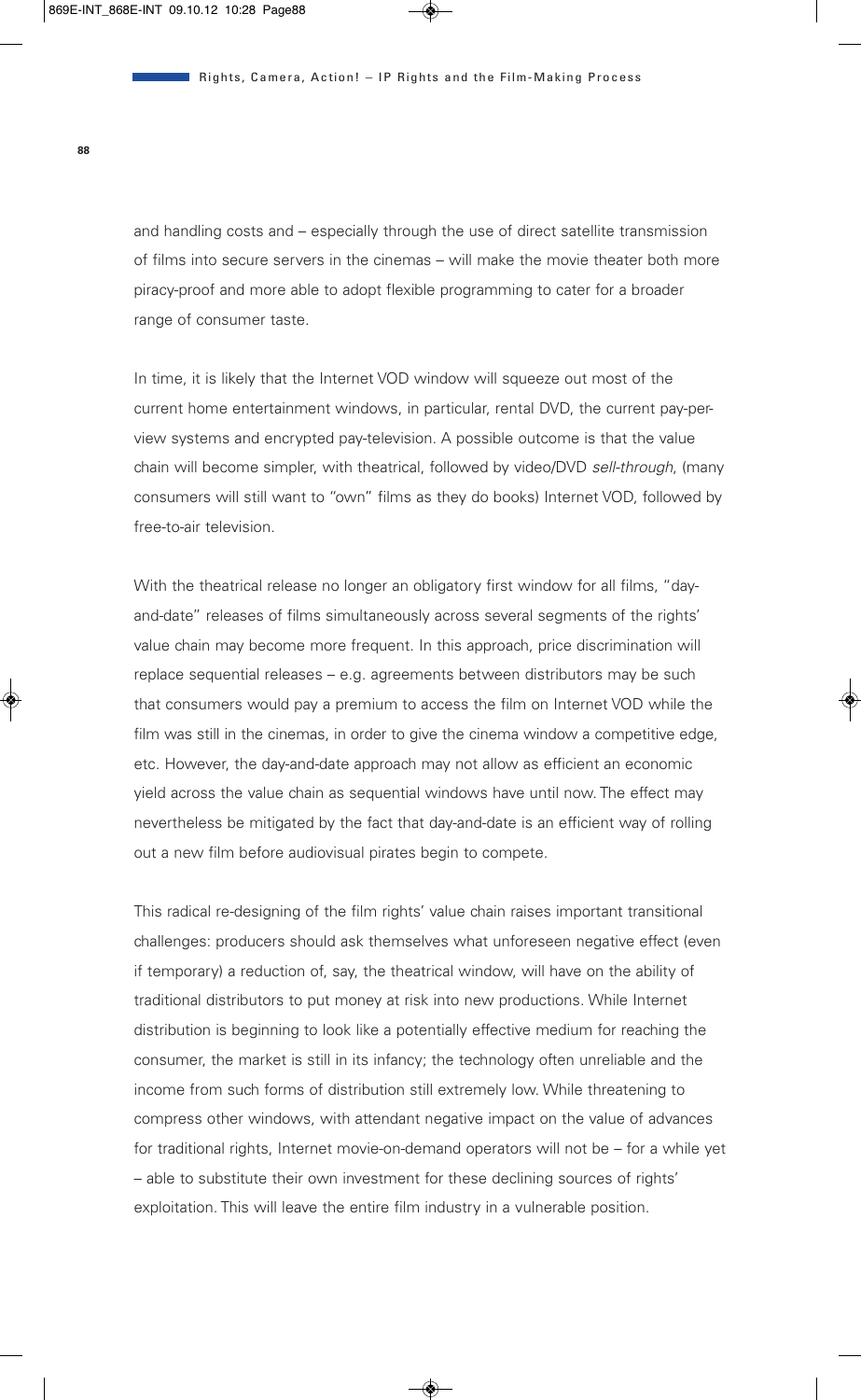and handling costs and – especially through the use of direct satellite transmission of films into secure servers in the cinemas – will make the movie theater both more piracy-proof and more able to adopt flexible programming to cater for a broader range of consumer taste.

In time, it is likely that the Internet VOD window will squeeze out most of the current home entertainment windows, in particular, rental DVD, the current pay-per-view systems and encrypted pay-television. A possible outcome is that the value chain will become simpler, with theatrical, followed by video/DVD *sell-through*, (many consumers will still want to "own" films as they do books) Internet VOD, followed by free-to-air television.

With the theatrical release no longer an obligatory first window for all films, "day-and-date" releases of films simultaneously across several segments of the rights' value chain may become more frequent. In this approach, price discrimination will replace sequential releases – e.g. agreements between distributors may be such that consumers would pay a premium to access the film on Internet VOD while the film was still in the cinemas, in order to give the cinema window a competitive edge, etc. However, the day-and-date approach may not allow as efficient an economic yield across the value chain as sequential windows have until now. The effect may nevertheless be mitigated by the fact that day-and-date is an efficient way of rolling out a new film before audiovisual pirates begin to compete.

This radical re-designing of the film rights' value chain raises important transitional challenges: producers should ask themselves what unforeseen negative effect (even if temporary) a reduction of, say, the theatrical window, will have on the ability of traditional distributors to put money at risk into new productions. While Internet distribution is beginning to look like a potentially effective medium for reaching the consumer, the market is still in its infancy; the technology often unreliable and the income from such forms of distribution still extremely low. While threatening to compress other windows, with attendant negative impact on the value of advances for traditional rights, Internet movie-on-demand operators will not be – for a while yet – able to substitute their own investment for these declining sources of rights' exploitation. This will leave the entire film industry in a vulnerable position.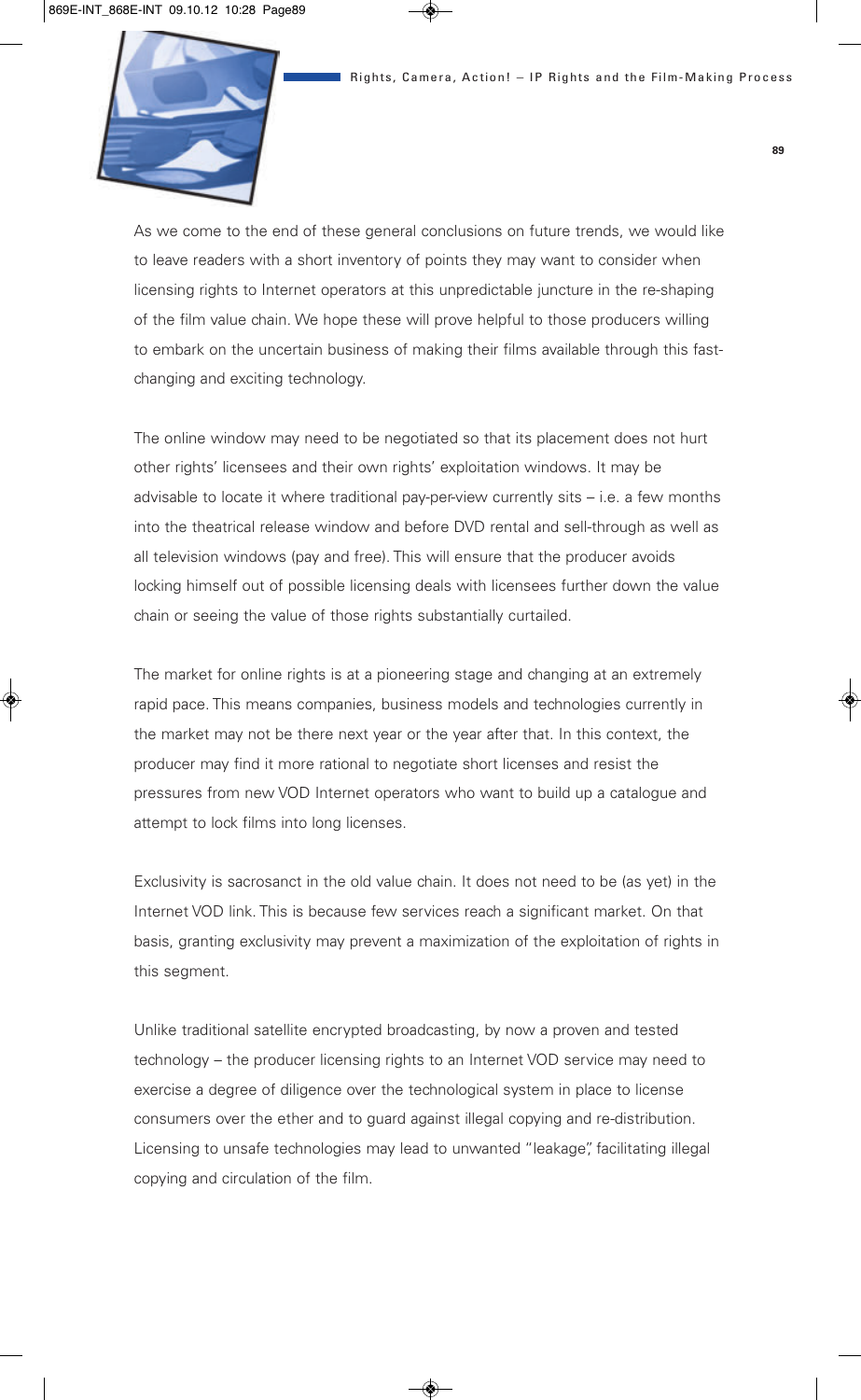As we come to the end of these general conclusions on future trends, we would like to leave readers with a short inventory of points they may want to consider when licensing rights to Internet operators at this unpredictable juncture in the re-shaping of the film value chain. We hope these will prove helpful to those producers willing to embark on the uncertain business of making their films available through this fast-changing and exciting technology.

The online window may need to be negotiated so that its placement does not hurt other rights' licensees and their own rights' exploitation windows. It may be advisable to locate it where traditional pay-per-view currently sits – i.e. a few months into the theatrical release window and before DVD rental and sell-through as well as all television windows (pay and free). This will ensure that the producer avoids locking himself out of possible licensing deals with licensees further down the value chain or seeing the value of those rights substantially curtailed.

The market for online rights is at a pioneering stage and changing at an extremely rapid pace. This means companies, business models and technologies currently in the market may not be there next year or the year after that. In this context, the producer may find it more rational to negotiate short licenses and resist the pressures from new VOD Internet operators who want to build up a catalogue and attempt to lock films into long licenses.

Exclusivity is sacrosanct in the old value chain. It does not need to be (as yet) in the Internet VOD link. This is because few services reach a significant market. On that basis, granting exclusivity may prevent a maximization of the exploitation of rights in this segment.

Unlike traditional satellite encrypted broadcasting, by now a proven and tested technology – the producer licensing rights to an Internet VOD service may need to exercise a degree of diligence over the technological system in place to license consumers over the ether and to guard against illegal copying and re-distribution. Licensing to unsafe technologies may lead to unwanted "leakage", facilitating illegal copying and circulation of the film.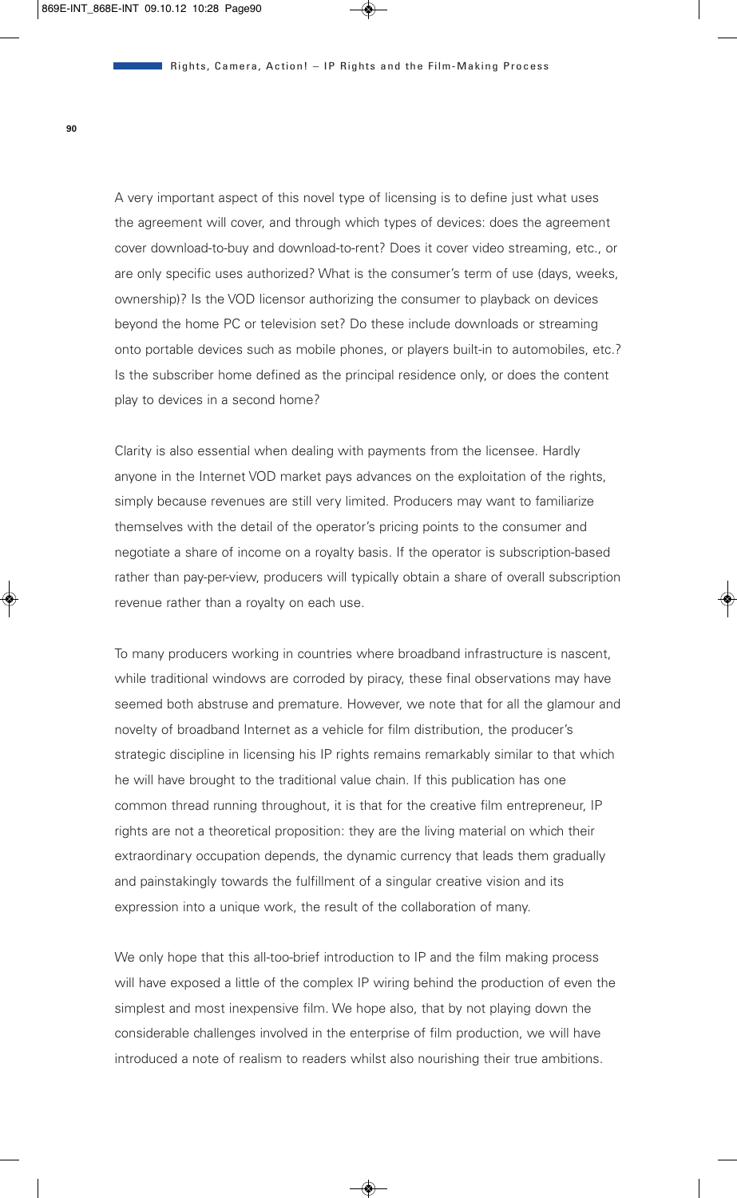A very important aspect of this novel type of licensing is to define just what uses the agreement will cover, and through which types of devices: does the agreement cover download-to-buy and download-to-rent? Does it cover video streaming, etc., or are only specific uses authorized? What is the consumer's term of use (days, weeks, ownership)? Is the VOD licensor authorizing the consumer to playback on devices beyond the home PC or television set? Do these include downloads or streaming onto portable devices such as mobile phones, or players built-in to automobiles, etc.? Is the subscriber home defined as the principal residence only, or does the content play to devices in a second home?

Clarity is also essential when dealing with payments from the licensee. Hardly anyone in the Internet VOD market pays advances on the exploitation of the rights, simply because revenues are still very limited. Producers may want to familiarize themselves with the detail of the operator's pricing points to the consumer and negotiate a share of income on a royalty basis. If the operator is subscription-based rather than pay-per-view, producers will typically obtain a share of overall subscription revenue rather than a royalty on each use.

To many producers working in countries where broadband infrastructure is nascent, while traditional windows are corroded by piracy, these final observations may have seemed both abstruse and premature. However, we note that for all the glamour and novelty of broadband Internet as a vehicle for film distribution, the producer's strategic discipline in licensing his IP rights remains remarkably similar to that which he will have brought to the traditional value chain. If this publication has one common thread running throughout, it is that for the creative film entrepreneur, IP rights are not a theoretical proposition: they are the living material on which their extraordinary occupation depends, the dynamic currency that leads them gradually and painstakingly towards the fulfillment of a singular creative vision and its expression into a unique work, the result of the collaboration of many.

We only hope that this all-too-brief introduction to IP and the film making process will have exposed a little of the complex IP wiring behind the production of even the simplest and most inexpensive film. We hope also, that by not playing down the considerable challenges involved in the enterprise of film production, we will have introduced a note of realism to readers whilst also nourishing their true ambitions.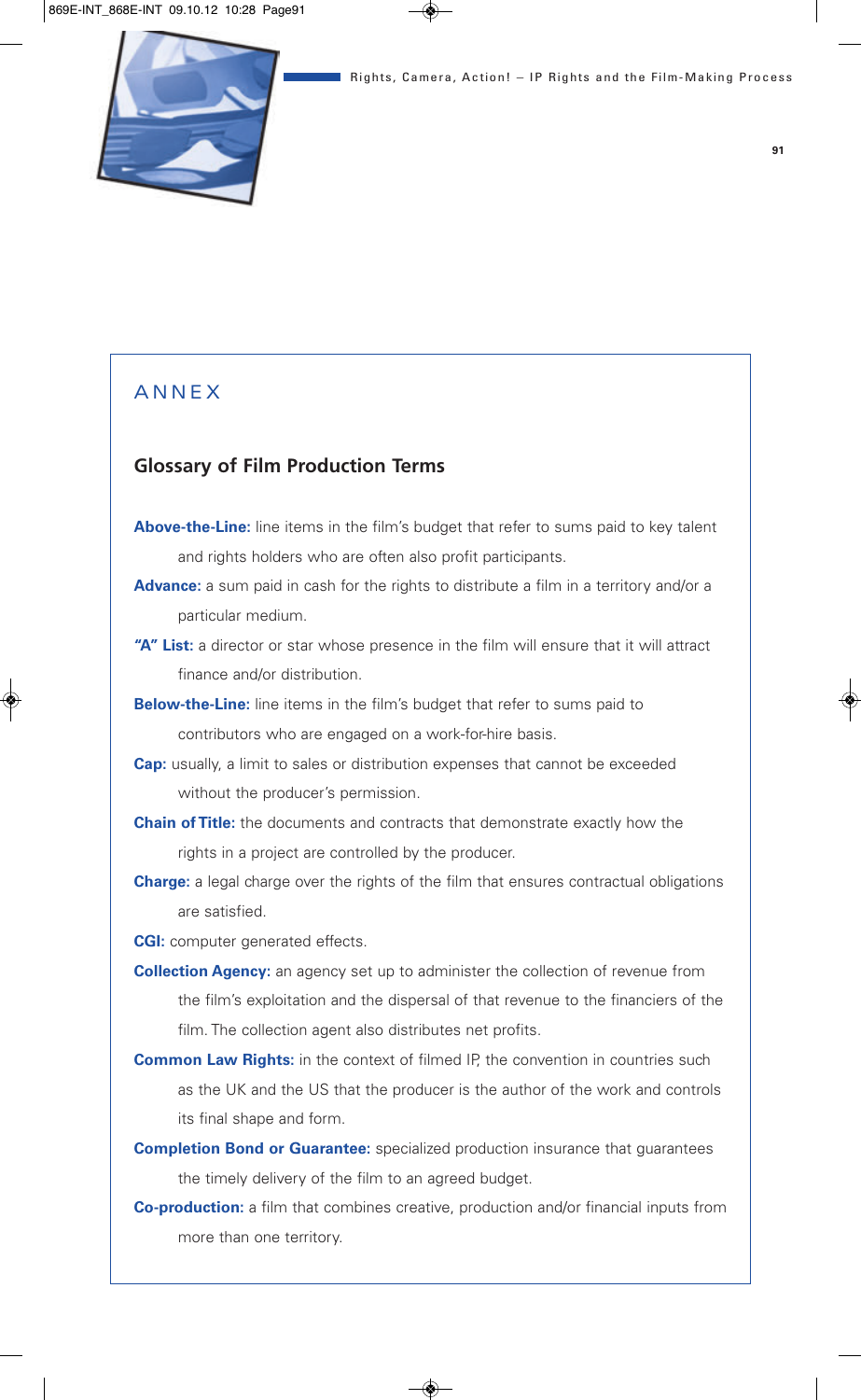# ANNEX

## Glossary of Film Production Terms

**Above-the-Line:** line items in the film's budget that refer to sums paid to key talent and rights holders who are often also profit participants.

**Advance:** a sum paid in cash for the rights to distribute a film in a territory and/or a particular medium.

**"A" List:** a director or star whose presence in the film will ensure that it will attract finance and/or distribution.

**Below-the-Line:** line items in the film's budget that refer to sums paid to contributors who are engaged on a work-for-hire basis.

**Cap:** usually, a limit to sales or distribution expenses that cannot be exceeded without the producer's permission.

**Chain of Title:** the documents and contracts that demonstrate exactly how the rights in a project are controlled by the producer.

**Charge:** a legal charge over the rights of the film that ensures contractual obligations are satisfied.

**CGI:** computer generated effects.

**Collection Agency:** an agency set up to administer the collection of revenue from the film's exploitation and the dispersal of that revenue to the financiers of the film. The collection agent also distributes net profits.

**Common Law Rights:** in the context of filmed IP, the convention in countries such as the UK and the US that the producer is the author of the work and controls its final shape and form.

**Completion Bond or Guarantee:** specialized production insurance that guarantees the timely delivery of the film to an agreed budget.

**Co-production:** a film that combines creative, production and/or financial inputs from more than one territory.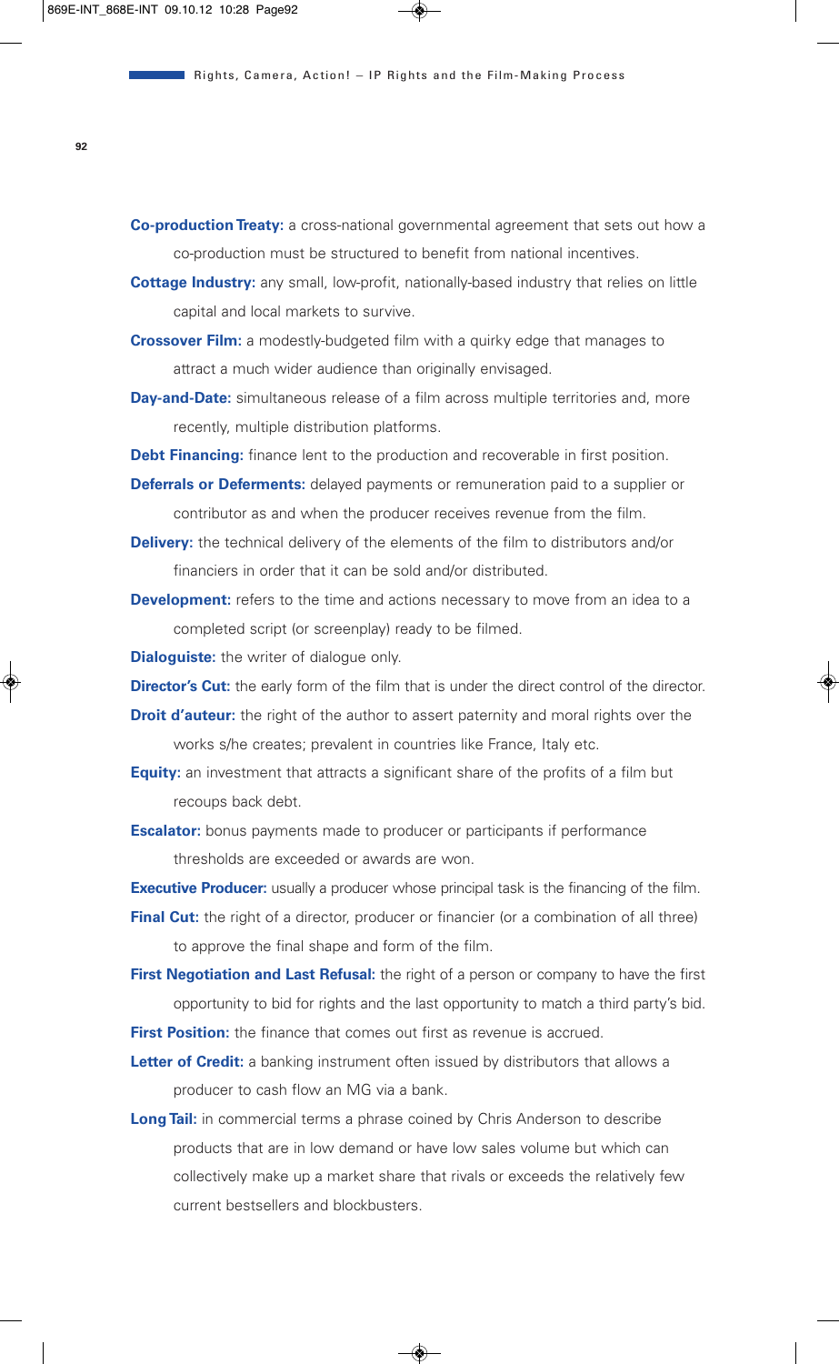**Co-production Treaty:** a cross-national governmental agreement that sets out how a co-production must be structured to benefit from national incentives.

**Cottage Industry:** any small, low-profit, nationally-based industry that relies on little capital and local markets to survive.

**Crossover Film:** a modestly-budgeted film with a quirky edge that manages to attract a much wider audience than originally envisaged.

**Day-and-Date:** simultaneous release of a film across multiple territories and, more recently, multiple distribution platforms.

**Debt Financing:** finance lent to the production and recoverable in first position.

**Deferrals or Deferments:** delayed payments or remuneration paid to a supplier or contributor as and when the producer receives revenue from the film.

**Delivery:** the technical delivery of the elements of the film to distributors and/or financiers in order that it can be sold and/or distributed.

**Development:** refers to the time and actions necessary to move from an idea to a completed script (or screenplay) ready to be filmed.

**Dialoguiste:** the writer of dialogue only.

**Director's Cut:** the early form of the film that is under the direct control of the director.

**Droit d'auteur:** the right of the author to assert paternity and moral rights over the works s/he creates; prevalent in countries like France, Italy etc.

**Equity:** an investment that attracts a significant share of the profits of a film but recoups back debt.

**Escalator:** bonus payments made to producer or participants if performance thresholds are exceeded or awards are won.

**Executive Producer:** usually a producer whose principal task is the financing of the film.

**Final Cut:** the right of a director, producer or financier (or a combination of all three) to approve the final shape and form of the film.

**First Negotiation and Last Refusal:** the right of a person or company to have the first opportunity to bid for rights and the last opportunity to match a third party's bid.

**First Position:** the finance that comes out first as revenue is accrued.

**Letter of Credit:** a banking instrument often issued by distributors that allows a producer to cash flow an MG via a bank.

**Long Tail:** in commercial terms a phrase coined by Chris Anderson to describe products that are in low demand or have low sales volume but which can collectively make up a market share that rivals or exceeds the relatively few current bestsellers and blockbusters.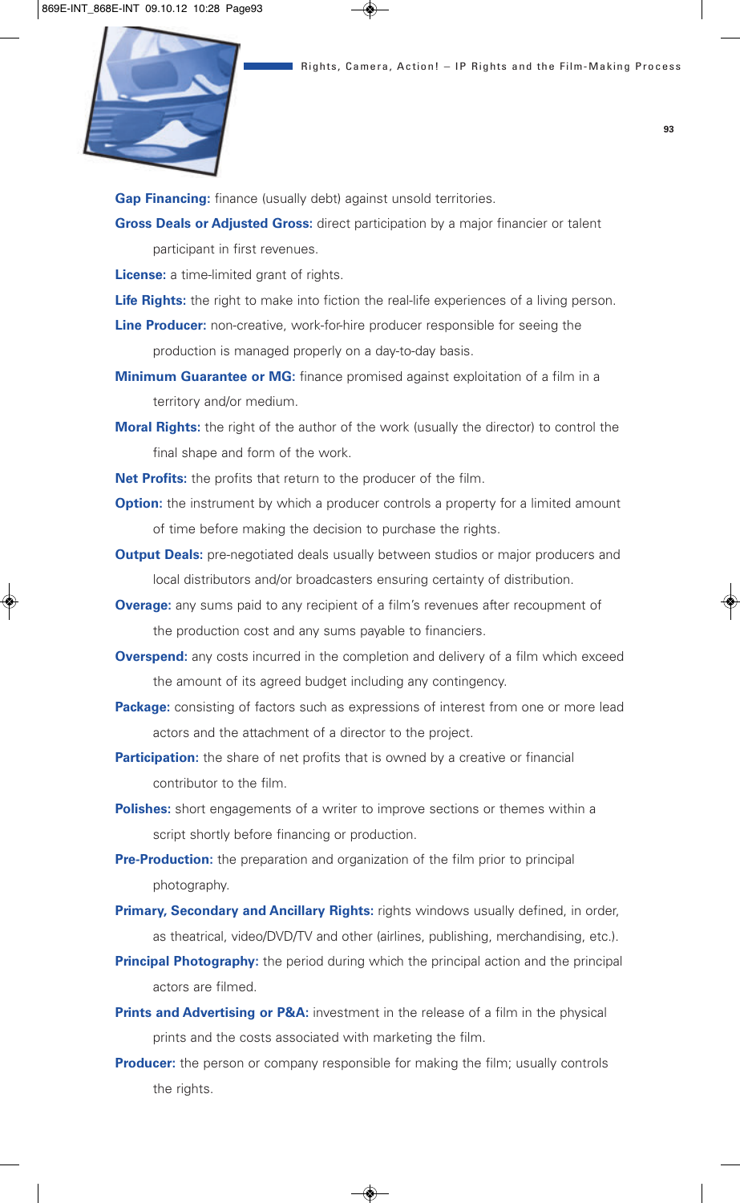**Gap Financing:** finance (usually debt) against unsold territories.

**Gross Deals or Adjusted Gross:** direct participation by a major financier or talent participant in first revenues.

**License:** a time-limited grant of rights.

**Life Rights:** the right to make into fiction the real-life experiences of a living person.

**Line Producer:** non-creative, work-for-hire producer responsible for seeing the production is managed properly on a day-to-day basis.

**Minimum Guarantee or MG:** finance promised against exploitation of a film in a territory and/or medium.

**Moral Rights:** the right of the author of the work (usually the director) to control the final shape and form of the work.

**Net Profits:** the profits that return to the producer of the film.

**Option:** the instrument by which a producer controls a property for a limited amount of time before making the decision to purchase the rights.

**Output Deals:** pre-negotiated deals usually between studios or major producers and local distributors and/or broadcasters ensuring certainty of distribution.

**Overage:** any sums paid to any recipient of a film's revenues after recoupment of the production cost and any sums payable to financiers.

**Overspend:** any costs incurred in the completion and delivery of a film which exceed the amount of its agreed budget including any contingency.

**Package:** consisting of factors such as expressions of interest from one or more lead actors and the attachment of a director to the project.

**Participation:** the share of net profits that is owned by a creative or financial contributor to the film.

**Polishes:** short engagements of a writer to improve sections or themes within a script shortly before financing or production.

**Pre-Production:** the preparation and organization of the film prior to principal photography.

**Primary, Secondary and Ancillary Rights:** rights windows usually defined, in order, as theatrical, video/DVD/TV and other (airlines, publishing, merchandising, etc.).

**Principal Photography:** the period during which the principal action and the principal actors are filmed.

**Prints and Advertising or P&A:** investment in the release of a film in the physical prints and the costs associated with marketing the film.

**Producer:** the person or company responsible for making the film; usually controls the rights.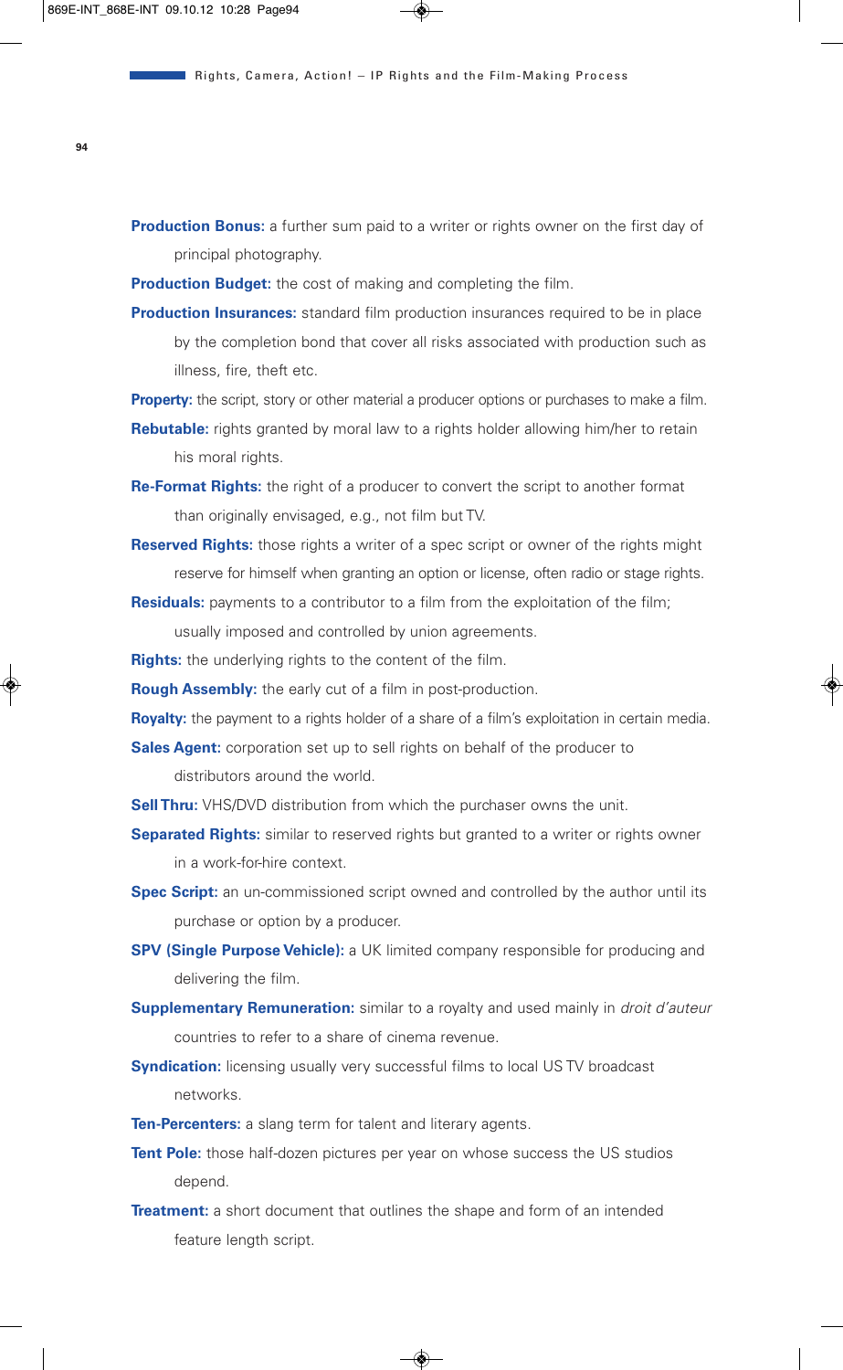**Production Bonus:** a further sum paid to a writer or rights owner on the first day of principal photography.

**Production Budget:** the cost of making and completing the film.

**Production Insurances:** standard film production insurances required to be in place by the completion bond that cover all risks associated with production such as illness, fire, theft etc.

**Property:** the script, story or other material a producer options or purchases to make a film.

**Rebutable:** rights granted by moral law to a rights holder allowing him/her to retain his moral rights.

**Re-Format Rights:** the right of a producer to convert the script to another format than originally envisaged, e.g., not film but TV.

**Reserved Rights:** those rights a writer of a spec script or owner of the rights might reserve for himself when granting an option or license, often radio or stage rights.

**Residuals:** payments to a contributor to a film from the exploitation of the film; usually imposed and controlled by union agreements.

**Rights:** the underlying rights to the content of the film.

**Rough Assembly:** the early cut of a film in post-production.

**Royalty:** the payment to a rights holder of a share of a film's exploitation in certain media.

**Sales Agent:** corporation set up to sell rights on behalf of the producer to distributors around the world.

**Sell Thru:** VHS/DVD distribution from which the purchaser owns the unit.

**Separated Rights:** similar to reserved rights but granted to a writer or rights owner in a work-for-hire context.

**Spec Script:** an un-commissioned script owned and controlled by the author until its purchase or option by a producer.

**SPV (Single Purpose Vehicle):** a UK limited company responsible for producing and delivering the film.

**Supplementary Remuneration:** similar to a royalty and used mainly in *droit d'auteur* countries to refer to a share of cinema revenue.

**Syndication:** licensing usually very successful films to local US TV broadcast networks.

**Ten-Percenters:** a slang term for talent and literary agents.

**Tent Pole:** those half-dozen pictures per year on whose success the US studios depend.

**Treatment:** a short document that outlines the shape and form of an intended feature length script.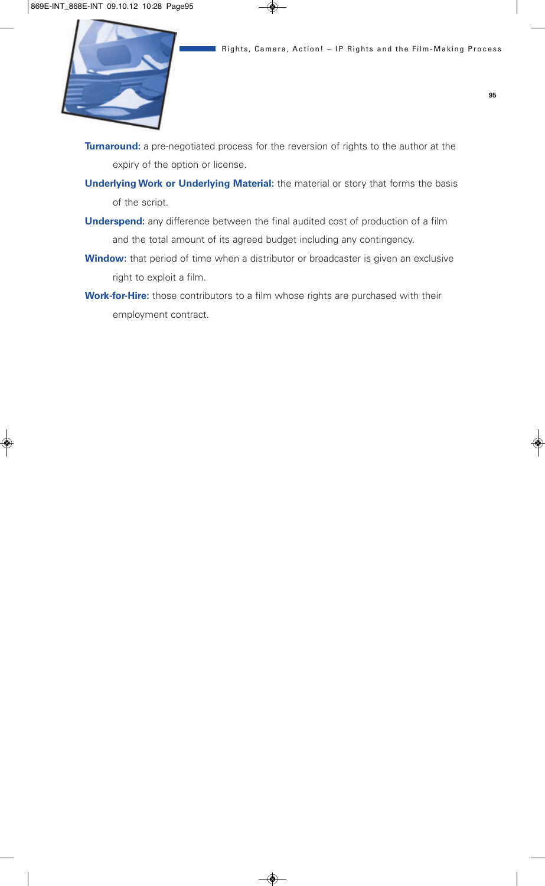**Turnaround:** a pre-negotiated process for the reversion of rights to the author at the expiry of the option or license.

**Underlying Work or Underlying Material:** the material or story that forms the basis of the script.

**Underspend:** any difference between the final audited cost of production of a film and the total amount of its agreed budget including any contingency.

**Window:** that period of time when a distributor or broadcaster is given an exclusive right to exploit a film.

**Work-for-Hire:** those contributors to a film whose rights are purchased with their employment contract.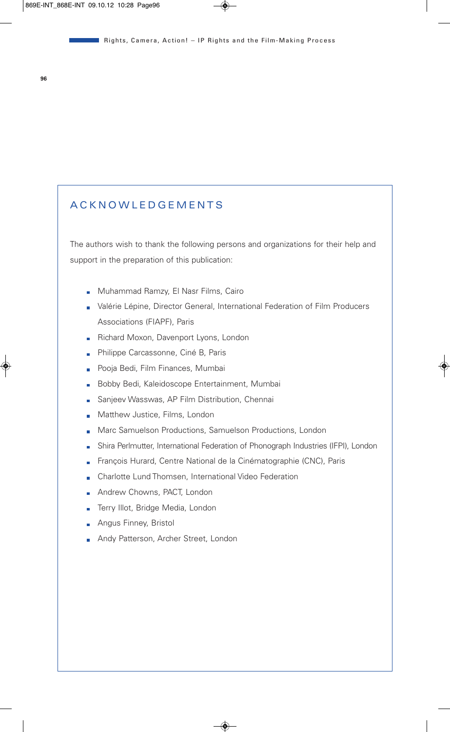## ACKNOWLEDGEMENTS

The authors wish to thank the following persons and organizations for their help and support in the preparation of this publication:

- Muhammad Ramzy, El Nasr Films, Cairo
- Valérie Lépine, Director General, International Federation of Film Producers Associations (FIAPF), Paris
- Richard Moxon, Davenport Lyons, London
- Philippe Carcassonne, Ciné B, Paris
- Pooja Bedi, Film Finances, Mumbai
- Bobby Bedi, Kaleidoscope Entertainment, Mumbai
- Sanjeev Wasswas, AP Film Distribution, Chennai
- Matthew Justice, Films, London
- Marc Samuelson Productions, Samuelson Productions, London
- Shira Perlmutter, International Federation of Phonograph Industries (IFPI), London
- François Hurard, Centre National de la Cinématographie (CNC), Paris
- Charlotte Lund Thomsen, International Video Federation
- Andrew Chowns, PACT, London
- Terry Illot, Bridge Media, London
- Angus Finney, Bristol
- Andy Patterson, Archer Street, London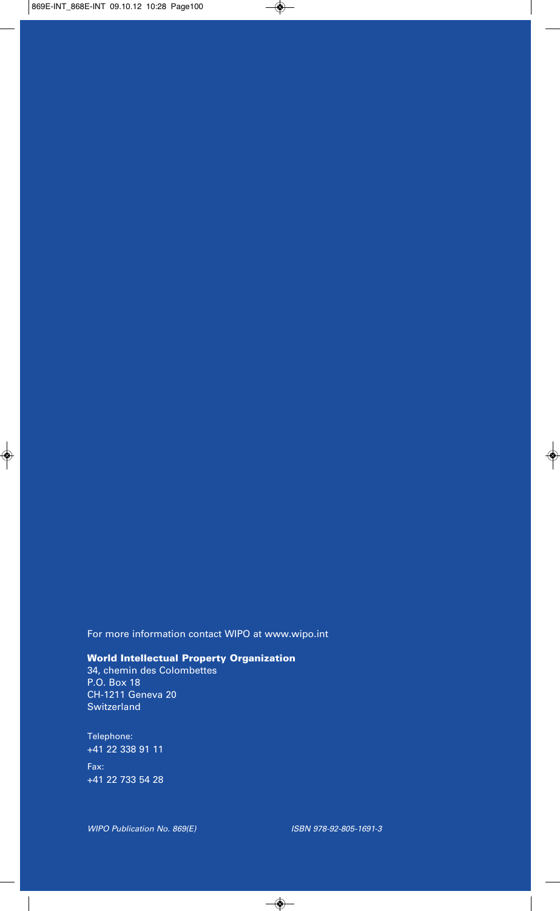For more information contact WIPO at www.wipo.int

**World Intellectual Property Organization**
34, chemin des Colombettes
P.O. Box 18
CH-1211 Geneva 20
Switzerland

Telephone:
+41 22 338 91 11

Fax:
+41 22 733 54 28

*WIPO Publication No. 869(E)* *ISBN 978-92-805-1691-3*